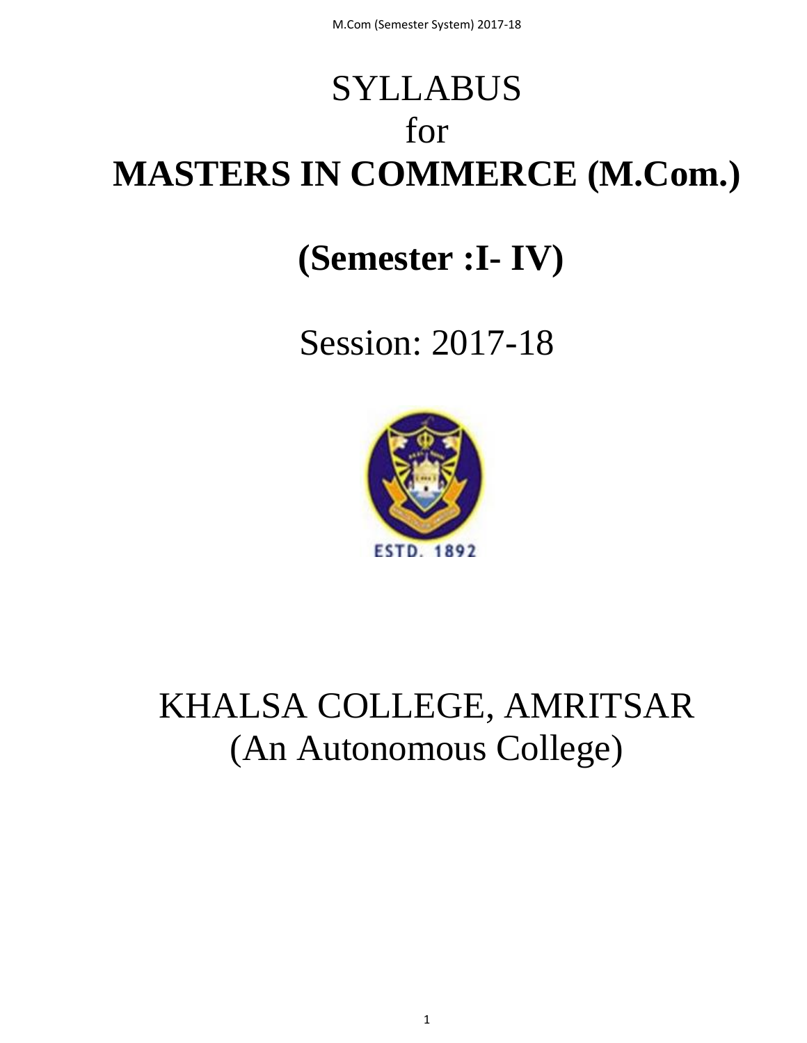# SYLLABUS

for

# MASTERS IN COMMERCE (M.Com.)

## (Semester :I- IV)

Session: 2017-18

ESTD. 1892

KHALSA COLLEGE, AMRITSAR

(An Autonomous College)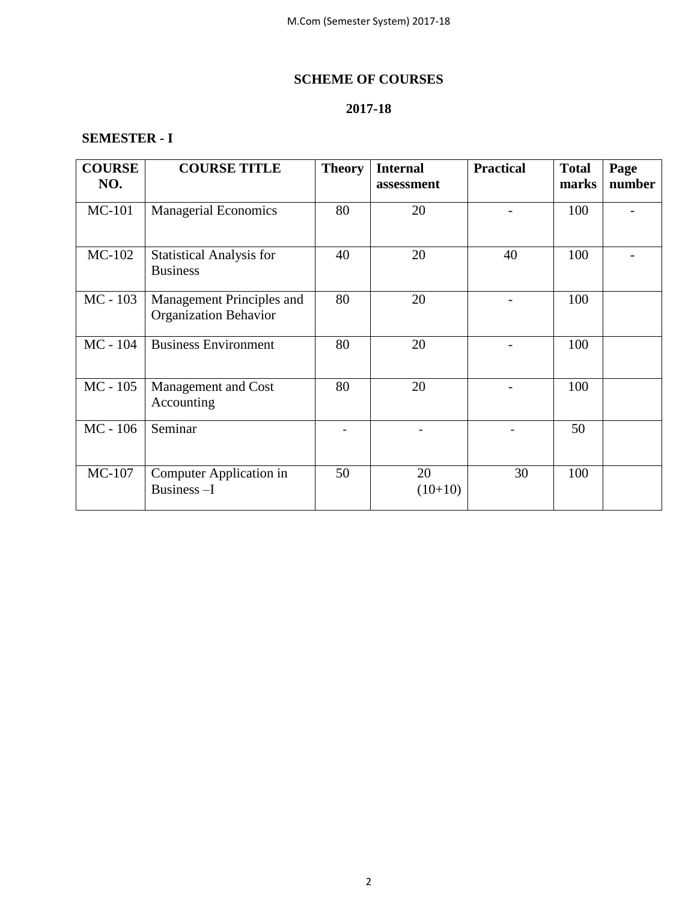## SCHEME OF COURSES

## 2017-18

### SEMESTER - I

| COURSE NO. | COURSE TITLE | Theory | Internal assessment | Practical | Total marks | Page number |
|---|---|---|---|---|---|---|
| MC-101 | Managerial Economics | 80 | 20 | - | 100 | - |
| MC-102 | Statistical Analysis for Business | 40 | 20 | 40 | 100 | - |
| MC - 103 | Management Principles and Organization Behavior | 80 | 20 | - | 100 | |
| MC - 104 | Business Environment | 80 | 20 | - | 100 | |
| MC - 105 | Management and Cost Accounting | 80 | 20 | - | 100 | |
| MC - 106 | Seminar | - | - | - | 50 | |
| MC-107 | Computer Application in Business –I | 50 | 20 (10+10) | 30 | 100 | |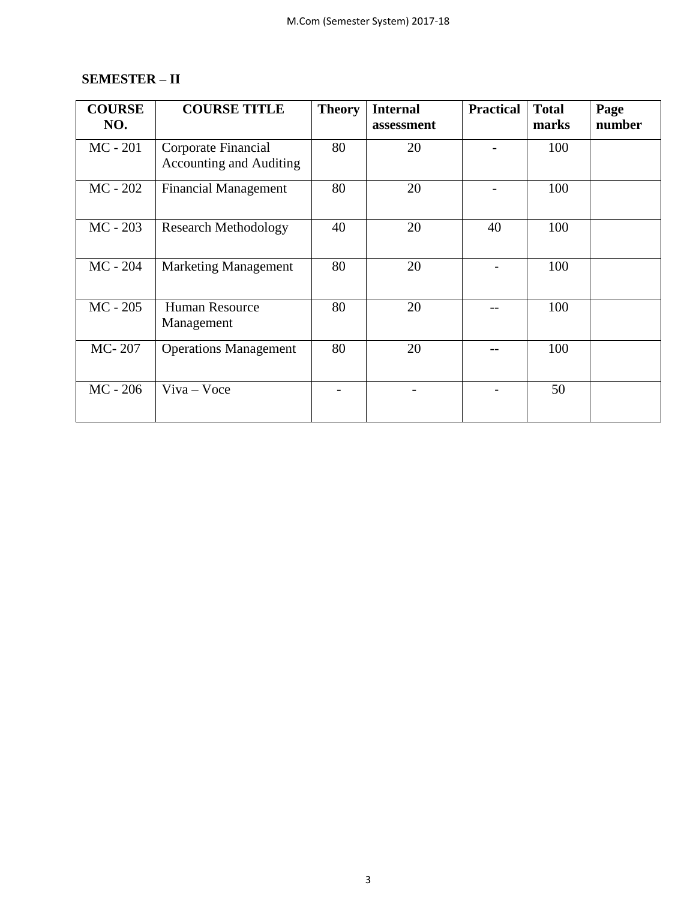## SEMESTER – II

| COURSE NO. | COURSE TITLE | Theory | Internal assessment | Practical | Total marks | Page number |
|---|---|---|---|---|---|---|
| MC - 201 | Corporate Financial Accounting and Auditing | 80 | 20 | - | 100 | |
| MC - 202 | Financial Management | 80 | 20 | - | 100 | |
| MC - 203 | Research Methodology | 40 | 20 | 40 | 100 | |
| MC - 204 | Marketing Management | 80 | 20 | - | 100 | |
| MC - 205 | Human Resource Management | 80 | 20 | -- | 100 | |
| MC- 207 | Operations Management | 80 | 20 | -- | 100 | |
| MC - 206 | Viva – Voce | - | - | - | 50 | |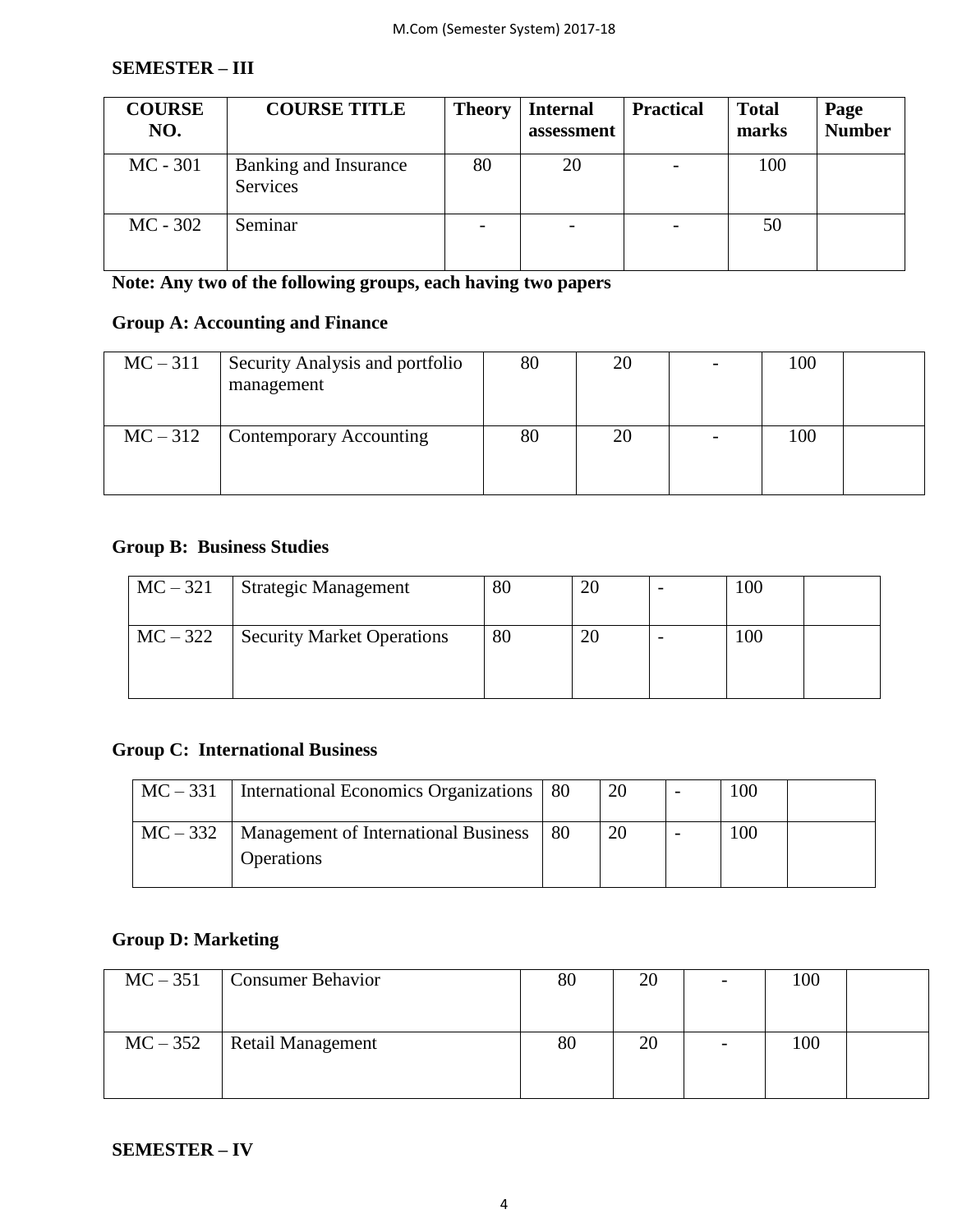## SEMESTER – III

| COURSE NO. | COURSE TITLE | Theory | Internal assessment | Practical | Total marks | Page Number |
|---|---|---|---|---|---|---|
| MC - 301 | Banking and Insurance Services | 80 | 20 | - | 100 | |
| MC - 302 | Seminar | - | - | - | 50 | |

**Note: Any two of the following groups, each having two papers**

### Group A: Accounting and Finance

| | | | | | | |
|---|---|---|---|---|---|---|
| MC – 311 | Security Analysis and portfolio management | 80 | 20 | - | 100 | |
| MC – 312 | Contemporary Accounting | 80 | 20 | - | 100 | |

### Group B: Business Studies

| | | | | | | |
|---|---|---|---|---|---|---|
| MC – 321 | Strategic Management | 80 | 20 | - | 100 | |
| MC – 322 | Security Market Operations | 80 | 20 | - | 100 | |

### Group C: International Business

| | | | | | | |
|---|---|---|---|---|---|---|
| MC – 331 | International Economics Organizations | 80 | 20 | - | 100 | |
| MC – 332 | Management of International Business Operations | 80 | 20 | - | 100 | |

### Group D: Marketing

| | | | | | | |
|---|---|---|---|---|---|---|
| MC – 351 | Consumer Behavior | 80 | 20 | - | 100 | |
| MC – 352 | Retail Management | 80 | 20 | - | 100 | |

## SEMESTER – IV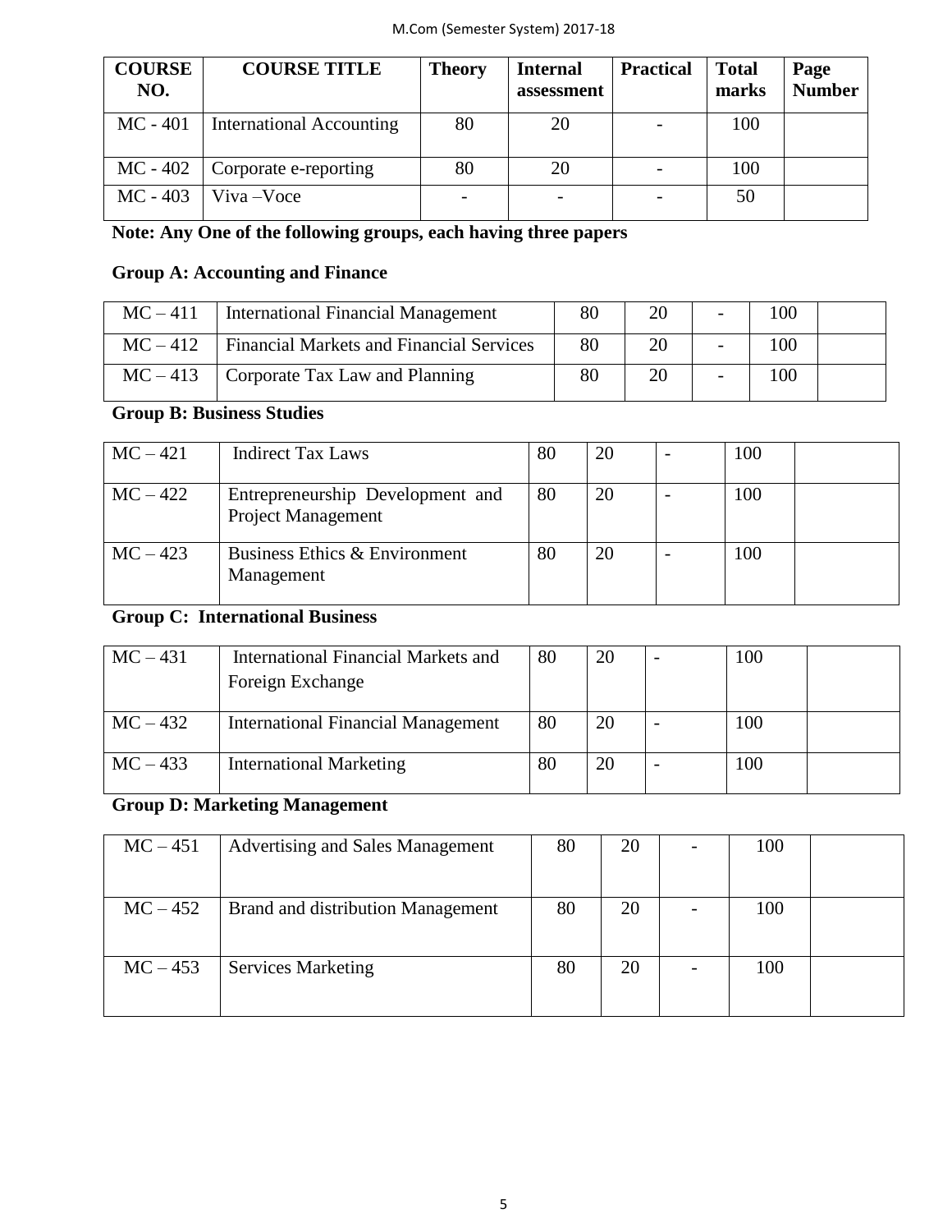| COURSE NO. | COURSE TITLE | Theory | Internal assessment | Practical | Total marks | Page Number |
|---|---|---|---|---|---|---|
| MC - 401 | International Accounting | 80 | 20 | - | 100 | |
| MC - 402 | Corporate e-reporting | 80 | 20 | - | 100 | |
| MC - 403 | Viva –Voce | - | - | - | 50 | |

**Note: Any One of the following groups, each having three papers**

**Group A: Accounting and Finance**

| | | | | | | |
|---|---|---|---|---|---|---|
| MC – 411 | International Financial Management | 80 | 20 | - | 100 | |
| MC – 412 | Financial Markets and Financial Services | 80 | 20 | - | 100 | |
| MC – 413 | Corporate Tax Law and Planning | 80 | 20 | - | 100 | |

**Group B: Business Studies**

| | | | | | | |
|---|---|---|---|---|---|---|
| MC – 421 | Indirect Tax Laws | 80 | 20 | - | 100 | |
| MC – 422 | Entrepreneurship Development and Project Management | 80 | 20 | - | 100 | |
| MC – 423 | Business Ethics & Environment Management | 80 | 20 | - | 100 | |

**Group C: International Business**

| | | | | | | |
|---|---|---|---|---|---|---|
| MC – 431 | International Financial Markets and Foreign Exchange | 80 | 20 | - | 100 | |
| MC – 432 | International Financial Management | 80 | 20 | - | 100 | |
| MC – 433 | International Marketing | 80 | 20 | - | 100 | |

**Group D: Marketing Management**

| | | | | | | |
|---|---|---|---|---|---|---|
| MC – 451 | Advertising and Sales Management | 80 | 20 | - | 100 | |
| MC – 452 | Brand and distribution Management | 80 | 20 | - | 100 | |
| MC – 453 | Services Marketing | 80 | 20 | - | 100 | |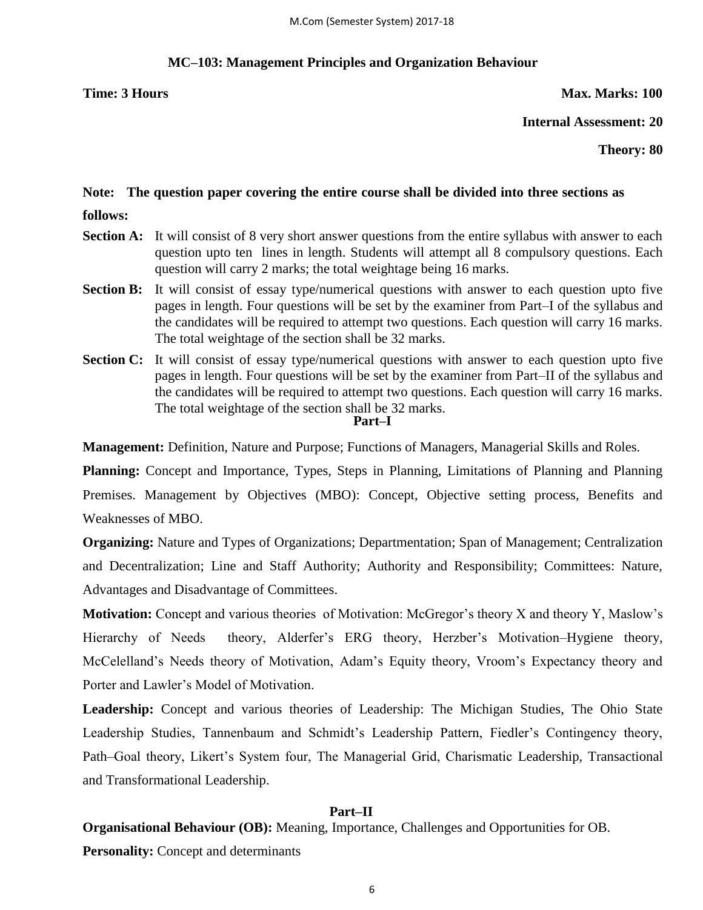## MC–103: Management Principles and Organization Behaviour

**Time: 3 Hours** **Max. Marks: 100**

**Internal Assessment: 20**

**Theory: 80**

**Note: The question paper covering the entire course shall be divided into three sections as follows:**

**Section A:** It will consist of 8 very short answer questions from the entire syllabus with answer to each question upto ten lines in length. Students will attempt all 8 compulsory questions. Each question will carry 2 marks; the total weightage being 16 marks.

**Section B:** It will consist of essay type/numerical questions with answer to each question upto five pages in length. Four questions will be set by the examiner from Part–I of the syllabus and the candidates will be required to attempt two questions. Each question will carry 16 marks. The total weightage of the section shall be 32 marks.

**Section C:** It will consist of essay type/numerical questions with answer to each question upto five pages in length. Four questions will be set by the examiner from Part–II of the syllabus and the candidates will be required to attempt two questions. Each question will carry 16 marks. The total weightage of the section shall be 32 marks.

### Part–I

**Management:** Definition, Nature and Purpose; Functions of Managers, Managerial Skills and Roles.

**Planning:** Concept and Importance, Types, Steps in Planning, Limitations of Planning and Planning Premises. Management by Objectives (MBO): Concept, Objective setting process, Benefits and Weaknesses of MBO.

**Organizing:** Nature and Types of Organizations; Departmentation; Span of Management; Centralization and Decentralization; Line and Staff Authority; Authority and Responsibility; Committees: Nature, Advantages and Disadvantage of Committees.

**Motivation:** Concept and various theories of Motivation: McGregor's theory X and theory Y, Maslow's Hierarchy of Needs theory, Alderfer's ERG theory, Herzber's Motivation–Hygiene theory, McCelelland's Needs theory of Motivation, Adam's Equity theory, Vroom's Expectancy theory and Porter and Lawler's Model of Motivation.

**Leadership:** Concept and various theories of Leadership: The Michigan Studies, The Ohio State Leadership Studies, Tannenbaum and Schmidt's Leadership Pattern, Fiedler's Contingency theory, Path–Goal theory, Likert's System four, The Managerial Grid, Charismatic Leadership, Transactional and Transformational Leadership.

### Part–II

**Organisational Behaviour (OB):** Meaning, Importance, Challenges and Opportunities for OB.

**Personality:** Concept and determinants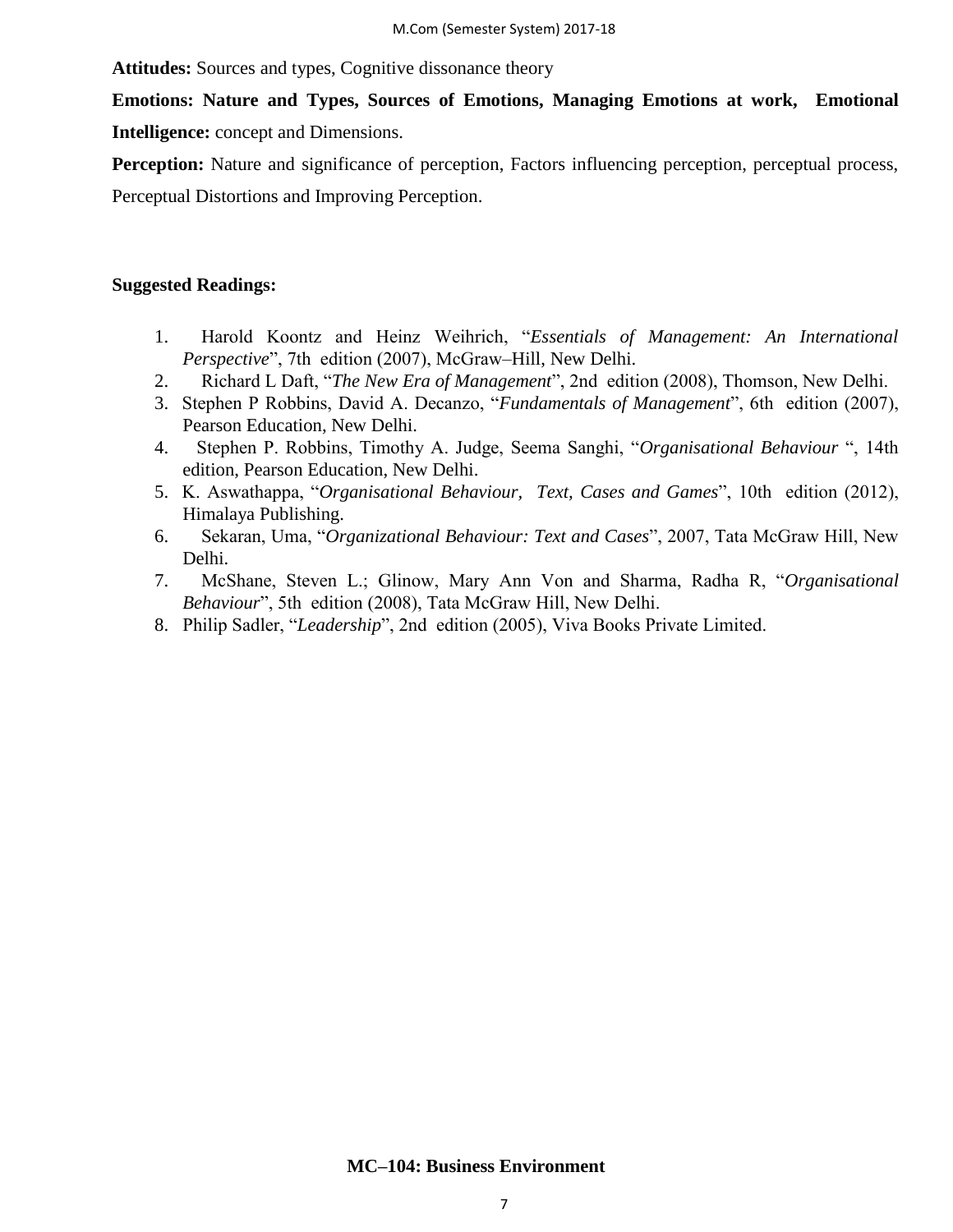**Attitudes:** Sources and types, Cognitive dissonance theory

**Emotions: Nature and Types, Sources of Emotions, Managing Emotions at work, Emotional Intelligence:** concept and Dimensions.

**Perception:** Nature and significance of perception, Factors influencing perception, perceptual process, Perceptual Distortions and Improving Perception.

**Suggested Readings:**

1. Harold Koontz and Heinz Weihrich, "*Essentials of Management: An International Perspective*", 7th edition (2007), McGraw–Hill, New Delhi.
2. Richard L Daft, "*The New Era of Management*", 2nd edition (2008), Thomson, New Delhi.
3. Stephen P Robbins, David A. Decanzo, "*Fundamentals of Management*", 6th edition (2007), Pearson Education, New Delhi.
4. Stephen P. Robbins, Timothy A. Judge, Seema Sanghi, "*Organisational Behaviour* ", 14th edition, Pearson Education, New Delhi.
5. K. Aswathappa, "*Organisational Behaviour, Text, Cases and Games*", 10th edition (2012), Himalaya Publishing.
6. Sekaran, Uma, "*Organizational Behaviour: Text and Cases*", 2007, Tata McGraw Hill, New Delhi.
7. McShane, Steven L.; Glinow, Mary Ann Von and Sharma, Radha R, "*Organisational Behaviour*", 5th edition (2008), Tata McGraw Hill, New Delhi.
8. Philip Sadler, "*Leadership*", 2nd edition (2005), Viva Books Private Limited.

## MC–104: Business Environment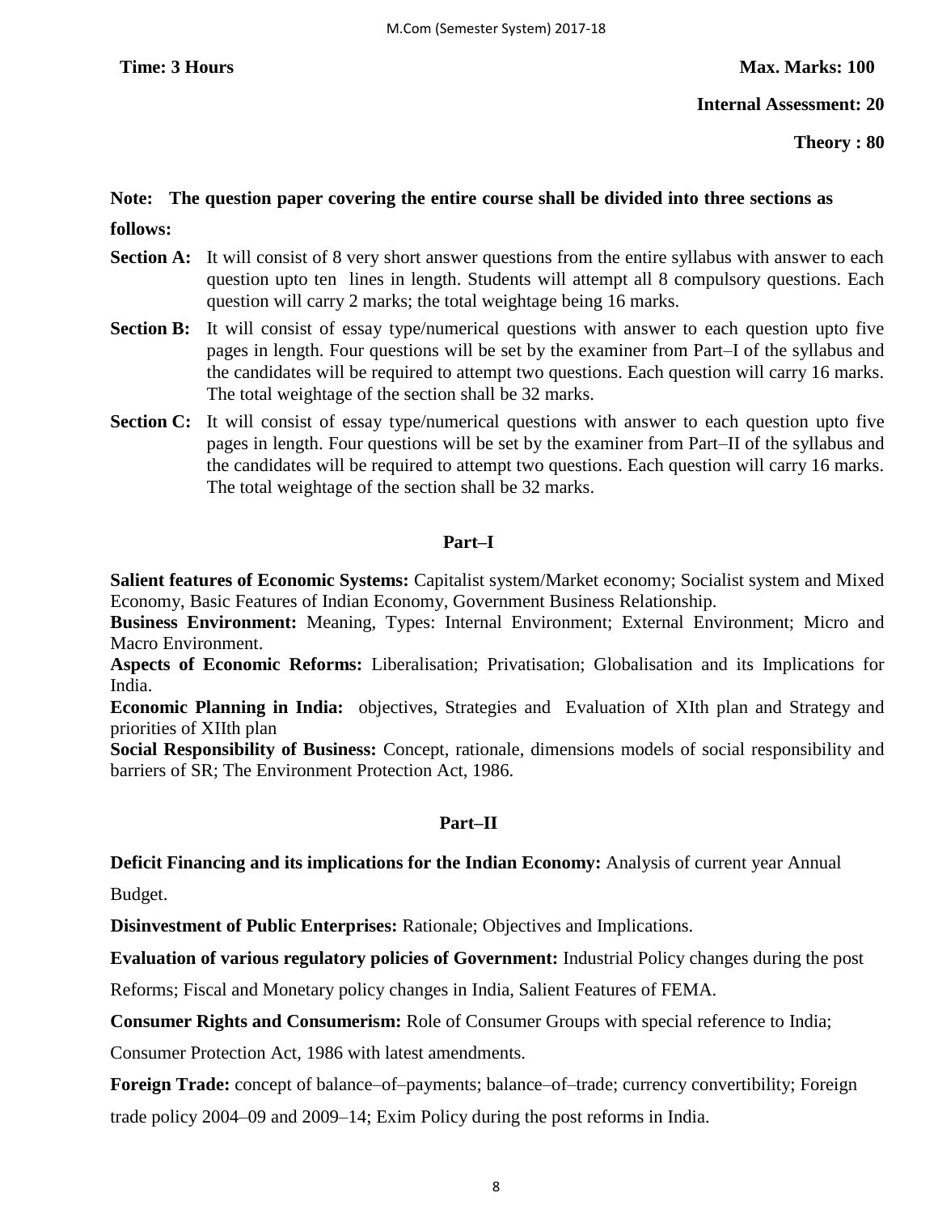**Time: 3 Hours** **Max. Marks: 100**

**Internal Assessment: 20**

**Theory : 80**

**Note: The question paper covering the entire course shall be divided into three sections as follows:**

**Section A:** It will consist of 8 very short answer questions from the entire syllabus with answer to each question upto ten lines in length. Students will attempt all 8 compulsory questions. Each question will carry 2 marks; the total weightage being 16 marks.

**Section B:** It will consist of essay type/numerical questions with answer to each question upto five pages in length. Four questions will be set by the examiner from Part–I of the syllabus and the candidates will be required to attempt two questions. Each question will carry 16 marks. The total weightage of the section shall be 32 marks.

**Section C:** It will consist of essay type/numerical questions with answer to each question upto five pages in length. Four questions will be set by the examiner from Part–II of the syllabus and the candidates will be required to attempt two questions. Each question will carry 16 marks. The total weightage of the section shall be 32 marks.

## Part–I

**Salient features of Economic Systems:** Capitalist system/Market economy; Socialist system and Mixed Economy, Basic Features of Indian Economy, Government Business Relationship.

**Business Environment:** Meaning, Types: Internal Environment; External Environment; Micro and Macro Environment.

**Aspects of Economic Reforms:** Liberalisation; Privatisation; Globalisation and its Implications for India.

**Economic Planning in India:** objectives, Strategies and Evaluation of XIth plan and Strategy and priorities of XIIth plan

**Social Responsibility of Business:** Concept, rationale, dimensions models of social responsibility and barriers of SR; The Environment Protection Act, 1986.

## Part–II

**Deficit Financing and its implications for the Indian Economy:** Analysis of current year Annual Budget.

**Disinvestment of Public Enterprises:** Rationale; Objectives and Implications.

**Evaluation of various regulatory policies of Government:** Industrial Policy changes during the post Reforms; Fiscal and Monetary policy changes in India, Salient Features of FEMA.

**Consumer Rights and Consumerism:** Role of Consumer Groups with special reference to India; Consumer Protection Act, 1986 with latest amendments.

**Foreign Trade:** concept of balance–of–payments; balance–of–trade; currency convertibility; Foreign trade policy 2004–09 and 2009–14; Exim Policy during the post reforms in India.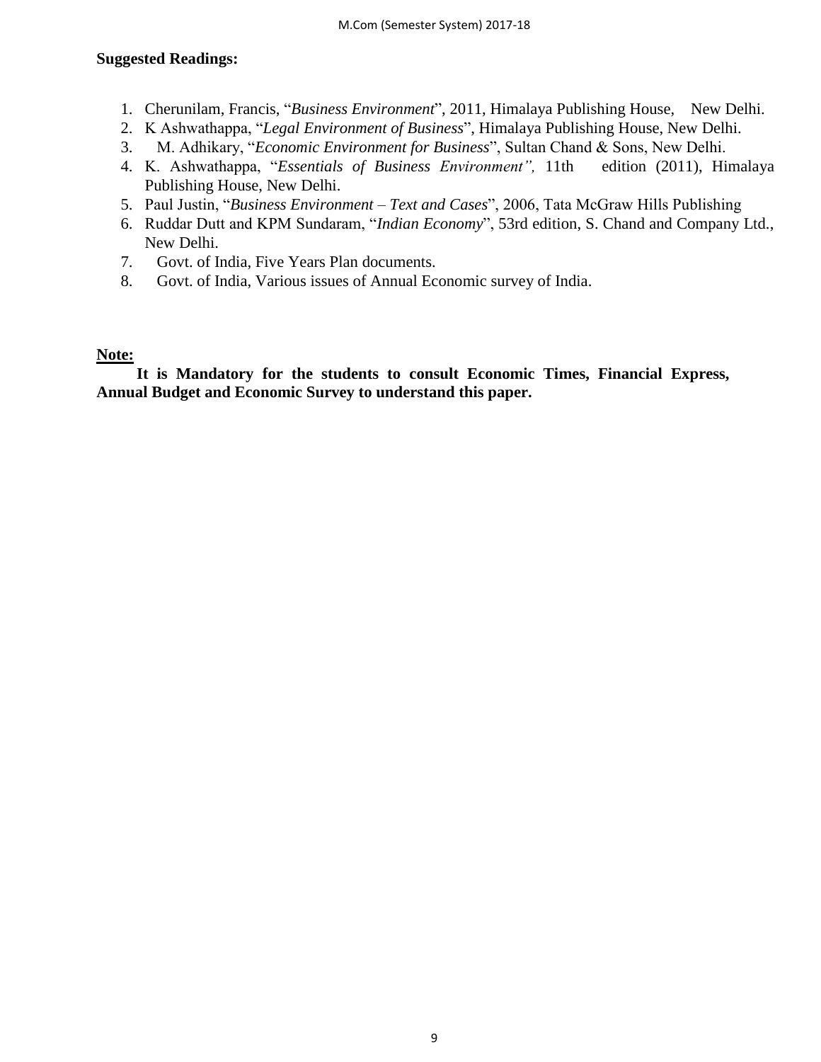**Suggested Readings:**

1. Cherunilam, Francis, "*Business Environment*", 2011, Himalaya Publishing House, New Delhi.
2. K Ashwathappa, "*Legal Environment of Business*", Himalaya Publishing House, New Delhi.
3. M. Adhikary, "*Economic Environment for Business*", Sultan Chand & Sons, New Delhi.
4. K. Ashwathappa, "*Essentials of Business Environment",* 11th edition (2011), Himalaya Publishing House, New Delhi.
5. Paul Justin, "*Business Environment – Text and Cases*", 2006, Tata McGraw Hills Publishing
6. Ruddar Dutt and KPM Sundaram, "*Indian Economy*", 53rd edition, S. Chand and Company Ltd., New Delhi.
7. Govt. of India, Five Years Plan documents.
8. Govt. of India, Various issues of Annual Economic survey of India.

**Note:**

**It is Mandatory for the students to consult Economic Times, Financial Express, Annual Budget and Economic Survey to understand this paper.**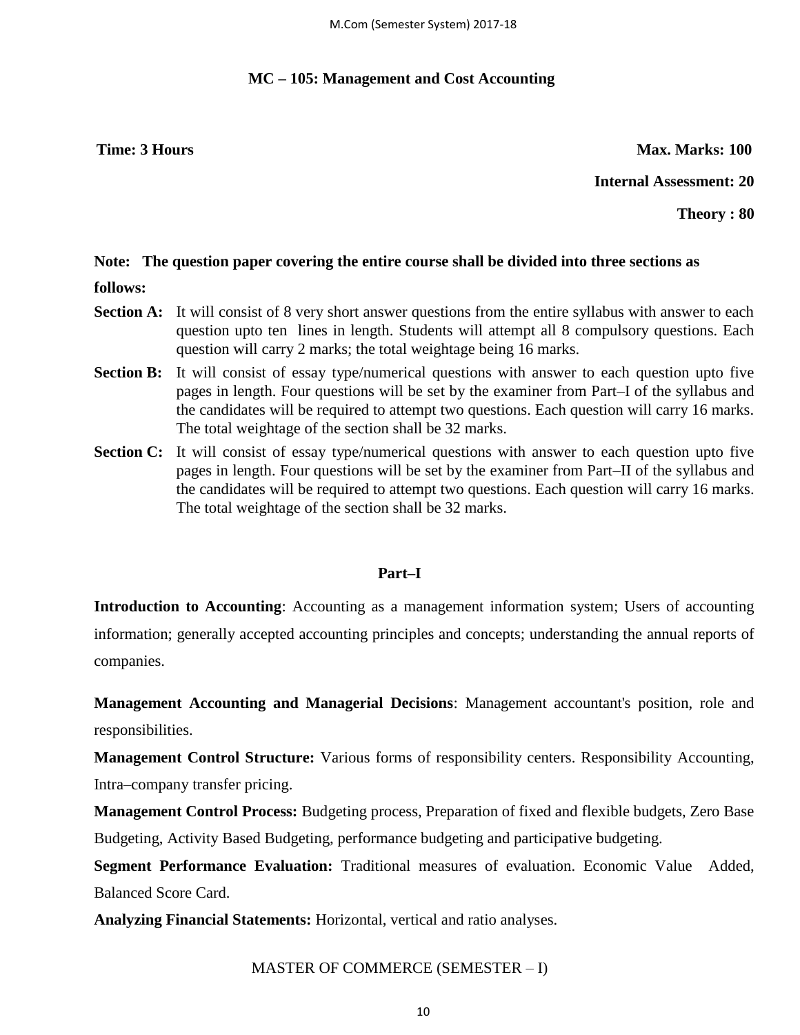## MC – 105: Management and Cost Accounting

**Time: 3 Hours** **Max. Marks: 100**

**Internal Assessment: 20**

**Theory : 80**

**Note: The question paper covering the entire course shall be divided into three sections as follows:**

**Section A:** It will consist of 8 very short answer questions from the entire syllabus with answer to each question upto ten lines in length. Students will attempt all 8 compulsory questions. Each question will carry 2 marks; the total weightage being 16 marks.

**Section B:** It will consist of essay type/numerical questions with answer to each question upto five pages in length. Four questions will be set by the examiner from Part–I of the syllabus and the candidates will be required to attempt two questions. Each question will carry 16 marks. The total weightage of the section shall be 32 marks.

**Section C:** It will consist of essay type/numerical questions with answer to each question upto five pages in length. Four questions will be set by the examiner from Part–II of the syllabus and the candidates will be required to attempt two questions. Each question will carry 16 marks. The total weightage of the section shall be 32 marks.

### Part–I

**Introduction to Accounting**: Accounting as a management information system; Users of accounting information; generally accepted accounting principles and concepts; understanding the annual reports of companies.

**Management Accounting and Managerial Decisions**: Management accountant's position, role and responsibilities.

**Management Control Structure:** Various forms of responsibility centers. Responsibility Accounting, Intra–company transfer pricing.

**Management Control Process:** Budgeting process, Preparation of fixed and flexible budgets, Zero Base Budgeting, Activity Based Budgeting, performance budgeting and participative budgeting.

**Segment Performance Evaluation:** Traditional measures of evaluation. Economic Value Added, Balanced Score Card.

**Analyzing Financial Statements:** Horizontal, vertical and ratio analyses.

MASTER OF COMMERCE (SEMESTER – I)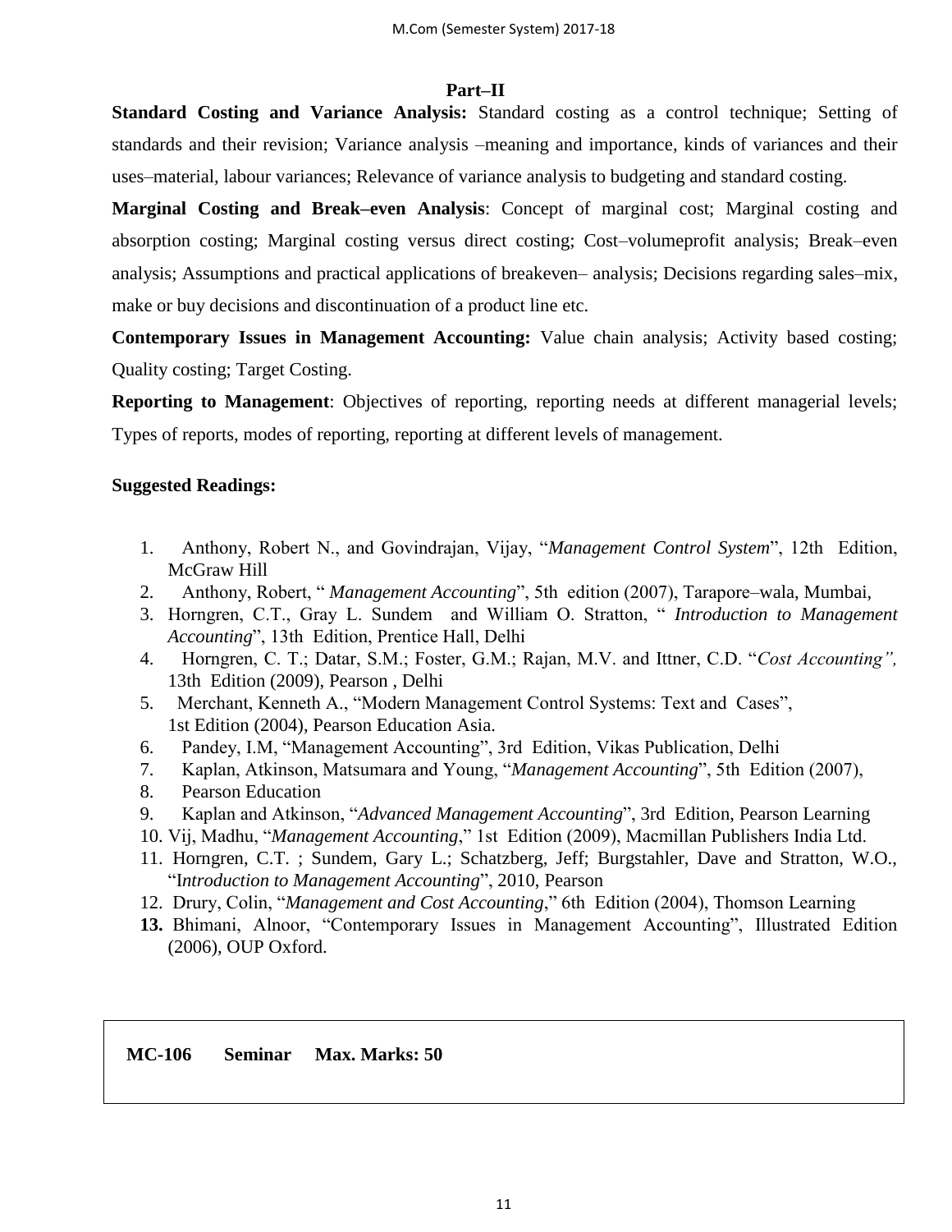## Part–II

**Standard Costing and Variance Analysis:** Standard costing as a control technique; Setting of standards and their revision; Variance analysis –meaning and importance, kinds of variances and their uses–material, labour variances; Relevance of variance analysis to budgeting and standard costing.

**Marginal Costing and Break–even Analysis**: Concept of marginal cost; Marginal costing and absorption costing; Marginal costing versus direct costing; Cost–volumeprofit analysis; Break–even analysis; Assumptions and practical applications of breakeven– analysis; Decisions regarding sales–mix, make or buy decisions and discontinuation of a product line etc.

**Contemporary Issues in Management Accounting:** Value chain analysis; Activity based costing; Quality costing; Target Costing.

**Reporting to Management**: Objectives of reporting, reporting needs at different managerial levels; Types of reports, modes of reporting, reporting at different levels of management.

**Suggested Readings:**

1. Anthony, Robert N., and Govindrajan, Vijay, "*Management Control System*", 12th Edition, McGraw Hill
2. Anthony, Robert, " *Management Accounting*", 5th edition (2007), Tarapore–wala, Mumbai,
3. Horngren, C.T., Gray L. Sundem and William O. Stratton, " *Introduction to Management Accounting*", 13th Edition, Prentice Hall, Delhi
4. Horngren, C. T.; Datar, S.M.; Foster, G.M.; Rajan, M.V. and Ittner, C.D. "*Cost Accounting",* 13th Edition (2009), Pearson , Delhi
5. Merchant, Kenneth A., "Modern Management Control Systems: Text and Cases", 1st Edition (2004), Pearson Education Asia.
6. Pandey, I.M, "Management Accounting", 3rd Edition, Vikas Publication, Delhi
7. Kaplan, Atkinson, Matsumara and Young, "*Management Accounting*", 5th Edition (2007),
8. Pearson Education
9. Kaplan and Atkinson, "*Advanced Management Accounting*", 3rd Edition, Pearson Learning
10. Vij, Madhu, "*Management Accounting*," 1st Edition (2009), Macmillan Publishers India Ltd.
11. Horngren, C.T. ; Sundem, Gary L.; Schatzberg, Jeff; Burgstahler, Dave and Stratton, W.O., "*Introduction to Management Accounting*", 2010, Pearson
12. Drury, Colin, "*Management and Cost Accounting*," 6th Edition (2004), Thomson Learning
13. Bhimani, Alnoor, "Contemporary Issues in Management Accounting", Illustrated Edition (2006), OUP Oxford.

**MC-106 Seminar Max. Marks: 50**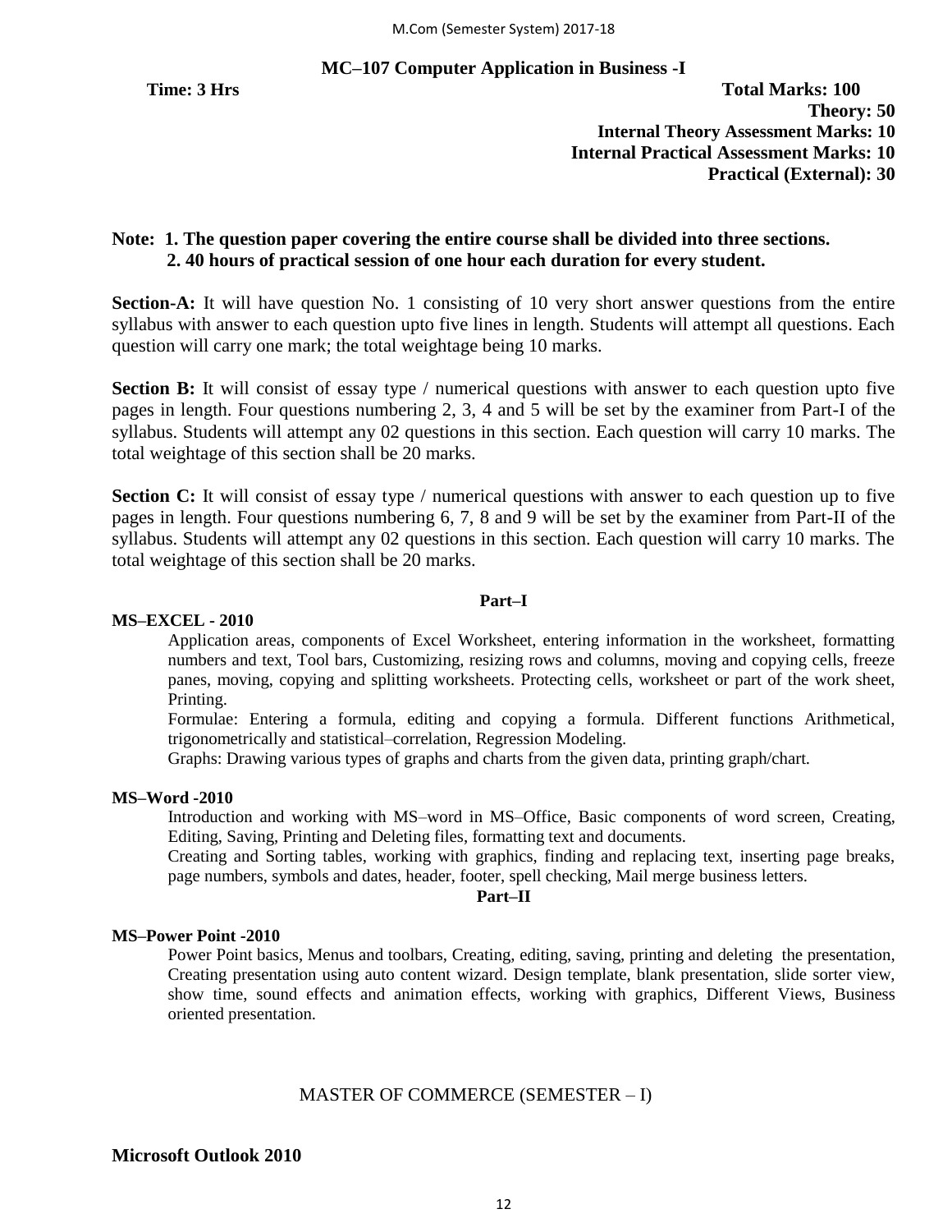## MC–107 Computer Application in Business -I

**Time: 3 Hrs** **Total Marks: 100**

**Theory: 50**

**Internal Theory Assessment Marks: 10**

**Internal Practical Assessment Marks: 10**

**Practical (External): 30**

**Note: 1. The question paper covering the entire course shall be divided into three sections.**
**2. 40 hours of practical session of one hour each duration for every student.**

**Section-A:** It will have question No. 1 consisting of 10 very short answer questions from the entire syllabus with answer to each question upto five lines in length. Students will attempt all questions. Each question will carry one mark; the total weightage being 10 marks.

**Section B:** It will consist of essay type / numerical questions with answer to each question upto five pages in length. Four questions numbering 2, 3, 4 and 5 will be set by the examiner from Part-I of the syllabus. Students will attempt any 02 questions in this section. Each question will carry 10 marks. The total weightage of this section shall be 20 marks.

**Section C:** It will consist of essay type / numerical questions with answer to each question up to five pages in length. Four questions numbering 6, 7, 8 and 9 will be set by the examiner from Part-II of the syllabus. Students will attempt any 02 questions in this section. Each question will carry 10 marks. The total weightage of this section shall be 20 marks.

### Part–I

**MS–EXCEL - 2010**

Application areas, components of Excel Worksheet, entering information in the worksheet, formatting numbers and text, Tool bars, Customizing, resizing rows and columns, moving and copying cells, freeze panes, moving, copying and splitting worksheets. Protecting cells, worksheet or part of the work sheet, Printing.

Formulae: Entering a formula, editing and copying a formula. Different functions Arithmetical, trigonometrically and statistical–correlation, Regression Modeling.

Graphs: Drawing various types of graphs and charts from the given data, printing graph/chart.

**MS–Word -2010**

Introduction and working with MS–word in MS–Office, Basic components of word screen, Creating, Editing, Saving, Printing and Deleting files, formatting text and documents.

Creating and Sorting tables, working with graphics, finding and replacing text, inserting page breaks, page numbers, symbols and dates, header, footer, spell checking, Mail merge business letters.

### Part–II

**MS–Power Point -2010**

Power Point basics, Menus and toolbars, Creating, editing, saving, printing and deleting the presentation, Creating presentation using auto content wizard. Design template, blank presentation, slide sorter view, show time, sound effects and animation effects, working with graphics, Different Views, Business oriented presentation.

MASTER OF COMMERCE (SEMESTER – I)

**Microsoft Outlook 2010**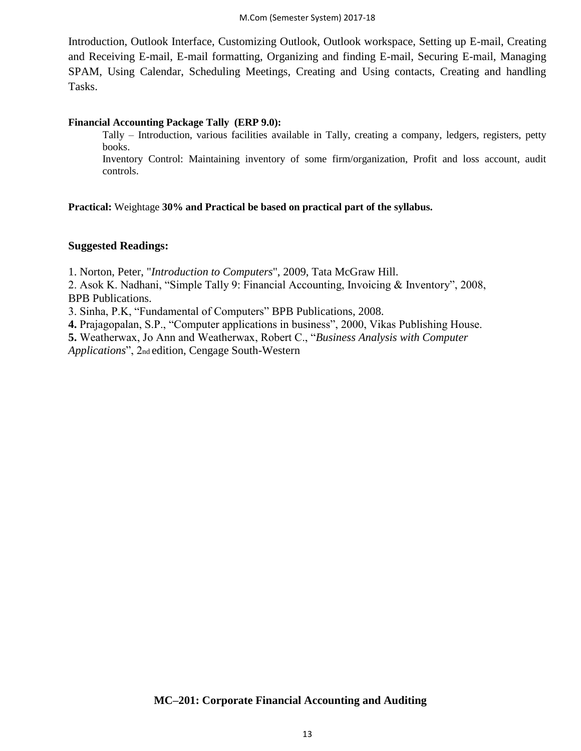Introduction, Outlook Interface, Customizing Outlook, Outlook workspace, Setting up E-mail, Creating and Receiving E-mail, E-mail formatting, Organizing and finding E-mail, Securing E-mail, Managing SPAM, Using Calendar, Scheduling Meetings, Creating and Using contacts, Creating and handling Tasks.

**Financial Accounting Package Tally (ERP 9.0):**

Tally – Introduction, various facilities available in Tally, creating a company, ledgers, registers, petty books.

Inventory Control: Maintaining inventory of some firm/organization, Profit and loss account, audit controls.

**Practical:** Weightage **30% and Practical be based on practical part of the syllabus.**

**Suggested Readings:**

1. Norton, Peter, "*Introduction to Computers*", 2009, Tata McGraw Hill.
2. Asok K. Nadhani, "Simple Tally 9: Financial Accounting, Invoicing & Inventory", 2008, BPB Publications.
3. Sinha, P.K, "Fundamental of Computers" BPB Publications, 2008.
4. Prajagopalan, S.P., "Computer applications in business", 2000, Vikas Publishing House.
5. Weatherwax, Jo Ann and Weatherwax, Robert C., "*Business Analysis with Computer Applications*", 2nd edition, Cengage South-Western

## MC–201: Corporate Financial Accounting and Auditing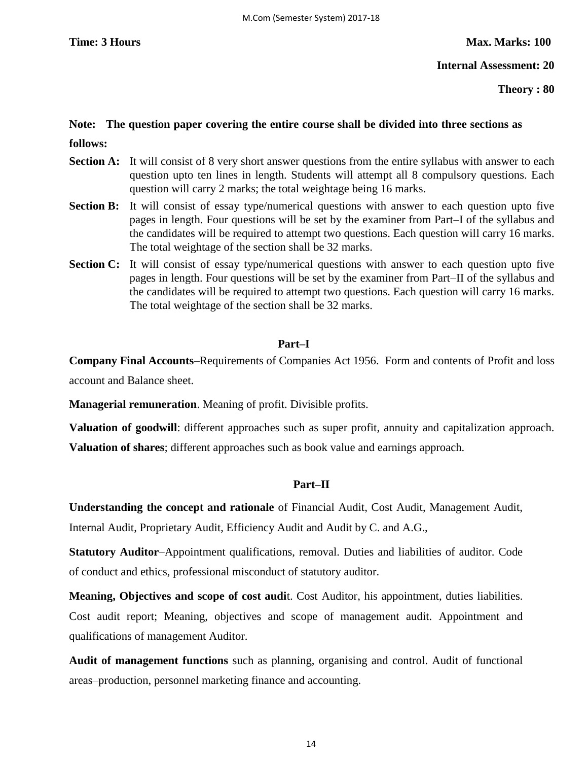**Time: 3 Hours** **Max. Marks: 100**

**Internal Assessment: 20**

**Theory : 80**

**Note: The question paper covering the entire course shall be divided into three sections as follows:**

**Section A:** It will consist of 8 very short answer questions from the entire syllabus with answer to each question upto ten lines in length. Students will attempt all 8 compulsory questions. Each question will carry 2 marks; the total weightage being 16 marks.

**Section B:** It will consist of essay type/numerical questions with answer to each question upto five pages in length. Four questions will be set by the examiner from Part–I of the syllabus and the candidates will be required to attempt two questions. Each question will carry 16 marks. The total weightage of the section shall be 32 marks.

**Section C:** It will consist of essay type/numerical questions with answer to each question upto five pages in length. Four questions will be set by the examiner from Part–II of the syllabus and the candidates will be required to attempt two questions. Each question will carry 16 marks. The total weightage of the section shall be 32 marks.

## Part–I

**Company Final Accounts**–Requirements of Companies Act 1956. Form and contents of Profit and loss account and Balance sheet.

**Managerial remuneration**. Meaning of profit. Divisible profits.

**Valuation of goodwill**: different approaches such as super profit, annuity and capitalization approach.

**Valuation of shares**; different approaches such as book value and earnings approach.

## Part–II

**Understanding the concept and rationale** of Financial Audit, Cost Audit, Management Audit, Internal Audit, Proprietary Audit, Efficiency Audit and Audit by C. and A.G.,

**Statutory Auditor**–Appointment qualifications, removal. Duties and liabilities of auditor. Code of conduct and ethics, professional misconduct of statutory auditor.

**Meaning, Objectives and scope of cost audi**t. Cost Auditor, his appointment, duties liabilities. Cost audit report; Meaning, objectives and scope of management audit. Appointment and qualifications of management Auditor.

**Audit of management functions** such as planning, organising and control. Audit of functional areas–production, personnel marketing finance and accounting.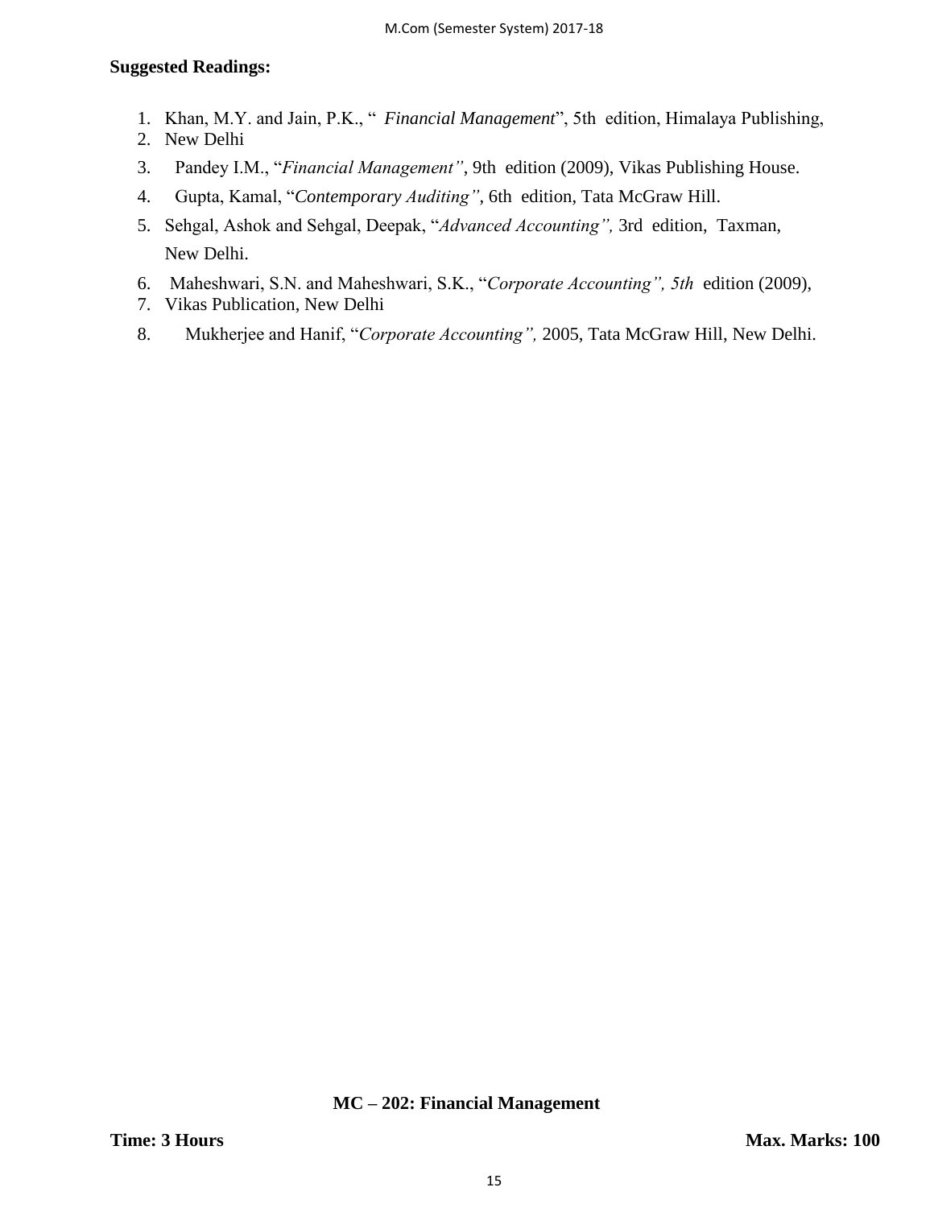**Suggested Readings:**

1. Khan, M.Y. and Jain, P.K., " *Financial Management*", 5th edition, Himalaya Publishing,
2. New Delhi
3. Pandey I.M., "*Financial Management"*, 9th edition (2009), Vikas Publishing House.
4. Gupta, Kamal, "*Contemporary Auditing"*, 6th edition, Tata McGraw Hill.
5. Sehgal, Ashok and Sehgal, Deepak, "*Advanced Accounting",* 3rd edition, Taxman, New Delhi.
6. Maheshwari, S.N. and Maheshwari, S.K., "*Corporate Accounting", 5th* edition (2009),
7. Vikas Publication, New Delhi
8. Mukherjee and Hanif, "*Corporate Accounting",* 2005, Tata McGraw Hill, New Delhi.

## MC – 202: Financial Management

**Time: 3 Hours** **Max. Marks: 100**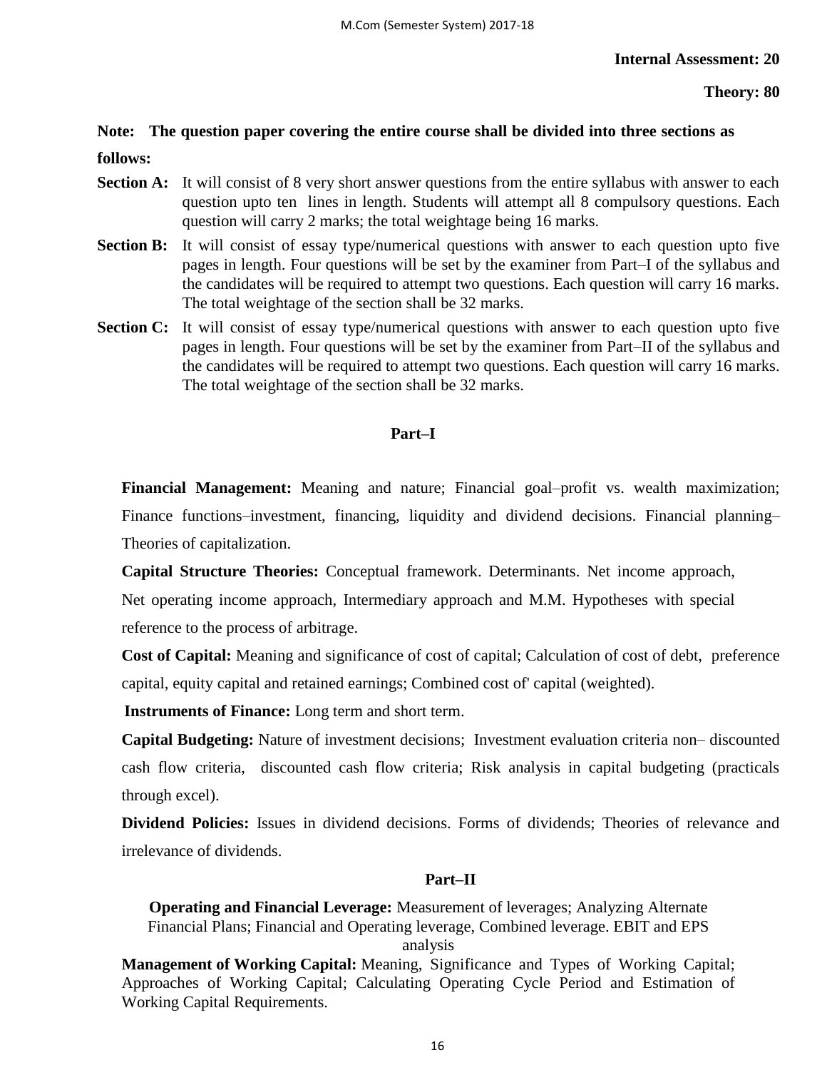**Internal Assessment: 20**

**Theory: 80**

**Note: The question paper covering the entire course shall be divided into three sections as follows:**

**Section A:** It will consist of 8 very short answer questions from the entire syllabus with answer to each question upto ten lines in length. Students will attempt all 8 compulsory questions. Each question will carry 2 marks; the total weightage being 16 marks.

**Section B:** It will consist of essay type/numerical questions with answer to each question upto five pages in length. Four questions will be set by the examiner from Part–I of the syllabus and the candidates will be required to attempt two questions. Each question will carry 16 marks. The total weightage of the section shall be 32 marks.

**Section C:** It will consist of essay type/numerical questions with answer to each question upto five pages in length. Four questions will be set by the examiner from Part–II of the syllabus and the candidates will be required to attempt two questions. Each question will carry 16 marks. The total weightage of the section shall be 32 marks.

## Part–I

**Financial Management:** Meaning and nature; Financial goal–profit vs. wealth maximization; Finance functions–investment, financing, liquidity and dividend decisions. Financial planning–Theories of capitalization.

**Capital Structure Theories:** Conceptual framework. Determinants. Net income approach, Net operating income approach, Intermediary approach and M.M. Hypotheses with special reference to the process of arbitrage.

**Cost of Capital:** Meaning and significance of cost of capital; Calculation of cost of debt, preference capital, equity capital and retained earnings; Combined cost of' capital (weighted).

**Instruments of Finance:** Long term and short term.

**Capital Budgeting:** Nature of investment decisions; Investment evaluation criteria non– discounted cash flow criteria, discounted cash flow criteria; Risk analysis in capital budgeting (practicals through excel).

**Dividend Policies:** Issues in dividend decisions. Forms of dividends; Theories of relevance and irrelevance of dividends.

## Part–II

**Operating and Financial Leverage:** Measurement of leverages; Analyzing Alternate Financial Plans; Financial and Operating leverage, Combined leverage. EBIT and EPS analysis

**Management of Working Capital:** Meaning, Significance and Types of Working Capital; Approaches of Working Capital; Calculating Operating Cycle Period and Estimation of Working Capital Requirements.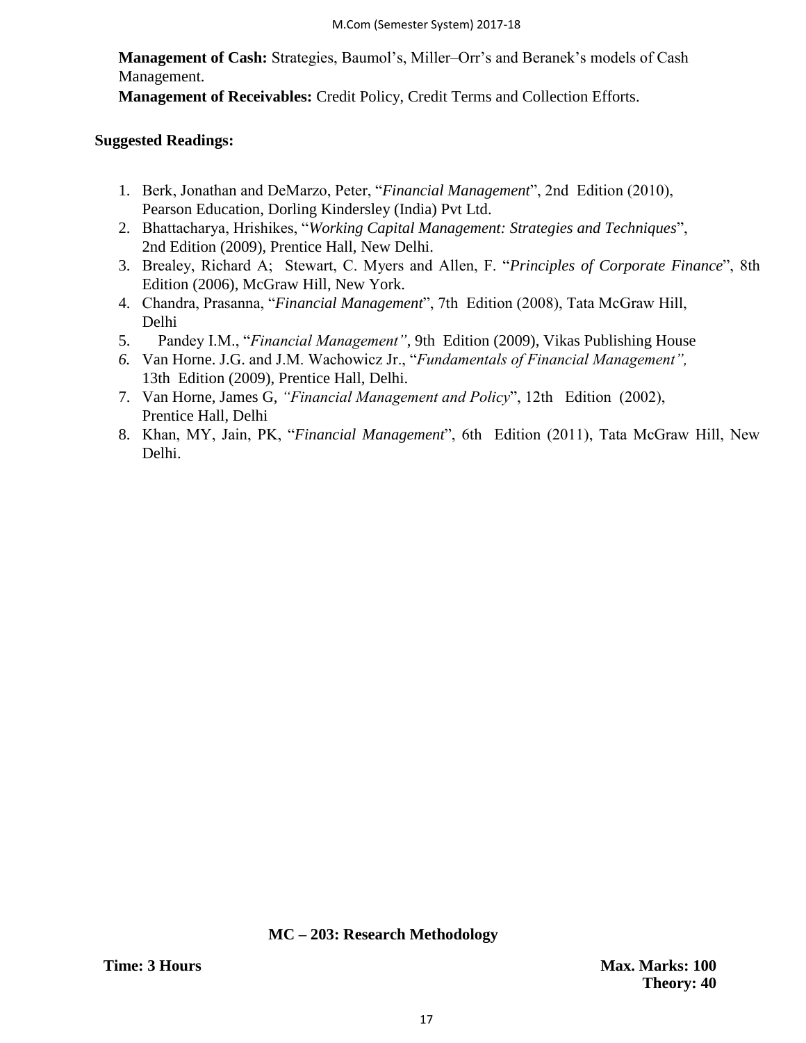**Management of Cash:** Strategies, Baumol's, Miller–Orr's and Beranek's models of Cash Management.

**Management of Receivables:** Credit Policy, Credit Terms and Collection Efforts.

**Suggested Readings:**

1. Berk, Jonathan and DeMarzo, Peter, "*Financial Management*", 2nd Edition (2010), Pearson Education, Dorling Kindersley (India) Pvt Ltd.
2. Bhattacharya, Hrishikes, "*Working Capital Management: Strategies and Techniques*", 2nd Edition (2009), Prentice Hall, New Delhi.
3. Brealey, Richard A; Stewart, C. Myers and Allen, F. "*Principles of Corporate Finance*", 8th Edition (2006), McGraw Hill, New York.
4. Chandra, Prasanna, "*Financial Management*", 7th Edition (2008), Tata McGraw Hill, Delhi
5. Pandey I.M., "*Financial Management"*, 9th Edition (2009), Vikas Publishing House
6. Van Horne. J.G. and J.M. Wachowicz Jr., "*Fundamentals of Financial Management",* 13th Edition (2009), Prentice Hall, Delhi.
7. Van Horne, James G, *"Financial Management and Policy*", 12th Edition (2002), Prentice Hall, Delhi
8. Khan, MY, Jain, PK, "*Financial Management*", 6th Edition (2011), Tata McGraw Hill, New Delhi.

## MC – 203: Research Methodology

**Time: 3 Hours** **Max. Marks: 100**

**Theory: 40**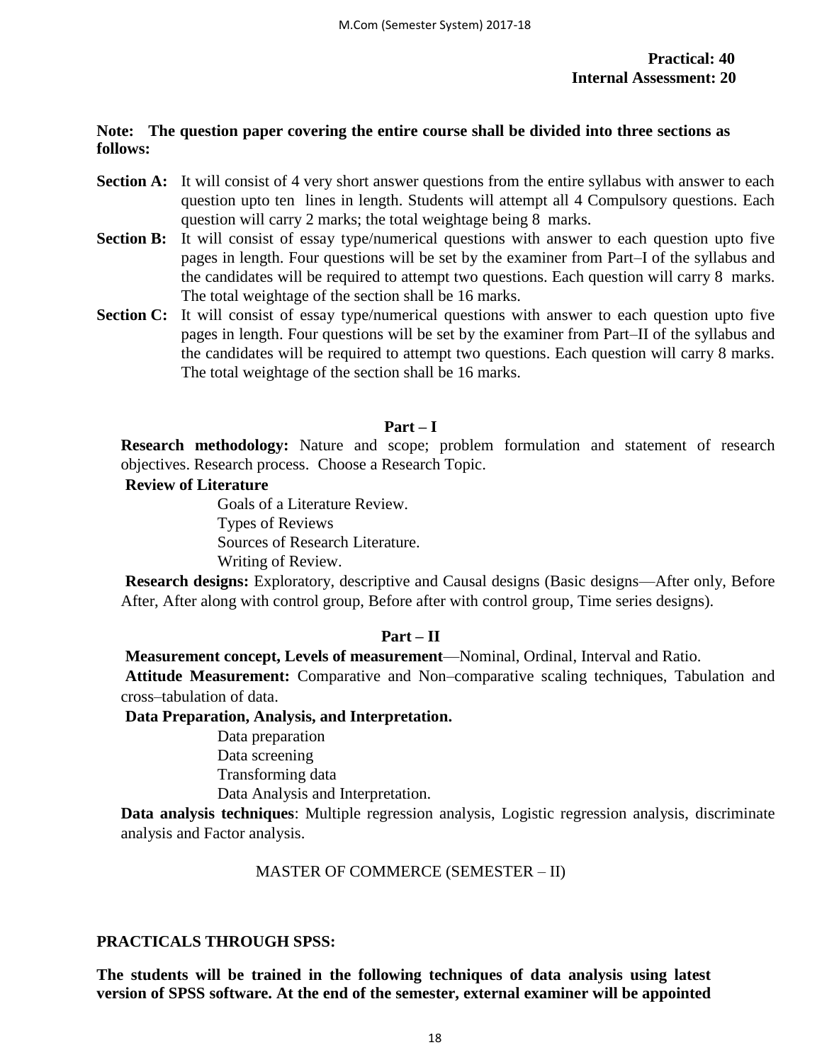**Practical: 40**
**Internal Assessment: 20**

**Note: The question paper covering the entire course shall be divided into three sections as follows:**

**Section A:** It will consist of 4 very short answer questions from the entire syllabus with answer to each question upto ten lines in length. Students will attempt all 4 Compulsory questions. Each question will carry 2 marks; the total weightage being 8 marks.

**Section B:** It will consist of essay type/numerical questions with answer to each question upto five pages in length. Four questions will be set by the examiner from Part–I of the syllabus and the candidates will be required to attempt two questions. Each question will carry 8 marks. The total weightage of the section shall be 16 marks.

**Section C:** It will consist of essay type/numerical questions with answer to each question upto five pages in length. Four questions will be set by the examiner from Part–II of the syllabus and the candidates will be required to attempt two questions. Each question will carry 8 marks. The total weightage of the section shall be 16 marks.

## Part – I

**Research methodology:** Nature and scope; problem formulation and statement of research objectives. Research process. Choose a Research Topic.

**Review of Literature**

Goals of a Literature Review.
Types of Reviews
Sources of Research Literature.
Writing of Review.

**Research designs:** Exploratory, descriptive and Causal designs (Basic designs—After only, Before After, After along with control group, Before after with control group, Time series designs).

## Part – II

**Measurement concept, Levels of measurement**—Nominal, Ordinal, Interval and Ratio.

**Attitude Measurement:** Comparative and Non–comparative scaling techniques, Tabulation and cross–tabulation of data.

**Data Preparation, Analysis, and Interpretation.**

Data preparation
Data screening
Transforming data
Data Analysis and Interpretation.

**Data analysis techniques**: Multiple regression analysis, Logistic regression analysis, discriminate analysis and Factor analysis.

MASTER OF COMMERCE (SEMESTER – II)

**PRACTICALS THROUGH SPSS:**

**The students will be trained in the following techniques of data analysis using latest version of SPSS software. At the end of the semester, external examiner will be appointed**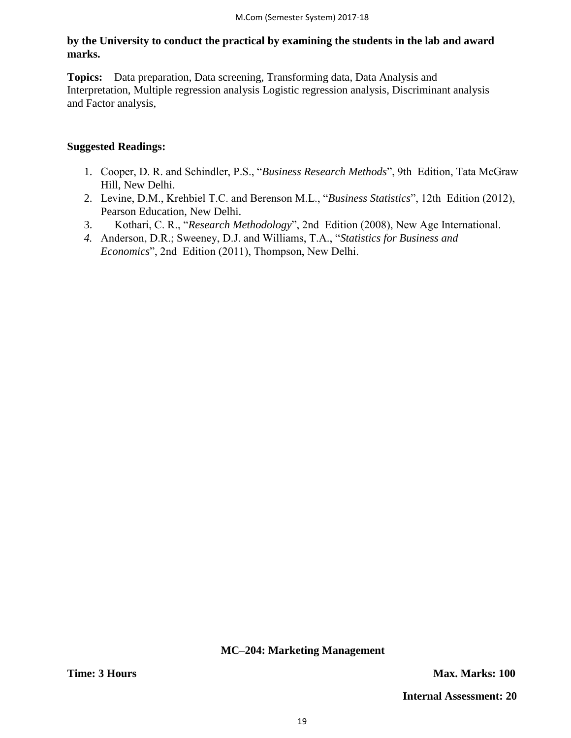**by the University to conduct the practical by examining the students in the lab and award marks.**

**Topics:** Data preparation, Data screening, Transforming data, Data Analysis and Interpretation, Multiple regression analysis Logistic regression analysis, Discriminant analysis and Factor analysis,

**Suggested Readings:**

1. Cooper, D. R. and Schindler, P.S., "*Business Research Methods*", 9th Edition, Tata McGraw Hill, New Delhi.
2. Levine, D.M., Krehbiel T.C. and Berenson M.L., "*Business Statistics*", 12th Edition (2012), Pearson Education, New Delhi.
3. Kothari, C. R., "*Research Methodology*", 2nd Edition (2008), New Age International.
4. Anderson, D.R.; Sweeney, D.J. and Williams, T.A., "*Statistics for Business and Economics*", 2nd Edition (2011), Thompson, New Delhi.

## MC–204: Marketing Management

**Time: 3 Hours** **Max. Marks: 100**

**Internal Assessment: 20**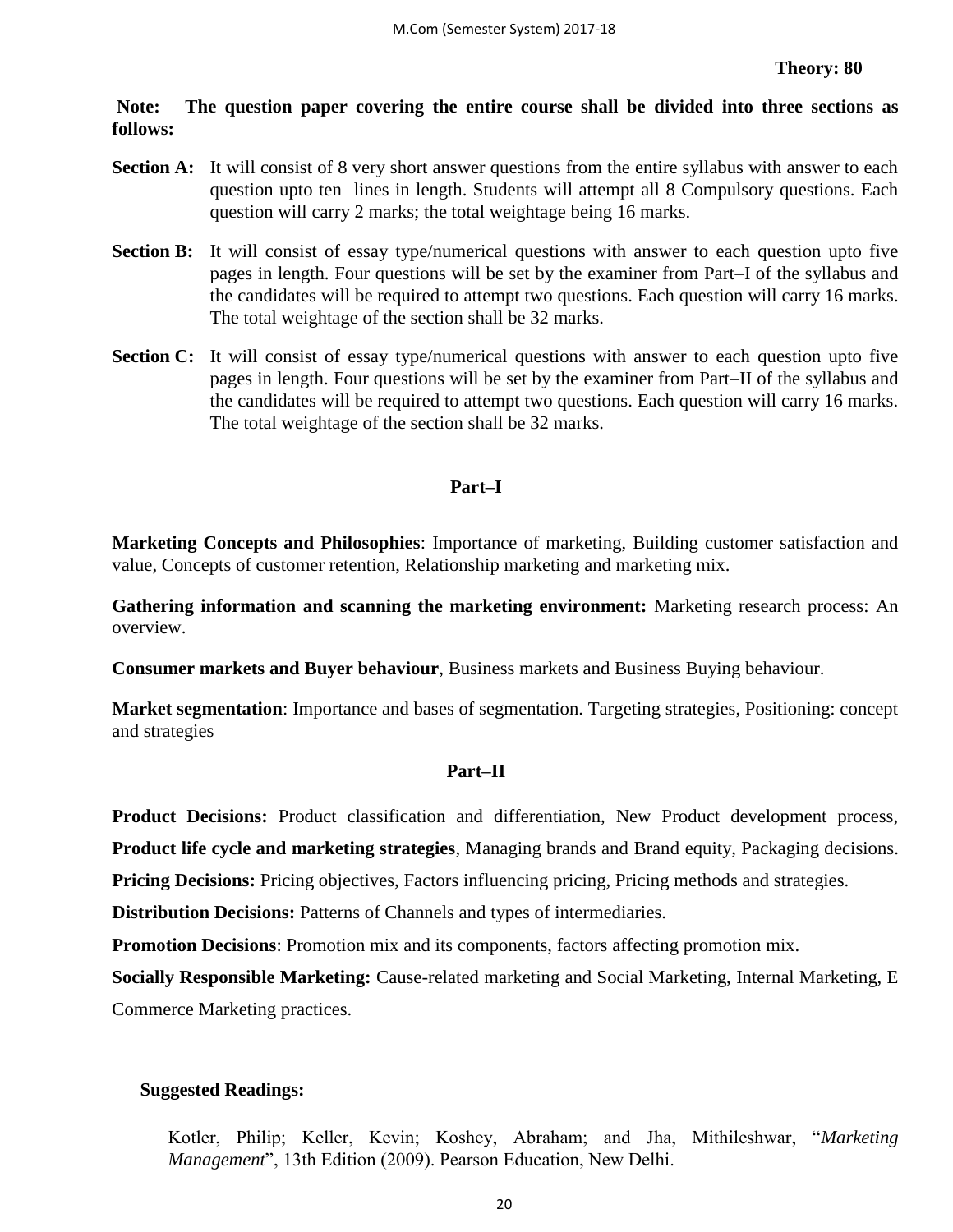**Theory: 80**

**Note: The question paper covering the entire course shall be divided into three sections as follows:**

**Section A:** It will consist of 8 very short answer questions from the entire syllabus with answer to each question upto ten lines in length. Students will attempt all 8 Compulsory questions. Each question will carry 2 marks; the total weightage being 16 marks.

**Section B:** It will consist of essay type/numerical questions with answer to each question upto five pages in length. Four questions will be set by the examiner from Part–I of the syllabus and the candidates will be required to attempt two questions. Each question will carry 16 marks. The total weightage of the section shall be 32 marks.

**Section C:** It will consist of essay type/numerical questions with answer to each question upto five pages in length. Four questions will be set by the examiner from Part–II of the syllabus and the candidates will be required to attempt two questions. Each question will carry 16 marks. The total weightage of the section shall be 32 marks.

## Part–I

**Marketing Concepts and Philosophies**: Importance of marketing, Building customer satisfaction and value, Concepts of customer retention, Relationship marketing and marketing mix.

**Gathering information and scanning the marketing environment:** Marketing research process: An overview.

**Consumer markets and Buyer behaviour**, Business markets and Business Buying behaviour.

**Market segmentation**: Importance and bases of segmentation. Targeting strategies, Positioning: concept and strategies

## Part–II

**Product Decisions:** Product classification and differentiation, New Product development process, **Product life cycle and marketing strategies**, Managing brands and Brand equity, Packaging decisions.

**Pricing Decisions:** Pricing objectives, Factors influencing pricing, Pricing methods and strategies.

**Distribution Decisions:** Patterns of Channels and types of intermediaries.

**Promotion Decisions**: Promotion mix and its components, factors affecting promotion mix.

**Socially Responsible Marketing:** Cause-related marketing and Social Marketing, Internal Marketing, E Commerce Marketing practices.

**Suggested Readings:**

Kotler, Philip; Keller, Kevin; Koshey, Abraham; and Jha, Mithileshwar, "*Marketing Management*", 13th Edition (2009). Pearson Education, New Delhi.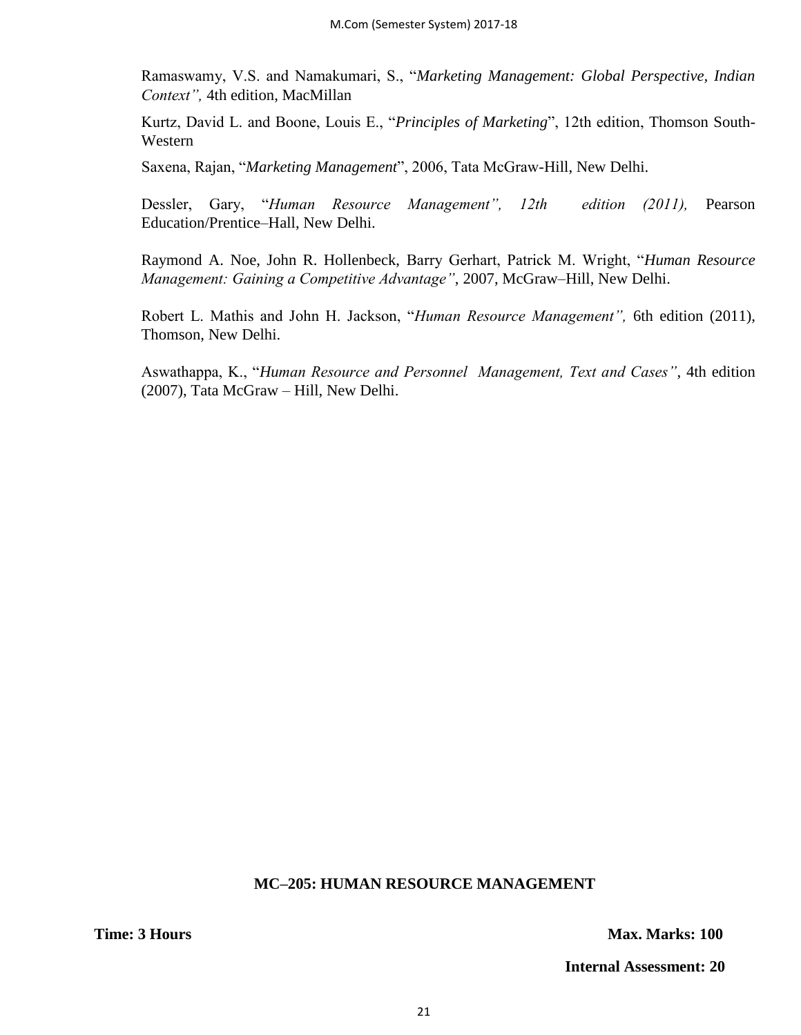Ramaswamy, V.S. and Namakumari, S., "*Marketing Management: Global Perspective, Indian Context",* 4th edition, MacMillan

Kurtz, David L. and Boone, Louis E., "*Principles of Marketing*", 12th edition, Thomson South-Western

Saxena, Rajan, "*Marketing Management*", 2006, Tata McGraw-Hill, New Delhi.

Dessler, Gary, "*Human Resource Management", 12th edition (2011),* Pearson Education/Prentice–Hall, New Delhi.

Raymond A. Noe, John R. Hollenbeck, Barry Gerhart, Patrick M. Wright, "*Human Resource Management: Gaining a Competitive Advantage"*, 2007, McGraw–Hill, New Delhi.

Robert L. Mathis and John H. Jackson, "*Human Resource Management",* 6th edition (2011), Thomson, New Delhi.

Aswathappa, K., "*Human Resource and Personnel Management, Text and Cases"*, 4th edition (2007), Tata McGraw – Hill, New Delhi.

## MC–205: HUMAN RESOURCE MANAGEMENT

**Time: 3 Hours** **Max. Marks: 100**

**Internal Assessment: 20**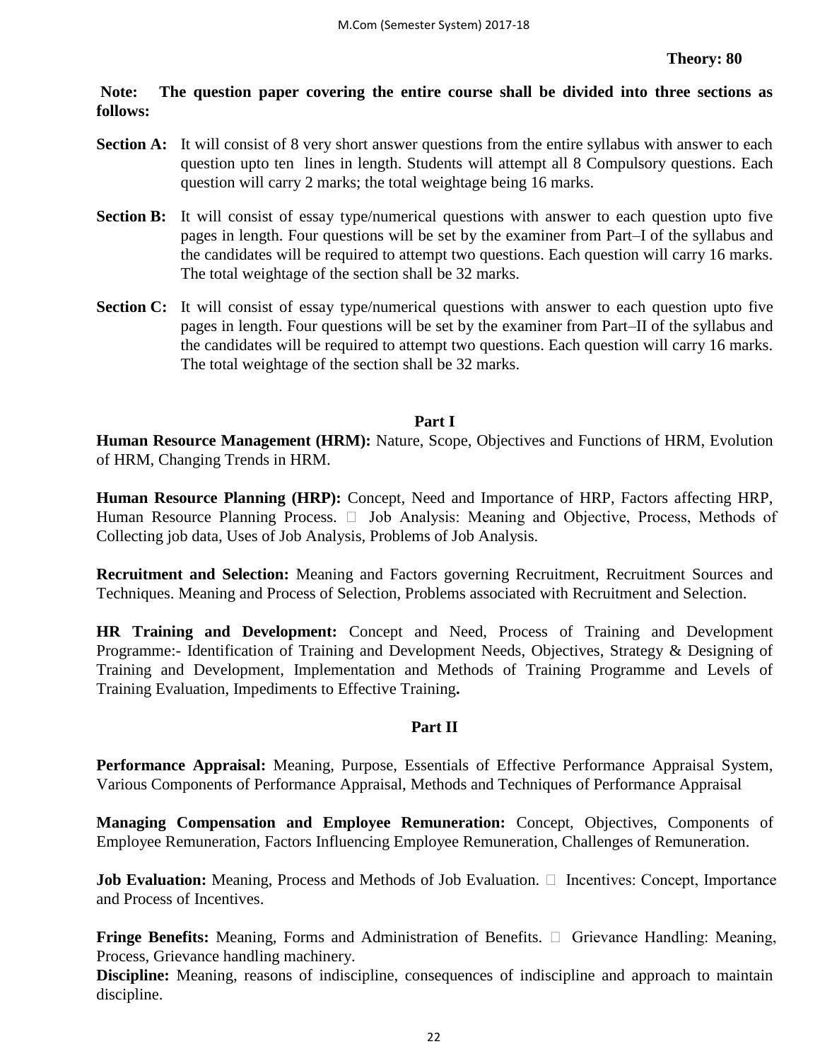**Theory: 80**

**Note: The question paper covering the entire course shall be divided into three sections as follows:**

**Section A:** It will consist of 8 very short answer questions from the entire syllabus with answer to each question upto ten lines in length. Students will attempt all 8 Compulsory questions. Each question will carry 2 marks; the total weightage being 16 marks.

**Section B:** It will consist of essay type/numerical questions with answer to each question upto five pages in length. Four questions will be set by the examiner from Part–I of the syllabus and the candidates will be required to attempt two questions. Each question will carry 16 marks. The total weightage of the section shall be 32 marks.

**Section C:** It will consist of essay type/numerical questions with answer to each question upto five pages in length. Four questions will be set by the examiner from Part–II of the syllabus and the candidates will be required to attempt two questions. Each question will carry 16 marks. The total weightage of the section shall be 32 marks.

## Part I

**Human Resource Management (HRM):** Nature, Scope, Objectives and Functions of HRM, Evolution of HRM, Changing Trends in HRM.

**Human Resource Planning (HRP):** Concept, Need and Importance of HRP, Factors affecting HRP, Human Resource Planning Process.  Job Analysis: Meaning and Objective, Process, Methods of Collecting job data, Uses of Job Analysis, Problems of Job Analysis.

**Recruitment and Selection:** Meaning and Factors governing Recruitment, Recruitment Sources and Techniques. Meaning and Process of Selection, Problems associated with Recruitment and Selection.

**HR Training and Development:** Concept and Need, Process of Training and Development Programme:- Identification of Training and Development Needs, Objectives, Strategy & Designing of Training and Development, Implementation and Methods of Training Programme and Levels of Training Evaluation, Impediments to Effective Training**.**

## Part II

**Performance Appraisal:** Meaning, Purpose, Essentials of Effective Performance Appraisal System, Various Components of Performance Appraisal, Methods and Techniques of Performance Appraisal

**Managing Compensation and Employee Remuneration:** Concept, Objectives, Components of Employee Remuneration, Factors Influencing Employee Remuneration, Challenges of Remuneration.

**Job Evaluation:** Meaning, Process and Methods of Job Evaluation.  Incentives: Concept, Importance and Process of Incentives.

**Fringe Benefits:** Meaning, Forms and Administration of Benefits.  Grievance Handling: Meaning, Process, Grievance handling machinery.

**Discipline:** Meaning, reasons of indiscipline, consequences of indiscipline and approach to maintain discipline.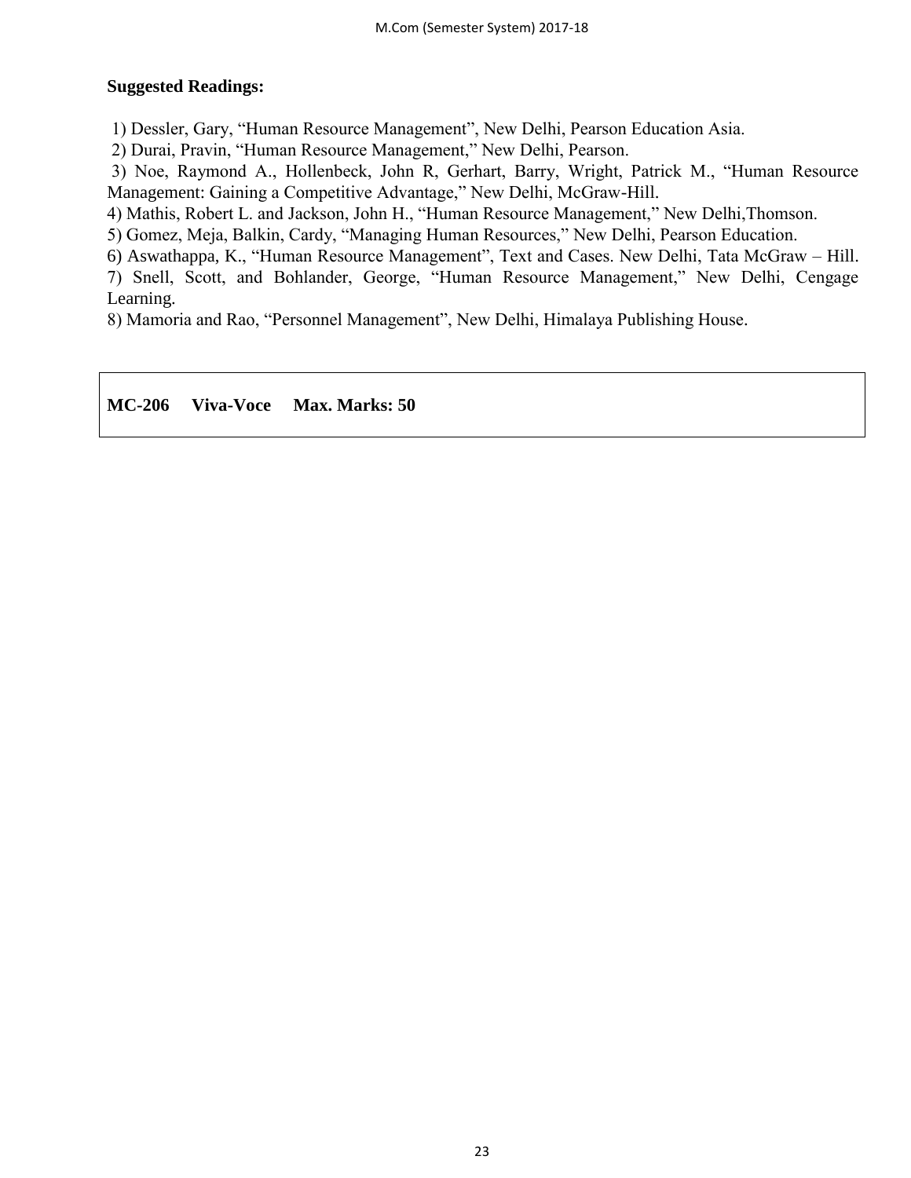**Suggested Readings:**

1) Dessler, Gary, "Human Resource Management", New Delhi, Pearson Education Asia.
2) Durai, Pravin, "Human Resource Management," New Delhi, Pearson.
3) Noe, Raymond A., Hollenbeck, John R, Gerhart, Barry, Wright, Patrick M., "Human Resource Management: Gaining a Competitive Advantage," New Delhi, McGraw-Hill.
4) Mathis, Robert L. and Jackson, John H., "Human Resource Management," New Delhi,Thomson.
5) Gomez, Meja, Balkin, Cardy, "Managing Human Resources," New Delhi, Pearson Education.
6) Aswathappa, K., "Human Resource Management", Text and Cases. New Delhi, Tata McGraw – Hill.
7) Snell, Scott, and Bohlander, George, "Human Resource Management," New Delhi, Cengage Learning.
8) Mamoria and Rao, "Personnel Management", New Delhi, Himalaya Publishing House.

**MC-206 Viva-Voce Max. Marks: 50**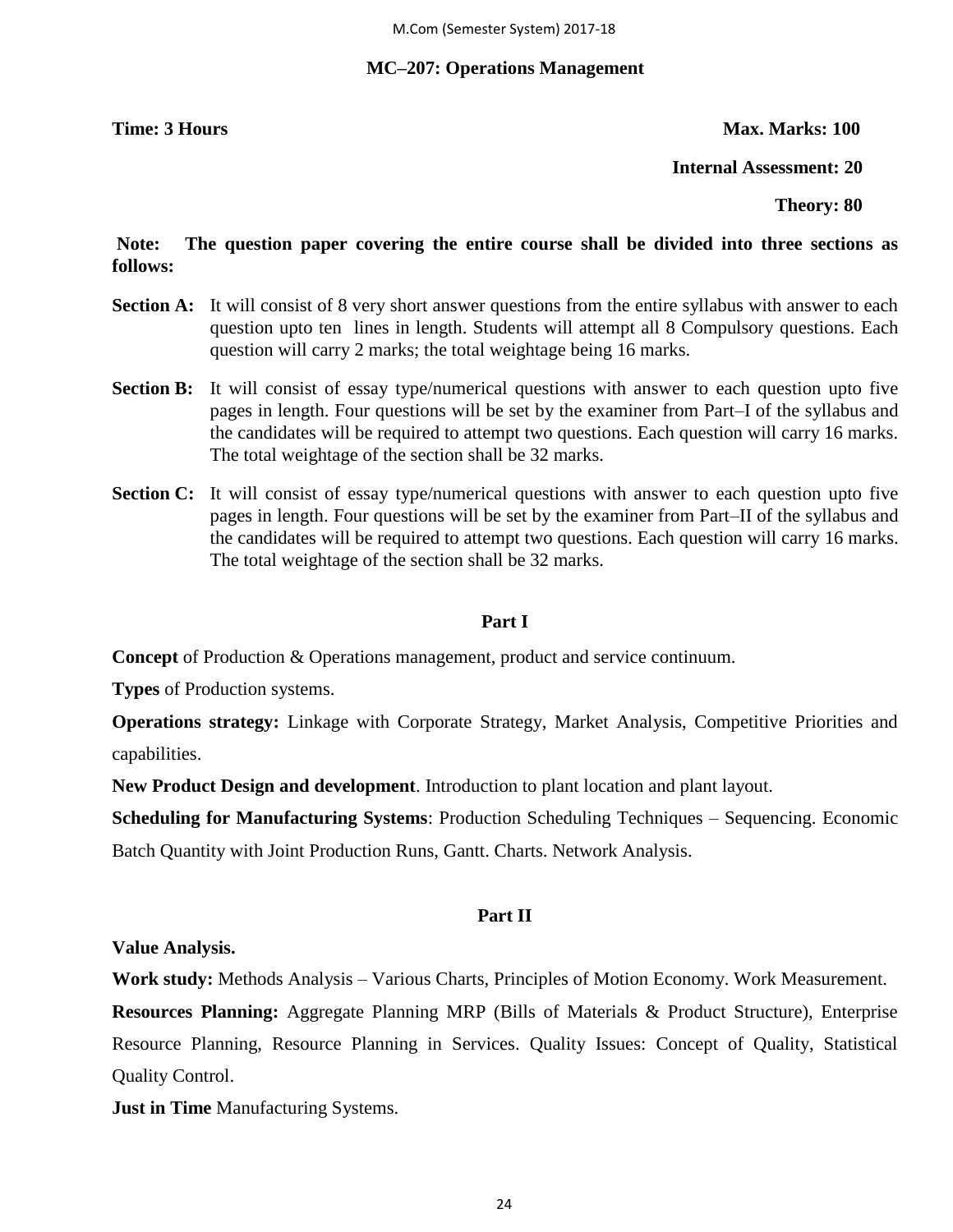## MC–207: Operations Management

**Time: 3 Hours** **Max. Marks: 100**

**Internal Assessment: 20**

**Theory: 80**

**Note: The question paper covering the entire course shall be divided into three sections as follows:**

**Section A:** It will consist of 8 very short answer questions from the entire syllabus with answer to each question upto ten lines in length. Students will attempt all 8 Compulsory questions. Each question will carry 2 marks; the total weightage being 16 marks.

**Section B:** It will consist of essay type/numerical questions with answer to each question upto five pages in length. Four questions will be set by the examiner from Part–I of the syllabus and the candidates will be required to attempt two questions. Each question will carry 16 marks. The total weightage of the section shall be 32 marks.

**Section C:** It will consist of essay type/numerical questions with answer to each question upto five pages in length. Four questions will be set by the examiner from Part–II of the syllabus and the candidates will be required to attempt two questions. Each question will carry 16 marks. The total weightage of the section shall be 32 marks.

### Part I

**Concept** of Production & Operations management, product and service continuum.

**Types** of Production systems.

**Operations strategy:** Linkage with Corporate Strategy, Market Analysis, Competitive Priorities and capabilities.

**New Product Design and development**. Introduction to plant location and plant layout.

**Scheduling for Manufacturing Systems**: Production Scheduling Techniques – Sequencing. Economic Batch Quantity with Joint Production Runs, Gantt. Charts. Network Analysis.

### Part II

**Value Analysis.**

**Work study:** Methods Analysis – Various Charts, Principles of Motion Economy. Work Measurement.

**Resources Planning:** Aggregate Planning MRP (Bills of Materials & Product Structure), Enterprise Resource Planning, Resource Planning in Services. Quality Issues: Concept of Quality, Statistical Quality Control.

**Just in Time** Manufacturing Systems.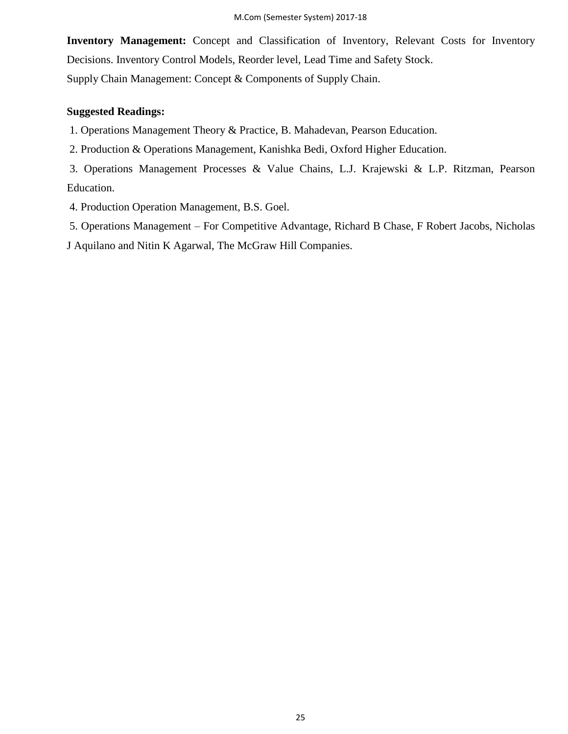**Inventory Management:** Concept and Classification of Inventory, Relevant Costs for Inventory Decisions. Inventory Control Models, Reorder level, Lead Time and Safety Stock.

Supply Chain Management: Concept & Components of Supply Chain.

**Suggested Readings:**

1. Operations Management Theory & Practice, B. Mahadevan, Pearson Education.
2. Production & Operations Management, Kanishka Bedi, Oxford Higher Education.
3. Operations Management Processes & Value Chains, L.J. Krajewski & L.P. Ritzman, Pearson Education.
4. Production Operation Management, B.S. Goel.
5. Operations Management – For Competitive Advantage, Richard B Chase, F Robert Jacobs, Nicholas J Aquilano and Nitin K Agarwal, The McGraw Hill Companies.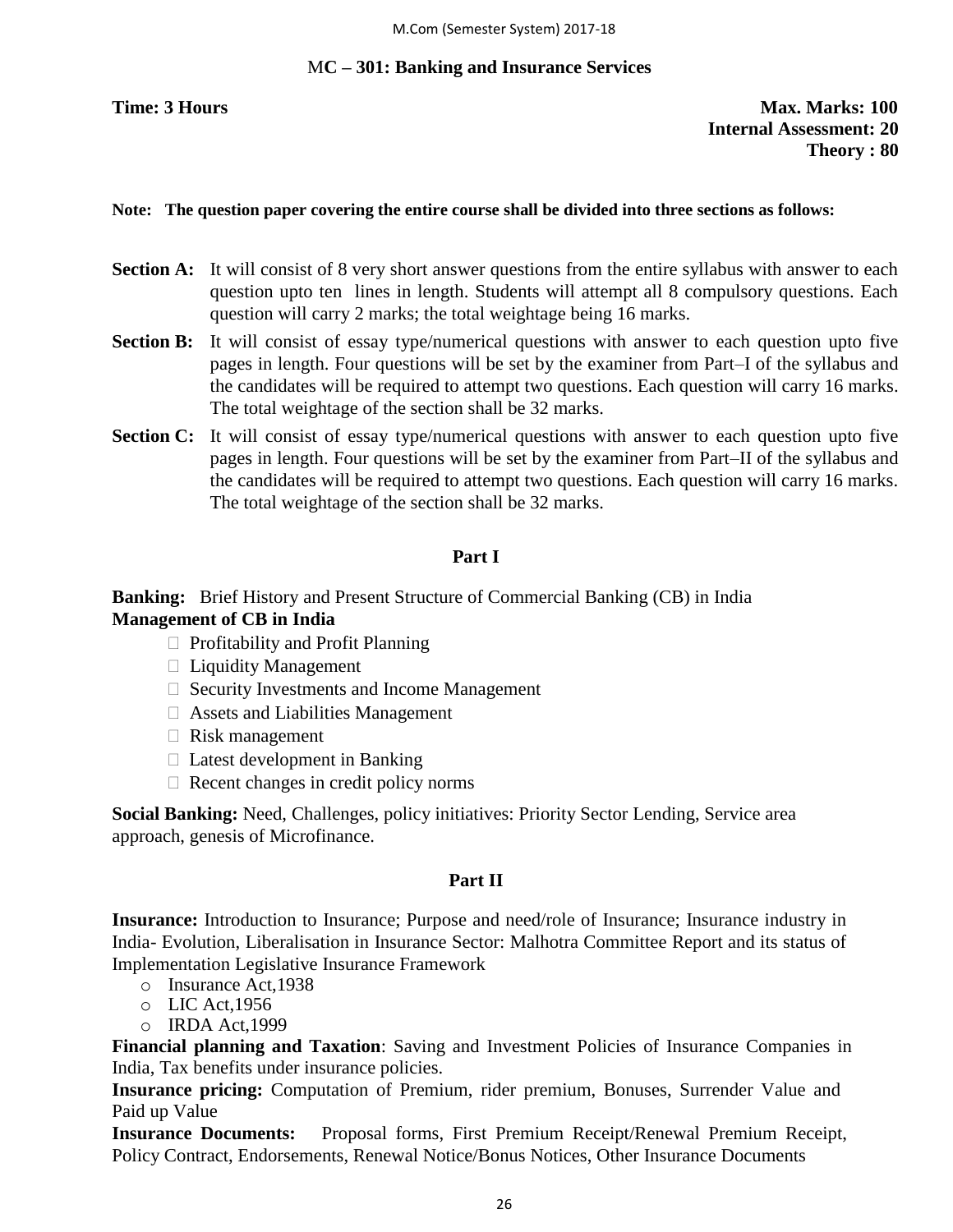## MC – 301: Banking and Insurance Services

**Time: 3 Hours**

**Max. Marks: 100**
**Internal Assessment: 20**
**Theory : 80**

**Note: The question paper covering the entire course shall be divided into three sections as follows:**

**Section A:** It will consist of 8 very short answer questions from the entire syllabus with answer to each question upto ten lines in length. Students will attempt all 8 compulsory questions. Each question will carry 2 marks; the total weightage being 16 marks.

**Section B:** It will consist of essay type/numerical questions with answer to each question upto five pages in length. Four questions will be set by the examiner from Part–I of the syllabus and the candidates will be required to attempt two questions. Each question will carry 16 marks. The total weightage of the section shall be 32 marks.

**Section C:** It will consist of essay type/numerical questions with answer to each question upto five pages in length. Four questions will be set by the examiner from Part–II of the syllabus and the candidates will be required to attempt two questions. Each question will carry 16 marks. The total weightage of the section shall be 32 marks.

### Part I

**Banking:** Brief History and Present Structure of Commercial Banking (CB) in India

**Management of CB in India**

- Profitability and Profit Planning
- Liquidity Management
- Security Investments and Income Management
- Assets and Liabilities Management
- Risk management
- Latest development in Banking
- Recent changes in credit policy norms

**Social Banking:** Need, Challenges, policy initiatives: Priority Sector Lending, Service area approach, genesis of Microfinance.

### Part II

**Insurance:** Introduction to Insurance; Purpose and need/role of Insurance; Insurance industry in India- Evolution, Liberalisation in Insurance Sector: Malhotra Committee Report and its status of Implementation Legislative Insurance Framework

- Insurance Act,1938
- LIC Act,1956
- IRDA Act,1999

**Financial planning and Taxation**: Saving and Investment Policies of Insurance Companies in India, Tax benefits under insurance policies.

**Insurance pricing:** Computation of Premium, rider premium, Bonuses, Surrender Value and Paid up Value

**Insurance Documents:** Proposal forms, First Premium Receipt/Renewal Premium Receipt, Policy Contract, Endorsements, Renewal Notice/Bonus Notices, Other Insurance Documents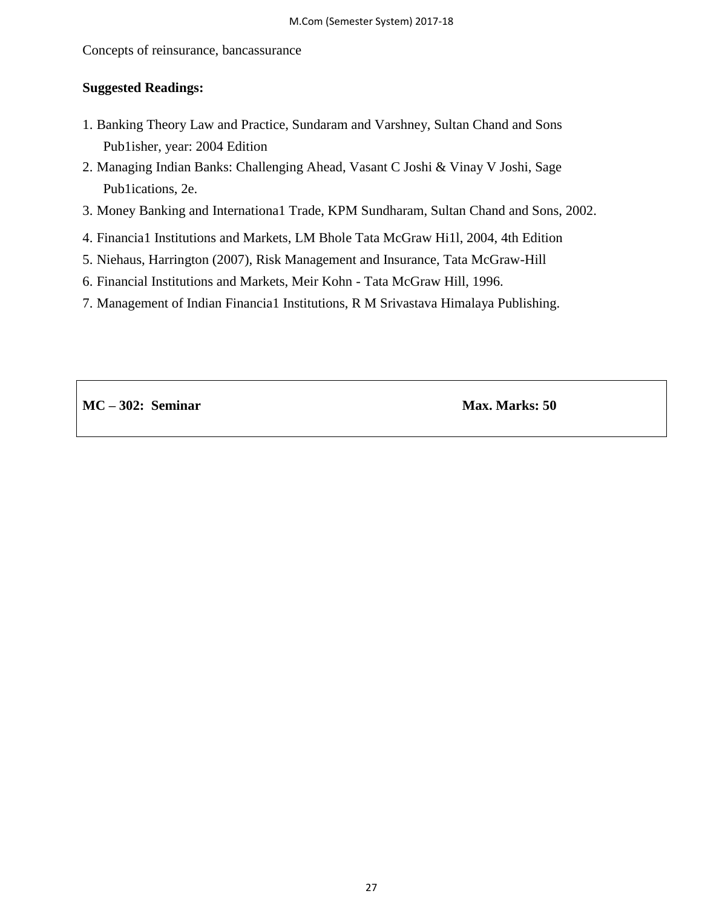Concepts of reinsurance, bancassurance

**Suggested Readings:**

1. Banking Theory Law and Practice, Sundaram and Varshney, Sultan Chand and Sons Pub1isher, year: 2004 Edition
2. Managing Indian Banks: Challenging Ahead, Vasant C Joshi & Vinay V Joshi, Sage Pub1ications, 2e.
3. Money Banking and Internationa1 Trade, KPM Sundharam, Sultan Chand and Sons, 2002.
4. Financia1 Institutions and Markets, LM Bhole Tata McGraw Hi1l, 2004, 4th Edition
5. Niehaus, Harrington (2007), Risk Management and Insurance, Tata McGraw-Hill
6. Financial Institutions and Markets, Meir Kohn - Tata McGraw Hill, 1996.
7. Management of Indian Financia1 Institutions, R M Srivastava Himalaya Publishing.

| **MC – 302: Seminar** | **Max. Marks: 50** |
|---|---|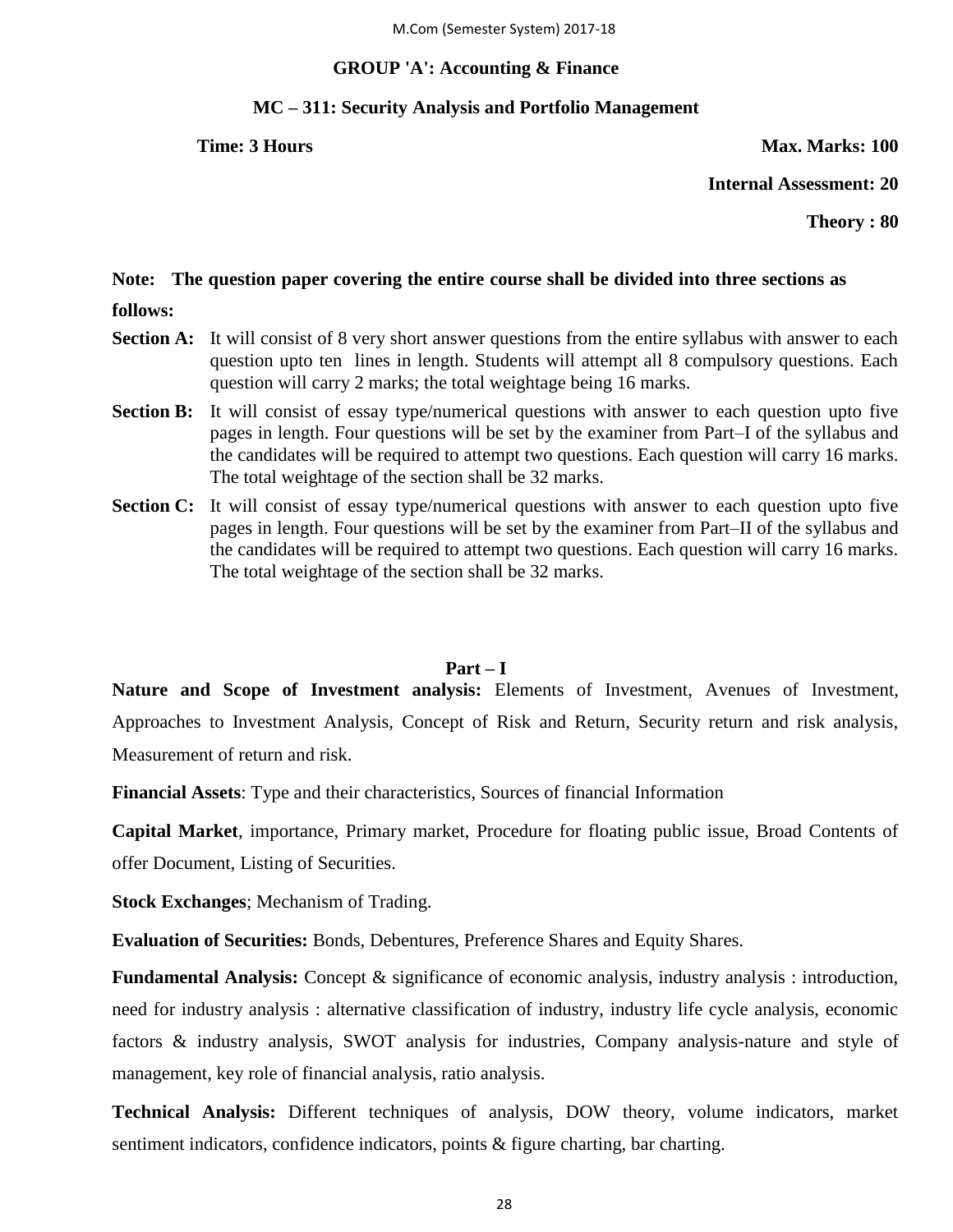## GROUP 'A': Accounting & Finance

### MC – 311: Security Analysis and Portfolio Management

**Time: 3 Hours** **Max. Marks: 100**

**Internal Assessment: 20**

**Theory : 80**

**Note: The question paper covering the entire course shall be divided into three sections as follows:**

**Section A:** It will consist of 8 very short answer questions from the entire syllabus with answer to each question upto ten lines in length. Students will attempt all 8 compulsory questions. Each question will carry 2 marks; the total weightage being 16 marks.

**Section B:** It will consist of essay type/numerical questions with answer to each question upto five pages in length. Four questions will be set by the examiner from Part–I of the syllabus and the candidates will be required to attempt two questions. Each question will carry 16 marks. The total weightage of the section shall be 32 marks.

**Section C:** It will consist of essay type/numerical questions with answer to each question upto five pages in length. Four questions will be set by the examiner from Part–II of the syllabus and the candidates will be required to attempt two questions. Each question will carry 16 marks. The total weightage of the section shall be 32 marks.

### Part – I

**Nature and Scope of Investment analysis:** Elements of Investment, Avenues of Investment, Approaches to Investment Analysis, Concept of Risk and Return, Security return and risk analysis, Measurement of return and risk.

**Financial Assets**: Type and their characteristics, Sources of financial Information

**Capital Market**, importance, Primary market, Procedure for floating public issue, Broad Contents of offer Document, Listing of Securities.

**Stock Exchanges**; Mechanism of Trading.

**Evaluation of Securities:** Bonds, Debentures, Preference Shares and Equity Shares.

**Fundamental Analysis:** Concept & significance of economic analysis, industry analysis : introduction, need for industry analysis : alternative classification of industry, industry life cycle analysis, economic factors & industry analysis, SWOT analysis for industries, Company analysis-nature and style of management, key role of financial analysis, ratio analysis.

**Technical Analysis:** Different techniques of analysis, DOW theory, volume indicators, market sentiment indicators, confidence indicators, points & figure charting, bar charting.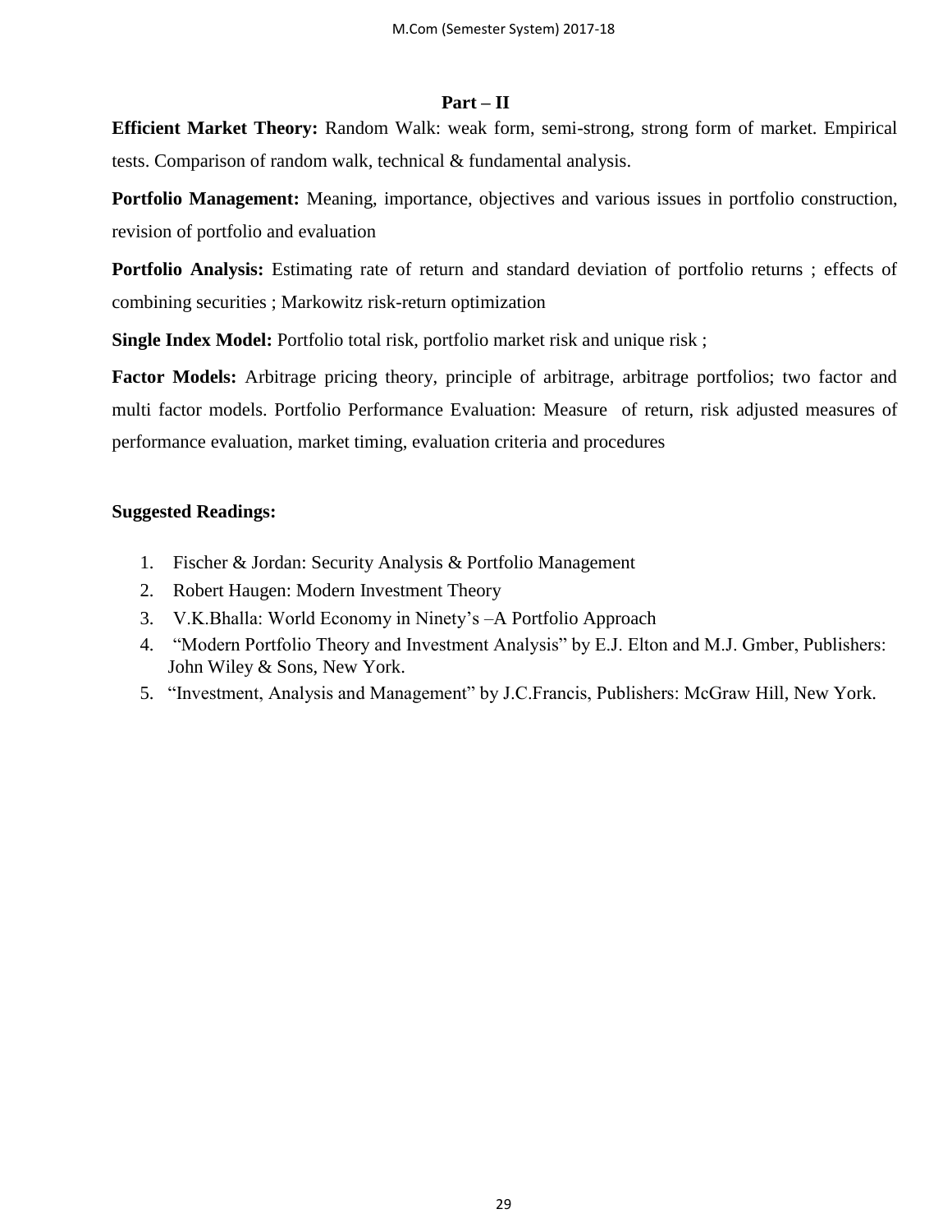## Part – II

**Efficient Market Theory:** Random Walk: weak form, semi-strong, strong form of market. Empirical tests. Comparison of random walk, technical & fundamental analysis.

**Portfolio Management:** Meaning, importance, objectives and various issues in portfolio construction, revision of portfolio and evaluation

**Portfolio Analysis:** Estimating rate of return and standard deviation of portfolio returns ; effects of combining securities ; Markowitz risk-return optimization

**Single Index Model:** Portfolio total risk, portfolio market risk and unique risk ;

**Factor Models:** Arbitrage pricing theory, principle of arbitrage, arbitrage portfolios; two factor and multi factor models. Portfolio Performance Evaluation: Measure of return, risk adjusted measures of performance evaluation, market timing, evaluation criteria and procedures

**Suggested Readings:**

1. Fischer & Jordan: Security Analysis & Portfolio Management
2. Robert Haugen: Modern Investment Theory
3. V.K.Bhalla: World Economy in Ninety's –A Portfolio Approach
4. "Modern Portfolio Theory and Investment Analysis" by E.J. Elton and M.J. Gmber, Publishers: John Wiley & Sons, New York.
5. "Investment, Analysis and Management" by J.C.Francis, Publishers: McGraw Hill, New York.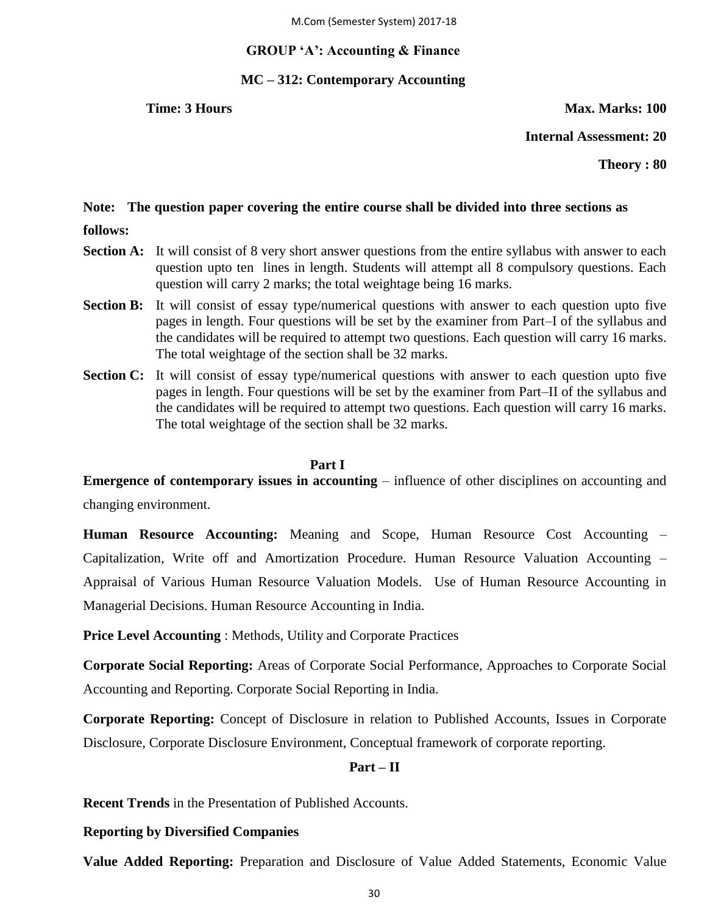## GROUP 'A': Accounting & Finance

## MC – 312: Contemporary Accounting

**Time: 3 Hours** **Max. Marks: 100**

**Internal Assessment: 20**

**Theory : 80**

**Note: The question paper covering the entire course shall be divided into three sections as follows:**

**Section A:** It will consist of 8 very short answer questions from the entire syllabus with answer to each question upto ten lines in length. Students will attempt all 8 compulsory questions. Each question will carry 2 marks; the total weightage being 16 marks.

**Section B:** It will consist of essay type/numerical questions with answer to each question upto five pages in length. Four questions will be set by the examiner from Part–I of the syllabus and the candidates will be required to attempt two questions. Each question will carry 16 marks. The total weightage of the section shall be 32 marks.

**Section C:** It will consist of essay type/numerical questions with answer to each question upto five pages in length. Four questions will be set by the examiner from Part–II of the syllabus and the candidates will be required to attempt two questions. Each question will carry 16 marks. The total weightage of the section shall be 32 marks.

### Part I

**Emergence of contemporary issues in accounting** – influence of other disciplines on accounting and changing environment.

**Human Resource Accounting:** Meaning and Scope, Human Resource Cost Accounting – Capitalization, Write off and Amortization Procedure. Human Resource Valuation Accounting – Appraisal of Various Human Resource Valuation Models. Use of Human Resource Accounting in Managerial Decisions. Human Resource Accounting in India.

**Price Level Accounting** : Methods, Utility and Corporate Practices

**Corporate Social Reporting:** Areas of Corporate Social Performance, Approaches to Corporate Social Accounting and Reporting. Corporate Social Reporting in India.

**Corporate Reporting:** Concept of Disclosure in relation to Published Accounts, Issues in Corporate Disclosure, Corporate Disclosure Environment, Conceptual framework of corporate reporting.

### Part – II

**Recent Trends** in the Presentation of Published Accounts.

**Reporting by Diversified Companies**

**Value Added Reporting:** Preparation and Disclosure of Value Added Statements, Economic Value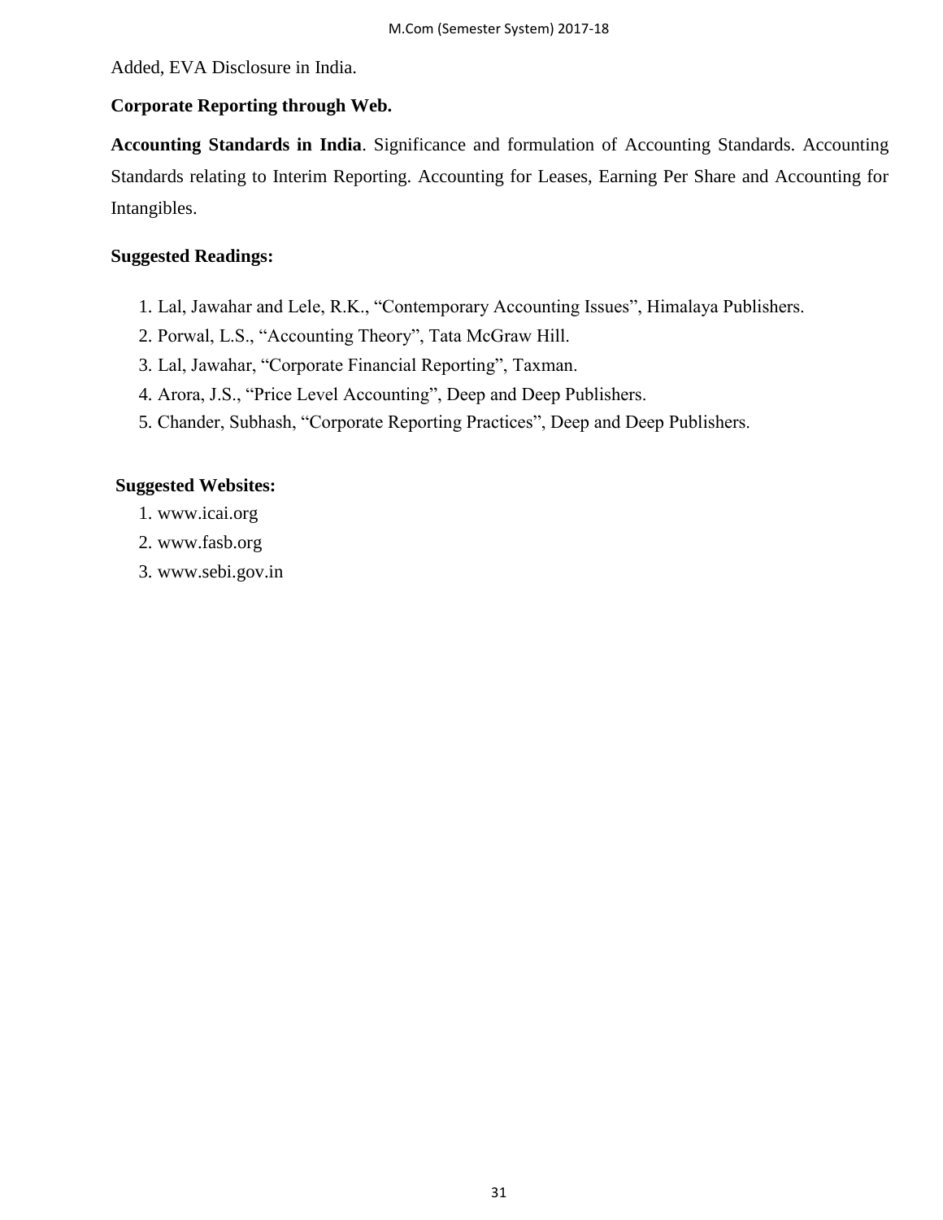Added, EVA Disclosure in India.

**Corporate Reporting through Web.**

**Accounting Standards in India**. Significance and formulation of Accounting Standards. Accounting Standards relating to Interim Reporting. Accounting for Leases, Earning Per Share and Accounting for Intangibles.

**Suggested Readings:**

1. Lal, Jawahar and Lele, R.K., "Contemporary Accounting Issues", Himalaya Publishers.
2. Porwal, L.S., "Accounting Theory", Tata McGraw Hill.
3. Lal, Jawahar, "Corporate Financial Reporting", Taxman.
4. Arora, J.S., "Price Level Accounting", Deep and Deep Publishers.
5. Chander, Subhash, "Corporate Reporting Practices", Deep and Deep Publishers.

**Suggested Websites:**

1. www.icai.org
2. www.fasb.org
3. www.sebi.gov.in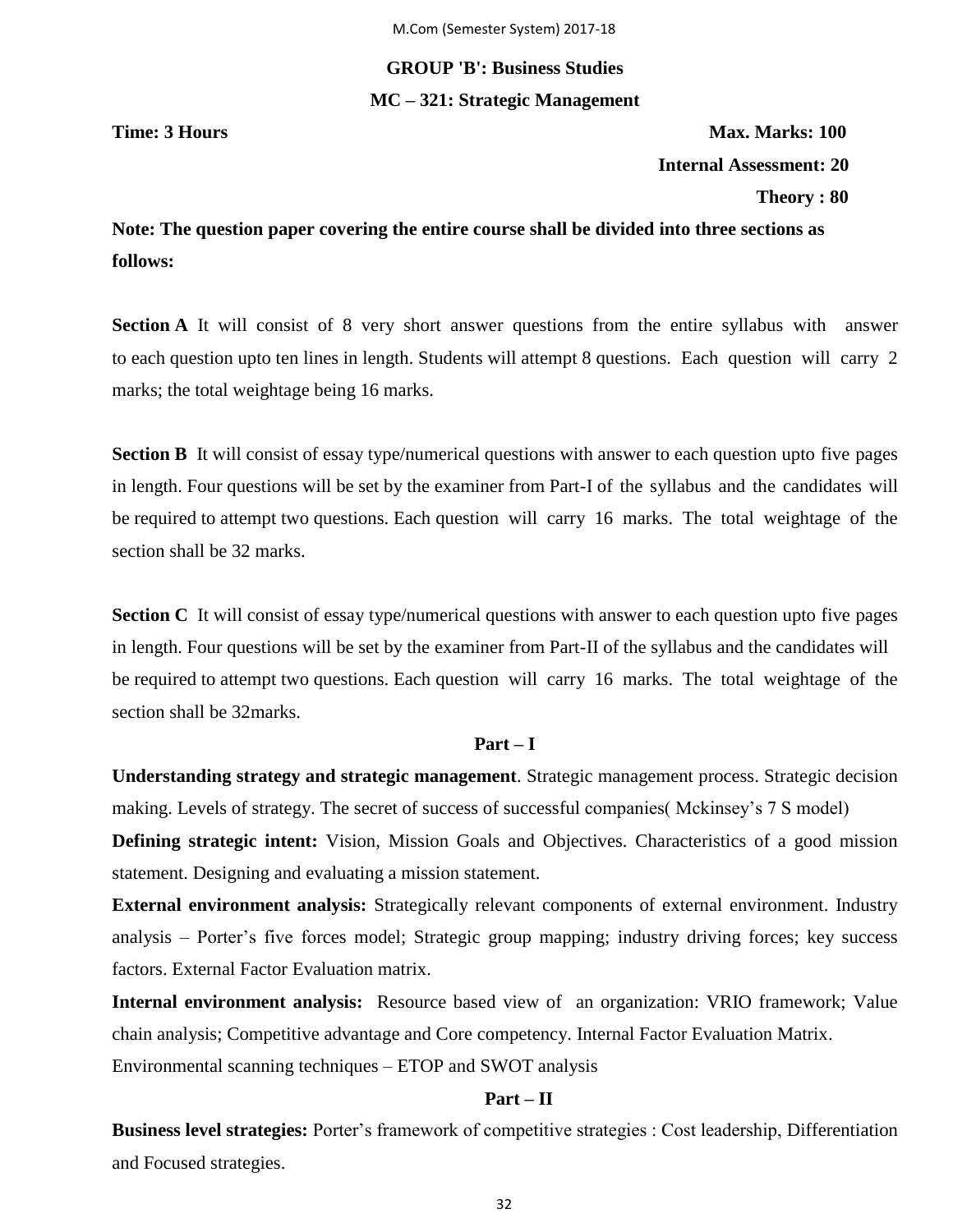## GROUP 'B': Business Studies

## MC – 321: Strategic Management

**Time: 3 Hours** **Max. Marks: 100**

**Internal Assessment: 20**

**Theory : 80**

**Note: The question paper covering the entire course shall be divided into three sections as follows:**

**Section A** It will consist of 8 very short answer questions from the entire syllabus with answer to each question upto ten lines in length. Students will attempt 8 questions. Each question will carry 2 marks; the total weightage being 16 marks.

**Section B** It will consist of essay type/numerical questions with answer to each question upto five pages in length. Four questions will be set by the examiner from Part-I of the syllabus and the candidates will be required to attempt two questions. Each question will carry 16 marks. The total weightage of the section shall be 32 marks.

**Section C** It will consist of essay type/numerical questions with answer to each question upto five pages in length. Four questions will be set by the examiner from Part-II of the syllabus and the candidates will be required to attempt two questions. Each question will carry 16 marks. The total weightage of the section shall be 32marks.

### Part – I

**Understanding strategy and strategic management**. Strategic management process. Strategic decision making. Levels of strategy. The secret of success of successful companies( Mckinsey's 7 S model)

**Defining strategic intent:** Vision, Mission Goals and Objectives. Characteristics of a good mission statement. Designing and evaluating a mission statement.

**External environment analysis:** Strategically relevant components of external environment. Industry analysis – Porter's five forces model; Strategic group mapping; industry driving forces; key success factors. External Factor Evaluation matrix.

**Internal environment analysis:** Resource based view of an organization: VRIO framework; Value chain analysis; Competitive advantage and Core competency. Internal Factor Evaluation Matrix.

Environmental scanning techniques – ETOP and SWOT analysis

### Part – II

**Business level strategies:** Porter's framework of competitive strategies : Cost leadership, Differentiation and Focused strategies.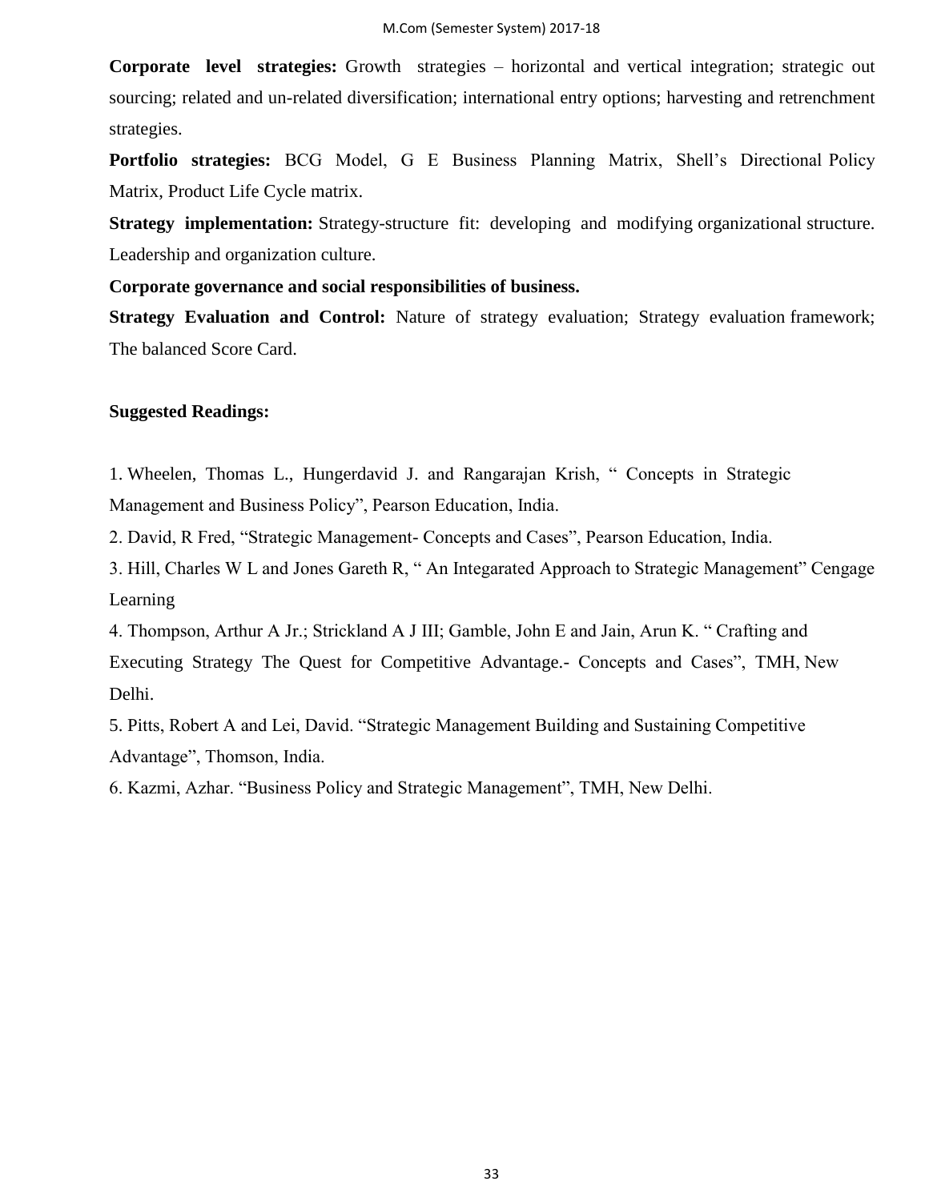**Corporate level strategies:** Growth strategies – horizontal and vertical integration; strategic out sourcing; related and un-related diversification; international entry options; harvesting and retrenchment strategies.

**Portfolio strategies:** BCG Model, G E Business Planning Matrix, Shell's Directional Policy Matrix, Product Life Cycle matrix.

**Strategy implementation:** Strategy-structure fit: developing and modifying organizational structure. Leadership and organization culture.

**Corporate governance and social responsibilities of business.**

**Strategy Evaluation and Control:** Nature of strategy evaluation; Strategy evaluation framework; The balanced Score Card.

**Suggested Readings:**

1. Wheelen, Thomas L., Hungerdavid J. and Rangarajan Krish, " Concepts in Strategic Management and Business Policy", Pearson Education, India.
2. David, R Fred, "Strategic Management- Concepts and Cases", Pearson Education, India.
3. Hill, Charles W L and Jones Gareth R, " An Integarated Approach to Strategic Management" Cengage Learning
4. Thompson, Arthur A Jr.; Strickland A J III; Gamble, John E and Jain, Arun K. " Crafting and Executing Strategy The Quest for Competitive Advantage.- Concepts and Cases", TMH, New Delhi.
5. Pitts, Robert A and Lei, David. "Strategic Management Building and Sustaining Competitive Advantage", Thomson, India.
6. Kazmi, Azhar. "Business Policy and Strategic Management", TMH, New Delhi.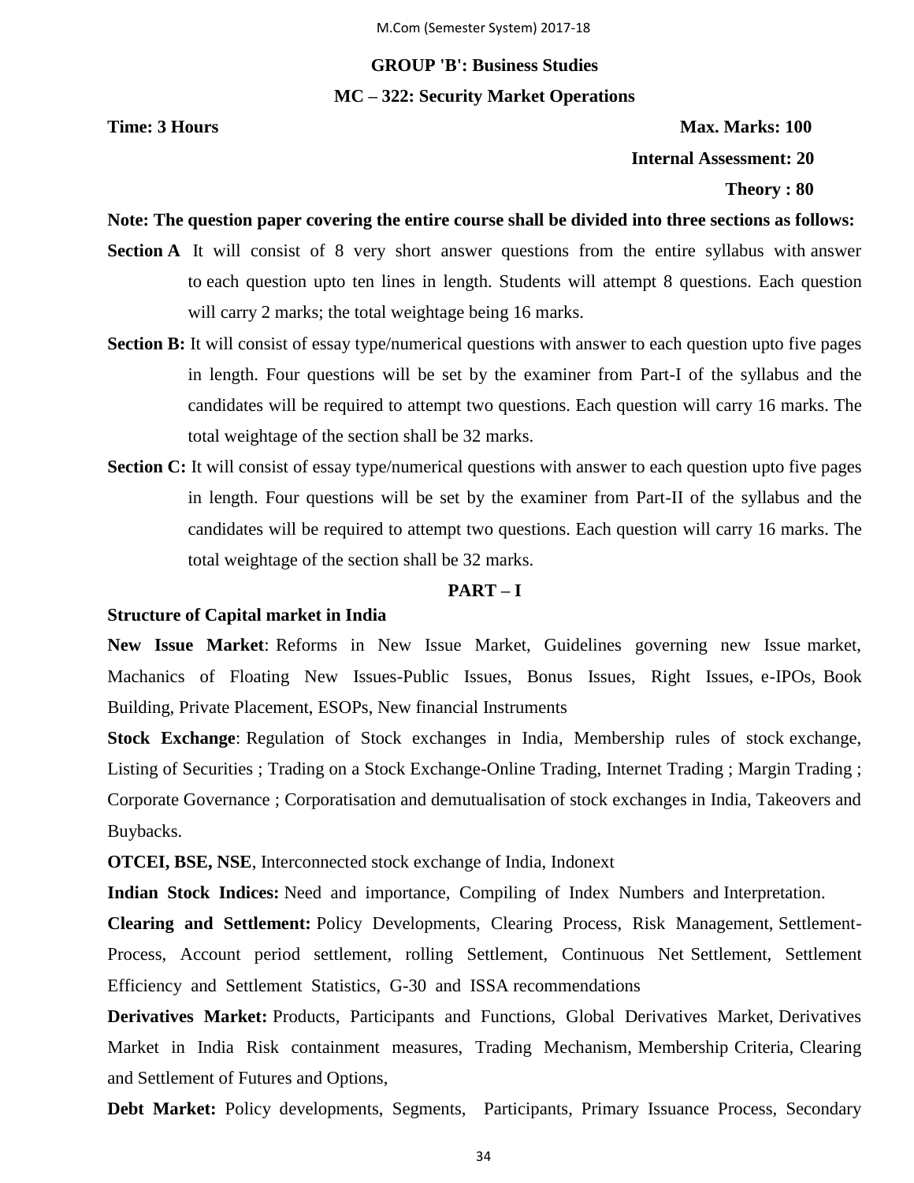## GROUP 'B': Business Studies

## MC – 322: Security Market Operations

**Time: 3 Hours** **Max. Marks: 100**

**Internal Assessment: 20**

**Theory : 80**

**Note: The question paper covering the entire course shall be divided into three sections as follows:**

**Section A** It will consist of 8 very short answer questions from the entire syllabus with answer to each question upto ten lines in length. Students will attempt 8 questions. Each question will carry 2 marks; the total weightage being 16 marks.

**Section B:** It will consist of essay type/numerical questions with answer to each question upto five pages in length. Four questions will be set by the examiner from Part-I of the syllabus and the candidates will be required to attempt two questions. Each question will carry 16 marks. The total weightage of the section shall be 32 marks.

**Section C:** It will consist of essay type/numerical questions with answer to each question upto five pages in length. Four questions will be set by the examiner from Part-II of the syllabus and the candidates will be required to attempt two questions. Each question will carry 16 marks. The total weightage of the section shall be 32 marks.

### PART – I

**Structure of Capital market in India**

**New Issue Market**: Reforms in New Issue Market, Guidelines governing new Issue market, Machanics of Floating New Issues-Public Issues, Bonus Issues, Right Issues, e-IPOs, Book Building, Private Placement, ESOPs, New financial Instruments

**Stock Exchange**: Regulation of Stock exchanges in India, Membership rules of stock exchange, Listing of Securities ; Trading on a Stock Exchange-Online Trading, Internet Trading ; Margin Trading ; Corporate Governance ; Corporatisation and demutualisation of stock exchanges in India, Takeovers and Buybacks.

**OTCEI, BSE, NSE**, Interconnected stock exchange of India, Indonext

**Indian Stock Indices:** Need and importance, Compiling of Index Numbers and Interpretation.

**Clearing and Settlement:** Policy Developments, Clearing Process, Risk Management, Settlement-Process, Account period settlement, rolling Settlement, Continuous Net Settlement, Settlement Efficiency and Settlement Statistics, G-30 and ISSA recommendations

**Derivatives Market:** Products, Participants and Functions, Global Derivatives Market, Derivatives Market in India Risk containment measures, Trading Mechanism, Membership Criteria, Clearing and Settlement of Futures and Options,

**Debt Market:** Policy developments, Segments, Participants, Primary Issuance Process, Secondary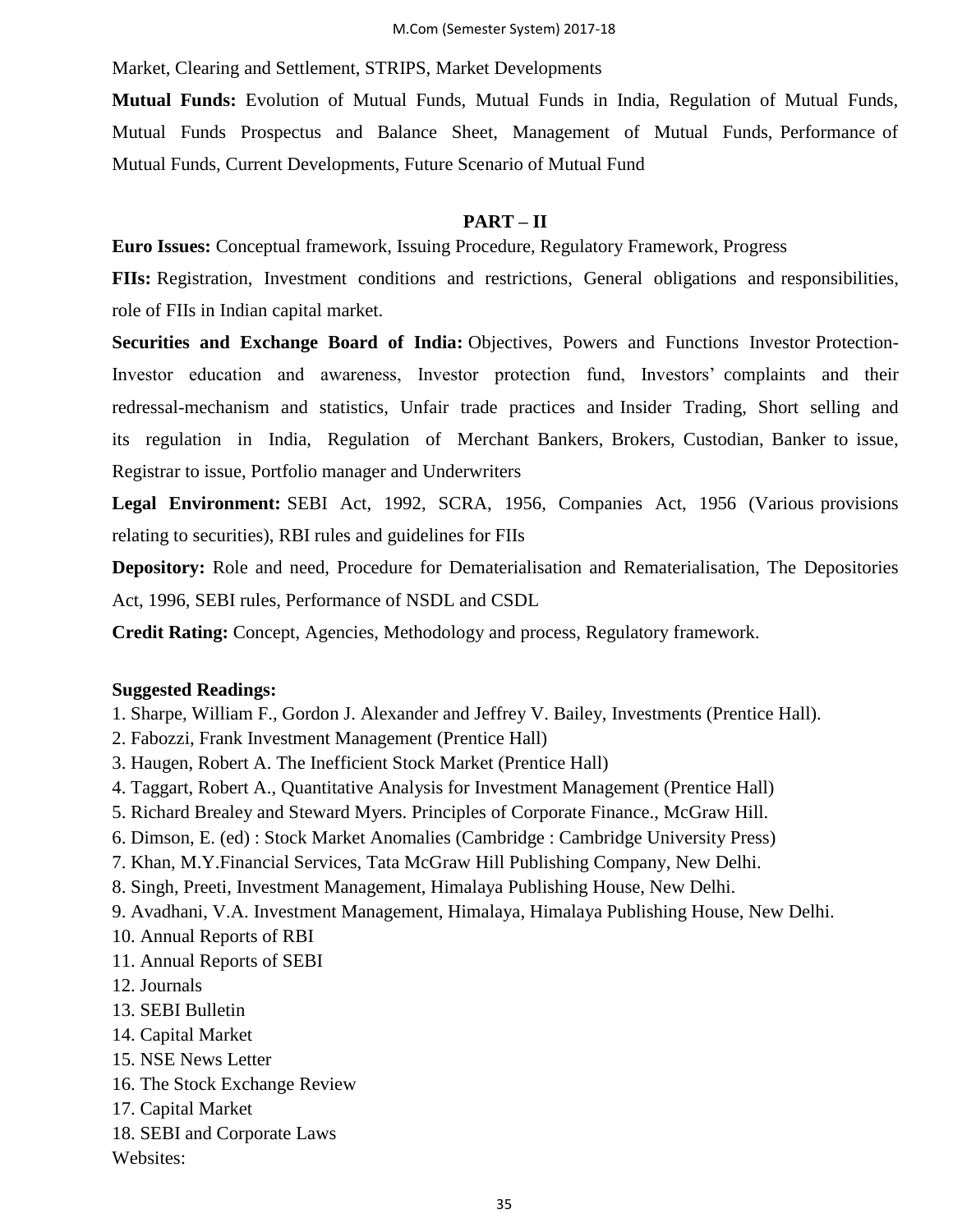Market, Clearing and Settlement, STRIPS, Market Developments

**Mutual Funds:** Evolution of Mutual Funds, Mutual Funds in India, Regulation of Mutual Funds, Mutual Funds Prospectus and Balance Sheet, Management of Mutual Funds, Performance of Mutual Funds, Current Developments, Future Scenario of Mutual Fund

**PART – II**

**Euro Issues:** Conceptual framework, Issuing Procedure, Regulatory Framework, Progress

**FIIs:** Registration, Investment conditions and restrictions, General obligations and responsibilities, role of FIIs in Indian capital market.

**Securities and Exchange Board of India:** Objectives, Powers and Functions Investor Protection-Investor education and awareness, Investor protection fund, Investors' complaints and their redressal-mechanism and statistics, Unfair trade practices and Insider Trading, Short selling and its regulation in India, Regulation of Merchant Bankers, Brokers, Custodian, Banker to issue, Registrar to issue, Portfolio manager and Underwriters

**Legal Environment:** SEBI Act, 1992, SCRA, 1956, Companies Act, 1956 (Various provisions relating to securities), RBI rules and guidelines for FIIs

**Depository:** Role and need, Procedure for Dematerialisation and Rematerialisation, The Depositories Act, 1996, SEBI rules, Performance of NSDL and CSDL

**Credit Rating:** Concept, Agencies, Methodology and process, Regulatory framework.

**Suggested Readings:**

1. Sharpe, William F., Gordon J. Alexander and Jeffrey V. Bailey, Investments (Prentice Hall).
2. Fabozzi, Frank Investment Management (Prentice Hall)
3. Haugen, Robert A. The Inefficient Stock Market (Prentice Hall)
4. Taggart, Robert A., Quantitative Analysis for Investment Management (Prentice Hall)
5. Richard Brealey and Steward Myers. Principles of Corporate Finance., McGraw Hill.
6. Dimson, E. (ed) : Stock Market Anomalies (Cambridge : Cambridge University Press)
7. Khan, M.Y.Financial Services, Tata McGraw Hill Publishing Company, New Delhi.
8. Singh, Preeti, Investment Management, Himalaya Publishing House, New Delhi.
9. Avadhani, V.A. Investment Management, Himalaya, Himalaya Publishing House, New Delhi.
10. Annual Reports of RBI
11. Annual Reports of SEBI
12. Journals
13. SEBI Bulletin
14. Capital Market
15. NSE News Letter
16. The Stock Exchange Review
17. Capital Market
18. SEBI and Corporate Laws

Websites: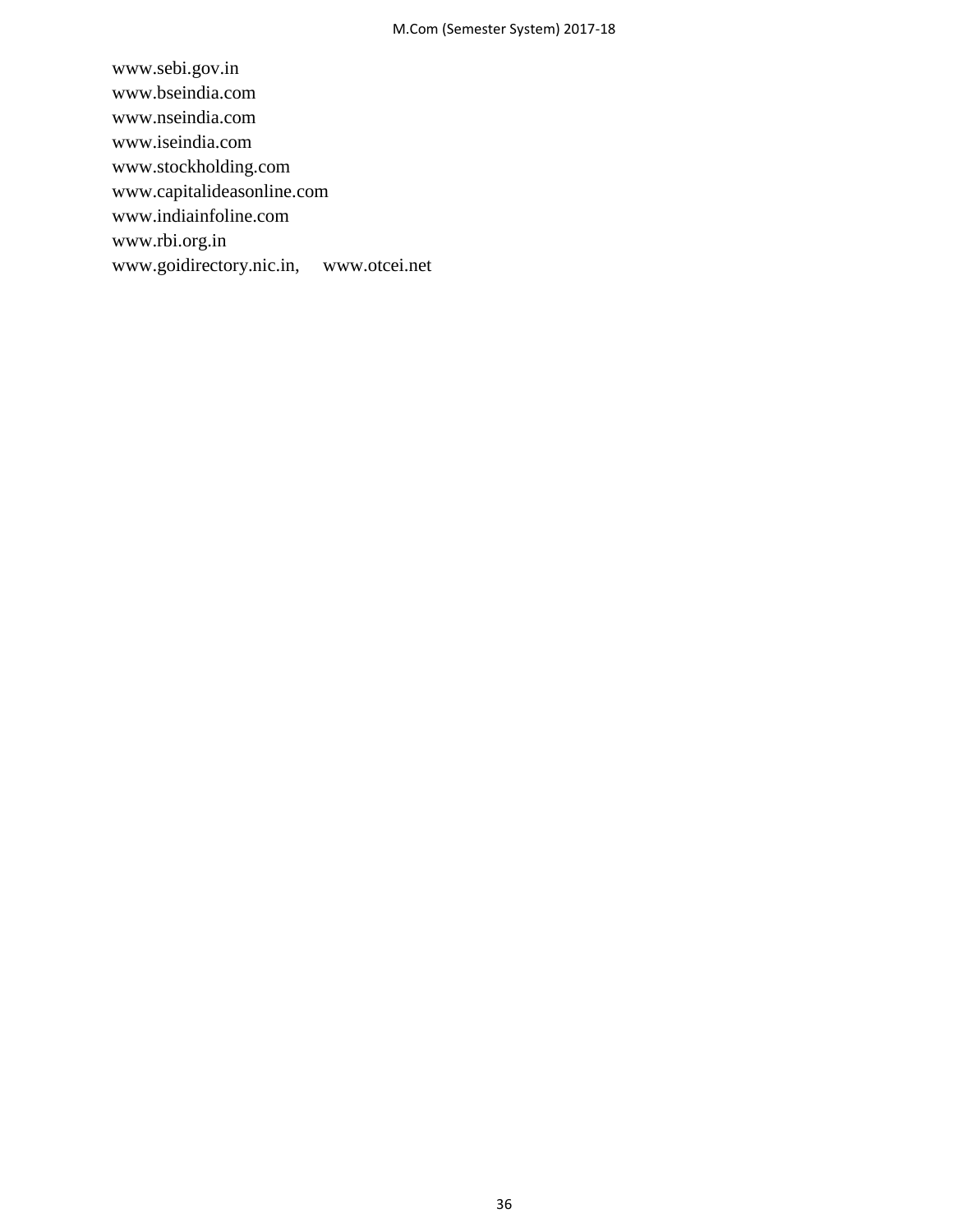www.sebi.gov.in
www.bseindia.com
www.nseindia.com
www.iseindia.com
www.stockholding.com
www.capitalideasonline.com
www.indiainfoline.com
www.rbi.org.in
www.goidirectory.nic.in, www.otcei.net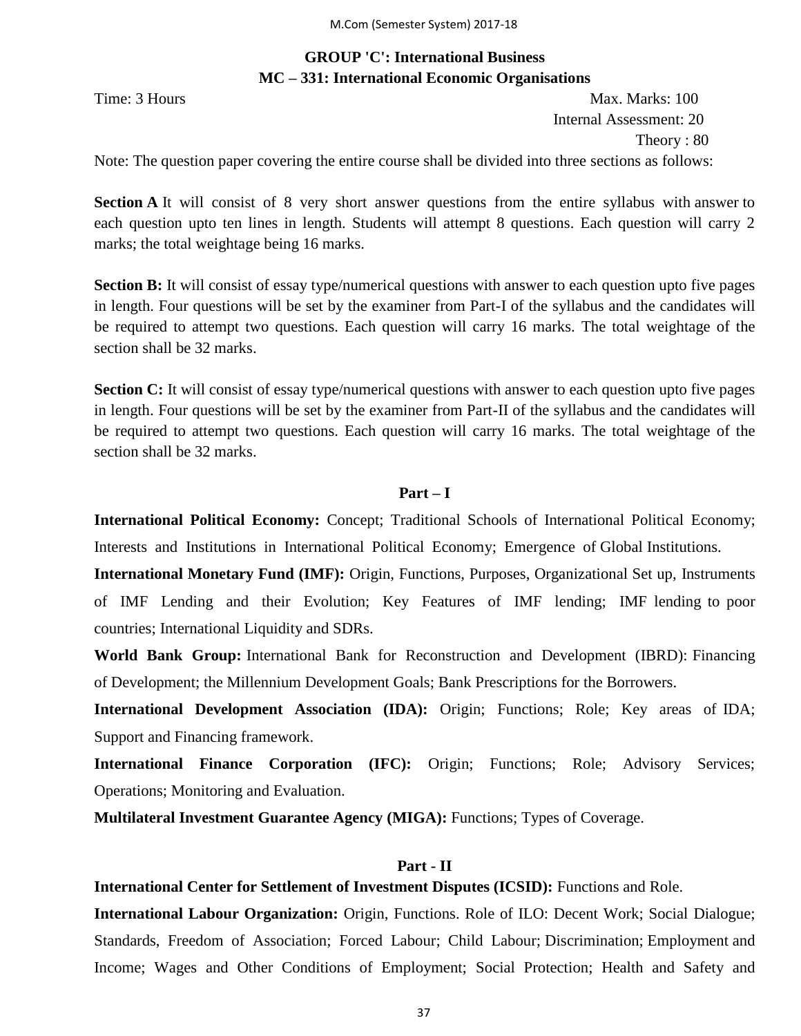## GROUP 'C': International Business

## MC – 331: International Economic Organisations

Time: 3 Hours

Max. Marks: 100

Internal Assessment: 20

Theory : 80

Note: The question paper covering the entire course shall be divided into three sections as follows:

**Section A** It will consist of 8 very short answer questions from the entire syllabus with answer to each question upto ten lines in length. Students will attempt 8 questions. Each question will carry 2 marks; the total weightage being 16 marks.

**Section B:** It will consist of essay type/numerical questions with answer to each question upto five pages in length. Four questions will be set by the examiner from Part-I of the syllabus and the candidates will be required to attempt two questions. Each question will carry 16 marks. The total weightage of the section shall be 32 marks.

**Section C:** It will consist of essay type/numerical questions with answer to each question upto five pages in length. Four questions will be set by the examiner from Part-II of the syllabus and the candidates will be required to attempt two questions. Each question will carry 16 marks. The total weightage of the section shall be 32 marks.

### Part – I

**International Political Economy:** Concept; Traditional Schools of International Political Economy; Interests and Institutions in International Political Economy; Emergence of Global Institutions.

**International Monetary Fund (IMF):** Origin, Functions, Purposes, Organizational Set up, Instruments of IMF Lending and their Evolution; Key Features of IMF lending; IMF lending to poor countries; International Liquidity and SDRs.

**World Bank Group:** International Bank for Reconstruction and Development (IBRD): Financing of Development; the Millennium Development Goals; Bank Prescriptions for the Borrowers.

**International Development Association (IDA):** Origin; Functions; Role; Key areas of IDA; Support and Financing framework.

**International Finance Corporation (IFC):** Origin; Functions; Role; Advisory Services; Operations; Monitoring and Evaluation.

**Multilateral Investment Guarantee Agency (MIGA):** Functions; Types of Coverage.

### Part - II

**International Center for Settlement of Investment Disputes (ICSID):** Functions and Role.

**International Labour Organization:** Origin, Functions. Role of ILO: Decent Work; Social Dialogue; Standards, Freedom of Association; Forced Labour; Child Labour; Discrimination; Employment and Income; Wages and Other Conditions of Employment; Social Protection; Health and Safety and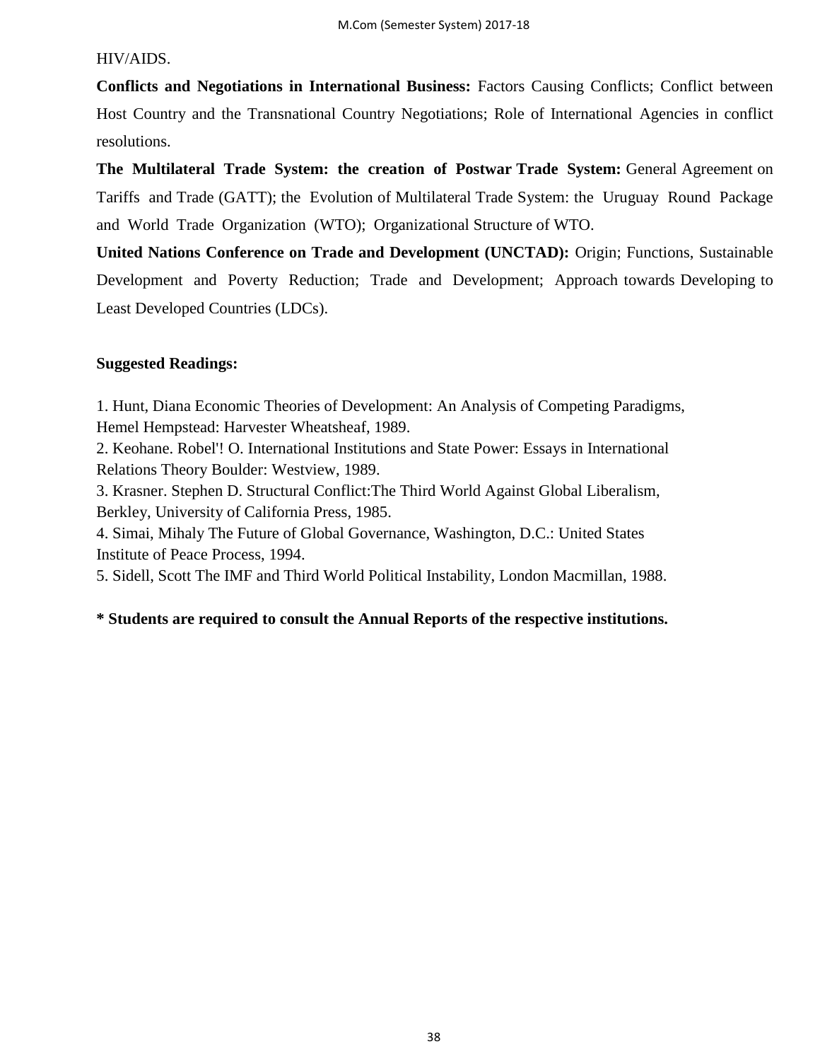HIV/AIDS.

**Conflicts and Negotiations in International Business:** Factors Causing Conflicts; Conflict between Host Country and the Transnational Country Negotiations; Role of International Agencies in conflict resolutions.

**The Multilateral Trade System: the creation of Postwar Trade System:** General Agreement on Tariffs and Trade (GATT); the Evolution of Multilateral Trade System: the Uruguay Round Package and World Trade Organization (WTO); Organizational Structure of WTO.

**United Nations Conference on Trade and Development (UNCTAD):** Origin; Functions, Sustainable Development and Poverty Reduction; Trade and Development; Approach towards Developing to Least Developed Countries (LDCs).

**Suggested Readings:**

1. Hunt, Diana Economic Theories of Development: An Analysis of Competing Paradigms, Hemel Hempstead: Harvester Wheatsheaf, 1989.
2. Keohane. Robel'! O. International Institutions and State Power: Essays in International Relations Theory Boulder: Westview, 1989.
3. Krasner. Stephen D. Structural Conflict:The Third World Against Global Liberalism, Berkley, University of California Press, 1985.
4. Simai, Mihaly The Future of Global Governance, Washington, D.C.: United States Institute of Peace Process, 1994.
5. Sidell, Scott The IMF and Third World Political Instability, London Macmillan, 1988.

**\* Students are required to consult the Annual Reports of the respective institutions.**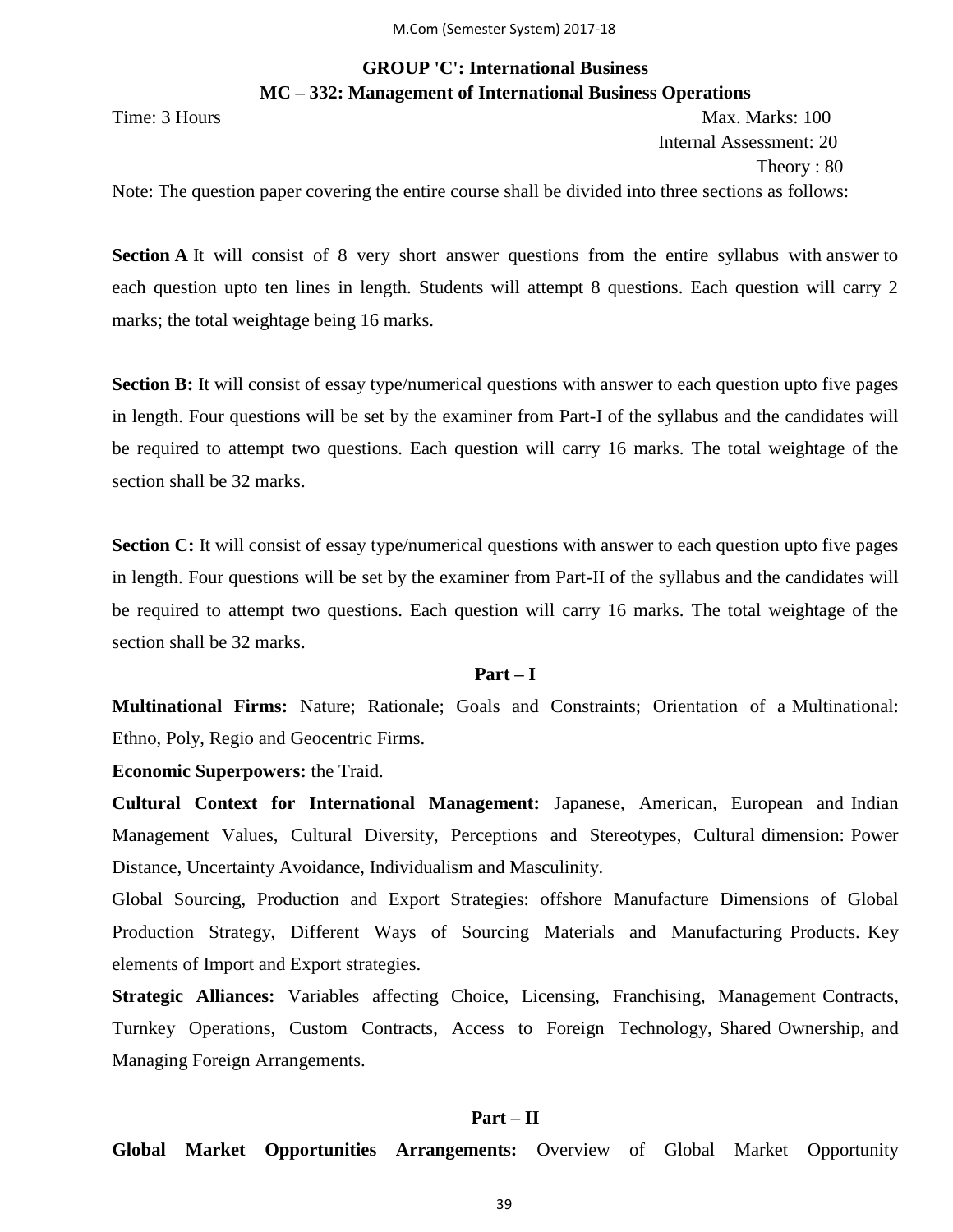## GROUP 'C': International Business

## MC – 332: Management of International Business Operations

Time: 3 Hours — Max. Marks: 100

Internal Assessment: 20

Theory : 80

Note: The question paper covering the entire course shall be divided into three sections as follows:

**Section A** It will consist of 8 very short answer questions from the entire syllabus with answer to each question upto ten lines in length. Students will attempt 8 questions. Each question will carry 2 marks; the total weightage being 16 marks.

**Section B:** It will consist of essay type/numerical questions with answer to each question upto five pages in length. Four questions will be set by the examiner from Part-I of the syllabus and the candidates will be required to attempt two questions. Each question will carry 16 marks. The total weightage of the section shall be 32 marks.

**Section C:** It will consist of essay type/numerical questions with answer to each question upto five pages in length. Four questions will be set by the examiner from Part-II of the syllabus and the candidates will be required to attempt two questions. Each question will carry 16 marks. The total weightage of the section shall be 32 marks.

### Part – I

**Multinational Firms:** Nature; Rationale; Goals and Constraints; Orientation of a Multinational: Ethno, Poly, Regio and Geocentric Firms.

**Economic Superpowers:** the Traid.

**Cultural Context for International Management:** Japanese, American, European and Indian Management Values, Cultural Diversity, Perceptions and Stereotypes, Cultural dimension: Power Distance, Uncertainty Avoidance, Individualism and Masculinity.

Global Sourcing, Production and Export Strategies: offshore Manufacture Dimensions of Global Production Strategy, Different Ways of Sourcing Materials and Manufacturing Products. Key elements of Import and Export strategies.

**Strategic Alliances:** Variables affecting Choice, Licensing, Franchising, Management Contracts, Turnkey Operations, Custom Contracts, Access to Foreign Technology, Shared Ownership, and Managing Foreign Arrangements.

### Part – II

**Global Market Opportunities Arrangements:** Overview of Global Market Opportunity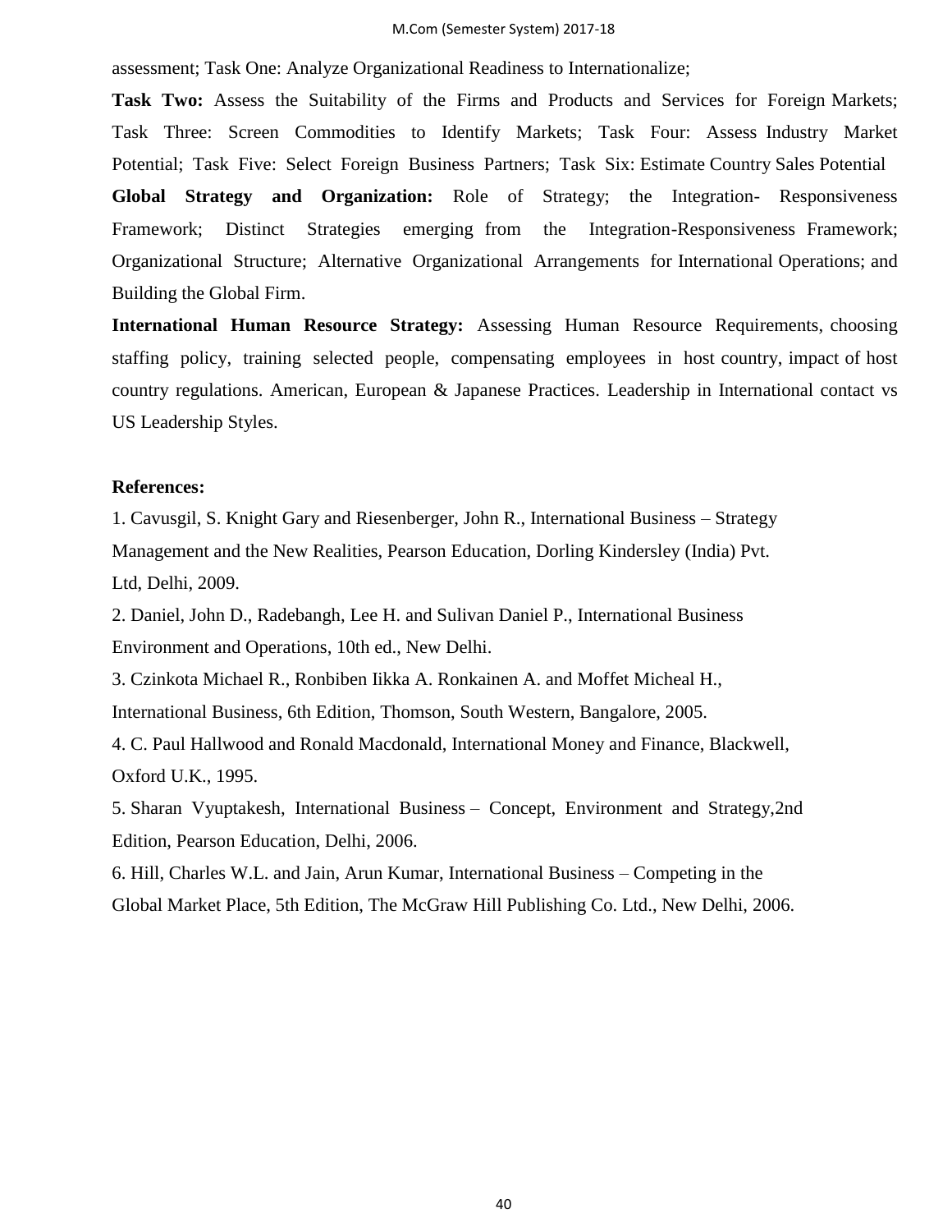assessment; Task One: Analyze Organizational Readiness to Internationalize;

**Task Two:** Assess the Suitability of the Firms and Products and Services for Foreign Markets; Task Three: Screen Commodities to Identify Markets; Task Four: Assess Industry Market Potential; Task Five: Select Foreign Business Partners; Task Six: Estimate Country Sales Potential

**Global Strategy and Organization:** Role of Strategy; the Integration- Responsiveness Framework; Distinct Strategies emerging from the Integration-Responsiveness Framework; Organizational Structure; Alternative Organizational Arrangements for International Operations; and Building the Global Firm.

**International Human Resource Strategy:** Assessing Human Resource Requirements, choosing staffing policy, training selected people, compensating employees in host country, impact of host country regulations. American, European & Japanese Practices. Leadership in International contact vs US Leadership Styles.

**References:**

1. Cavusgil, S. Knight Gary and Riesenberger, John R., International Business – Strategy Management and the New Realities, Pearson Education, Dorling Kindersley (India) Pvt. Ltd, Delhi, 2009.
2. Daniel, John D., Radebangh, Lee H. and Sulivan Daniel P., International Business Environment and Operations, 10th ed., New Delhi.
3. Czinkota Michael R., Ronbiben Iikka A. Ronkainen A. and Moffet Micheal H., International Business, 6th Edition, Thomson, South Western, Bangalore, 2005.
4. C. Paul Hallwood and Ronald Macdonald, International Money and Finance, Blackwell, Oxford U.K., 1995.
5. Sharan Vyuptakesh, International Business – Concept, Environment and Strategy,2nd Edition, Pearson Education, Delhi, 2006.
6. Hill, Charles W.L. and Jain, Arun Kumar, International Business – Competing in the Global Market Place, 5th Edition, The McGraw Hill Publishing Co. Ltd., New Delhi, 2006.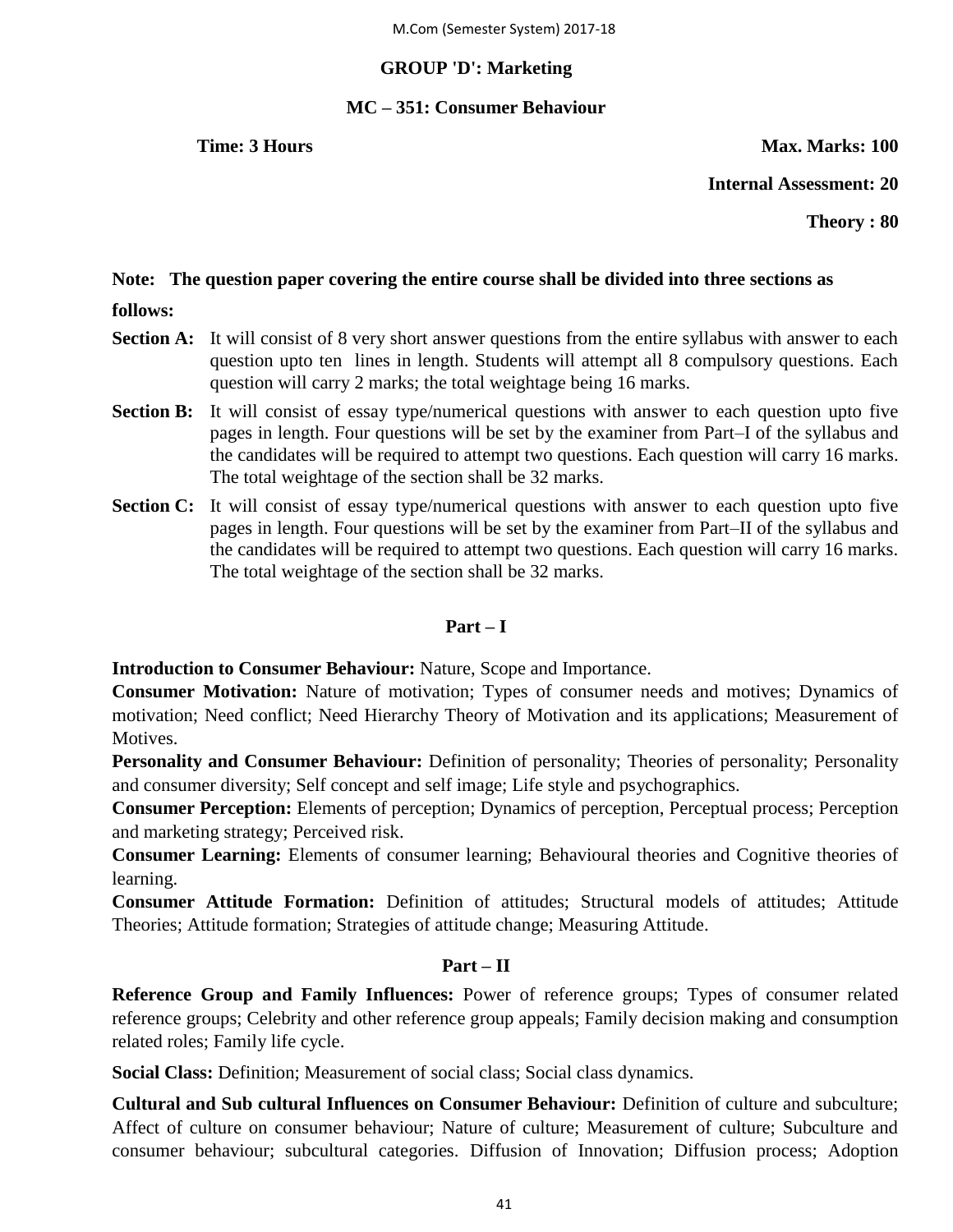## GROUP 'D': Marketing

### MC – 351: Consumer Behaviour

**Time: 3 Hours** **Max. Marks: 100**

**Internal Assessment: 20**

**Theory : 80**

**Note: The question paper covering the entire course shall be divided into three sections as follows:**

**Section A:** It will consist of 8 very short answer questions from the entire syllabus with answer to each question upto ten lines in length. Students will attempt all 8 compulsory questions. Each question will carry 2 marks; the total weightage being 16 marks.

**Section B:** It will consist of essay type/numerical questions with answer to each question upto five pages in length. Four questions will be set by the examiner from Part–I of the syllabus and the candidates will be required to attempt two questions. Each question will carry 16 marks. The total weightage of the section shall be 32 marks.

**Section C:** It will consist of essay type/numerical questions with answer to each question upto five pages in length. Four questions will be set by the examiner from Part–II of the syllabus and the candidates will be required to attempt two questions. Each question will carry 16 marks. The total weightage of the section shall be 32 marks.

### Part – I

**Introduction to Consumer Behaviour:** Nature, Scope and Importance.

**Consumer Motivation:** Nature of motivation; Types of consumer needs and motives; Dynamics of motivation; Need conflict; Need Hierarchy Theory of Motivation and its applications; Measurement of Motives.

**Personality and Consumer Behaviour:** Definition of personality; Theories of personality; Personality and consumer diversity; Self concept and self image; Life style and psychographics.

**Consumer Perception:** Elements of perception; Dynamics of perception, Perceptual process; Perception and marketing strategy; Perceived risk.

**Consumer Learning:** Elements of consumer learning; Behavioural theories and Cognitive theories of learning.

**Consumer Attitude Formation:** Definition of attitudes; Structural models of attitudes; Attitude Theories; Attitude formation; Strategies of attitude change; Measuring Attitude.

### Part – II

**Reference Group and Family Influences:** Power of reference groups; Types of consumer related reference groups; Celebrity and other reference group appeals; Family decision making and consumption related roles; Family life cycle.

**Social Class:** Definition; Measurement of social class; Social class dynamics.

**Cultural and Sub cultural Influences on Consumer Behaviour:** Definition of culture and subculture; Affect of culture on consumer behaviour; Nature of culture; Measurement of culture; Subculture and consumer behaviour; subcultural categories. Diffusion of Innovation; Diffusion process; Adoption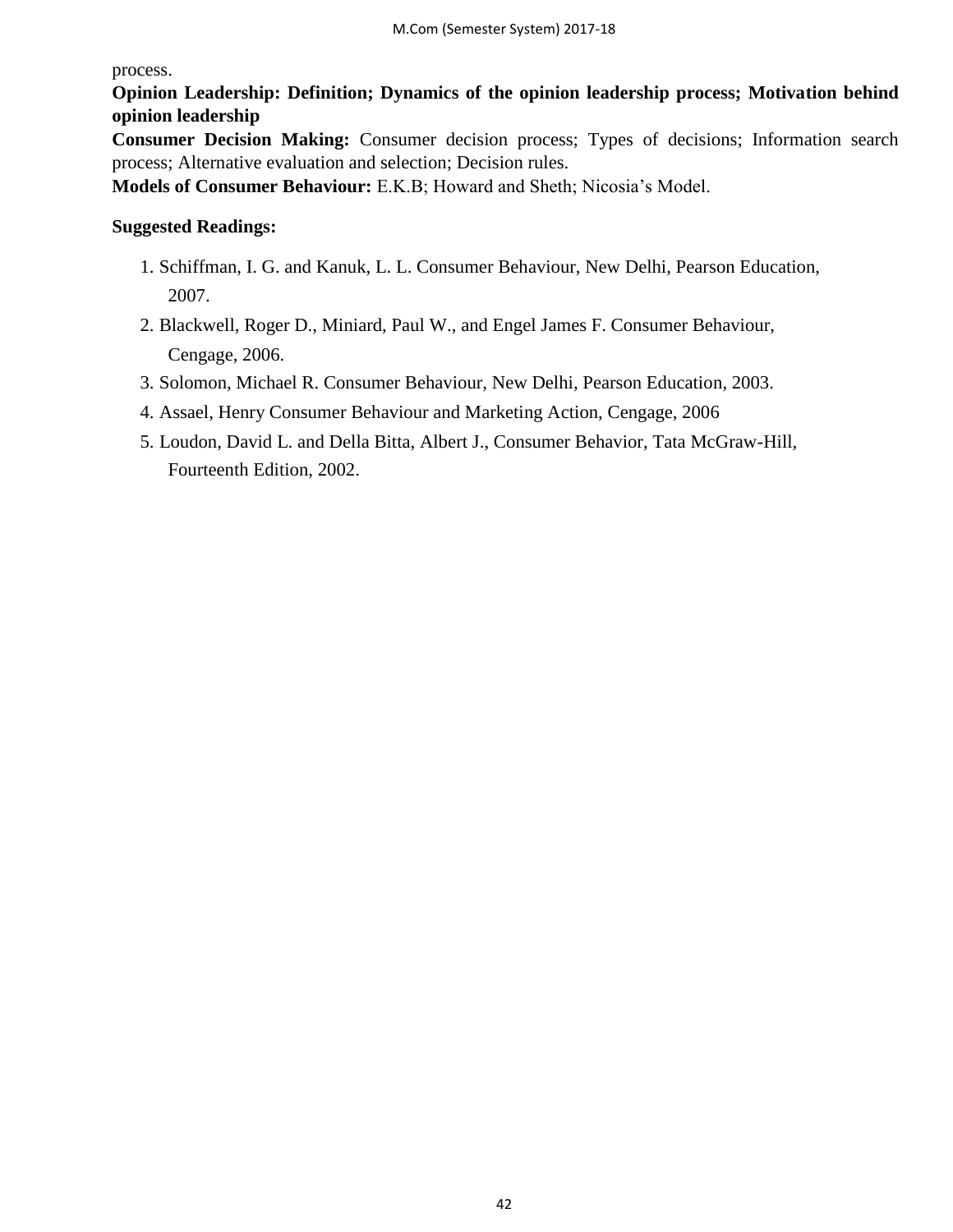process.

**Opinion Leadership: Definition; Dynamics of the opinion leadership process; Motivation behind opinion leadership**

**Consumer Decision Making:** Consumer decision process; Types of decisions; Information search process; Alternative evaluation and selection; Decision rules.

**Models of Consumer Behaviour:** E.K.B; Howard and Sheth; Nicosia's Model.

**Suggested Readings:**

1. Schiffman, I. G. and Kanuk, L. L. Consumer Behaviour, New Delhi, Pearson Education, 2007.
2. Blackwell, Roger D., Miniard, Paul W., and Engel James F. Consumer Behaviour, Cengage, 2006.
3. Solomon, Michael R. Consumer Behaviour, New Delhi, Pearson Education, 2003.
4. Assael, Henry Consumer Behaviour and Marketing Action, Cengage, 2006
5. Loudon, David L. and Della Bitta, Albert J., Consumer Behavior, Tata McGraw-Hill, Fourteenth Edition, 2002.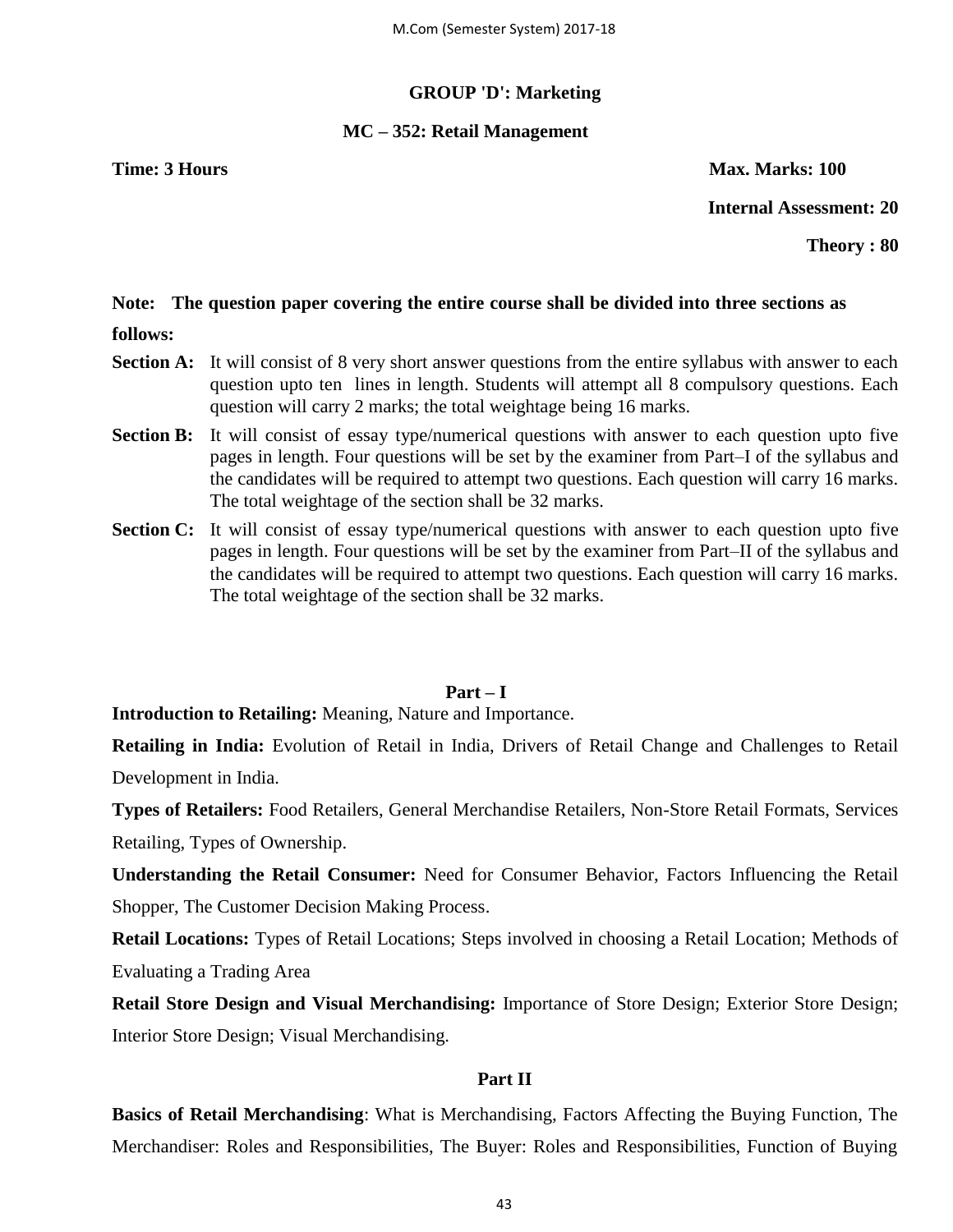## GROUP 'D': Marketing

### MC – 352: Retail Management

**Time: 3 Hours** **Max. Marks: 100**

**Internal Assessment: 20**

**Theory : 80**

**Note: The question paper covering the entire course shall be divided into three sections as follows:**

**Section A:** It will consist of 8 very short answer questions from the entire syllabus with answer to each question upto ten lines in length. Students will attempt all 8 compulsory questions. Each question will carry 2 marks; the total weightage being 16 marks.

**Section B:** It will consist of essay type/numerical questions with answer to each question upto five pages in length. Four questions will be set by the examiner from Part–I of the syllabus and the candidates will be required to attempt two questions. Each question will carry 16 marks. The total weightage of the section shall be 32 marks.

**Section C:** It will consist of essay type/numerical questions with answer to each question upto five pages in length. Four questions will be set by the examiner from Part–II of the syllabus and the candidates will be required to attempt two questions. Each question will carry 16 marks. The total weightage of the section shall be 32 marks.

### Part – I

**Introduction to Retailing:** Meaning, Nature and Importance.

**Retailing in India:** Evolution of Retail in India, Drivers of Retail Change and Challenges to Retail Development in India.

**Types of Retailers:** Food Retailers, General Merchandise Retailers, Non-Store Retail Formats, Services Retailing, Types of Ownership.

**Understanding the Retail Consumer:** Need for Consumer Behavior, Factors Influencing the Retail Shopper, The Customer Decision Making Process.

**Retail Locations:** Types of Retail Locations; Steps involved in choosing a Retail Location; Methods of Evaluating a Trading Area

**Retail Store Design and Visual Merchandising:** Importance of Store Design; Exterior Store Design; Interior Store Design; Visual Merchandising.

### Part II

**Basics of Retail Merchandising**: What is Merchandising, Factors Affecting the Buying Function, The Merchandiser: Roles and Responsibilities, The Buyer: Roles and Responsibilities, Function of Buying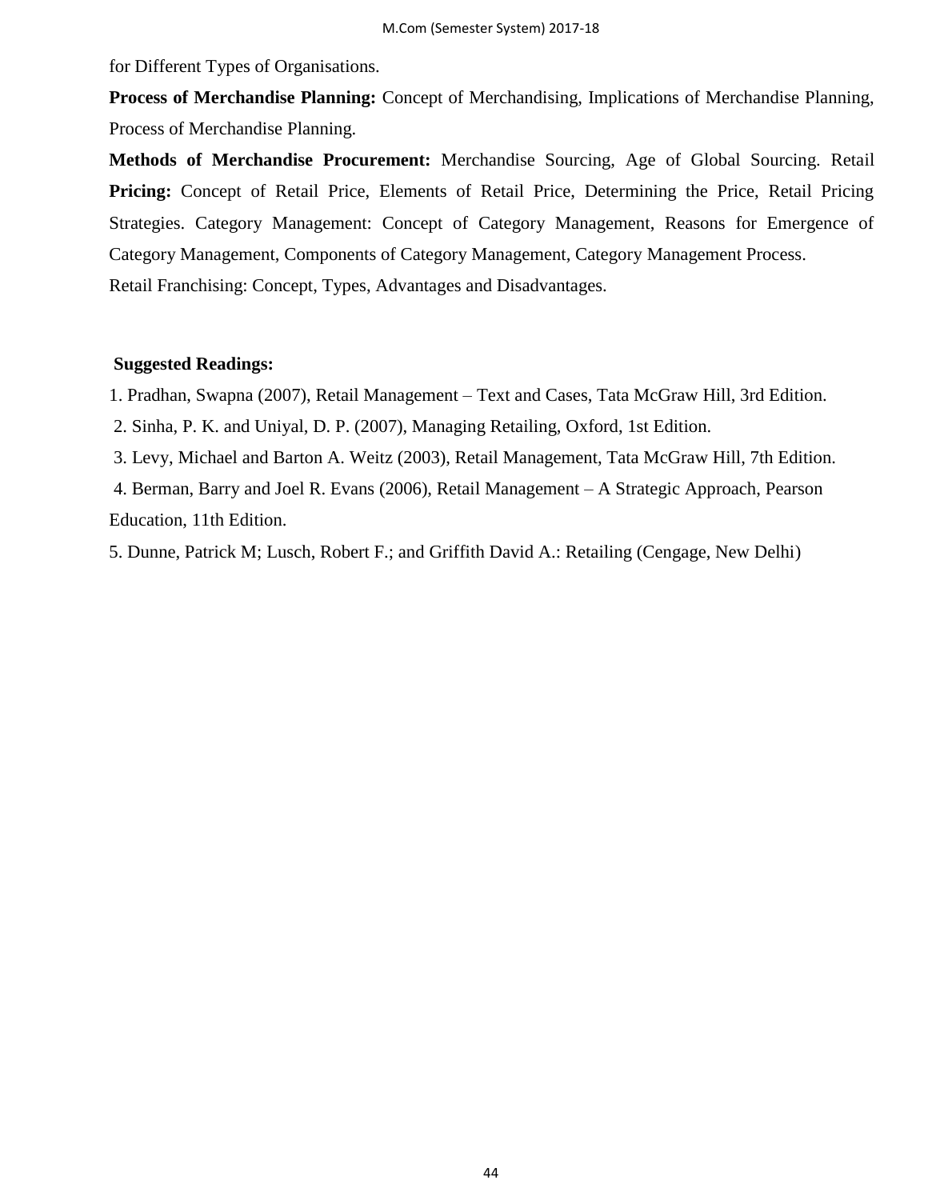for Different Types of Organisations.

**Process of Merchandise Planning:** Concept of Merchandising, Implications of Merchandise Planning, Process of Merchandise Planning.

**Methods of Merchandise Procurement:** Merchandise Sourcing, Age of Global Sourcing. Retail **Pricing:** Concept of Retail Price, Elements of Retail Price, Determining the Price, Retail Pricing Strategies. Category Management: Concept of Category Management, Reasons for Emergence of Category Management, Components of Category Management, Category Management Process.

Retail Franchising: Concept, Types, Advantages and Disadvantages.

**Suggested Readings:**

1. Pradhan, Swapna (2007), Retail Management – Text and Cases, Tata McGraw Hill, 3rd Edition.
2. Sinha, P. K. and Uniyal, D. P. (2007), Managing Retailing, Oxford, 1st Edition.
3. Levy, Michael and Barton A. Weitz (2003), Retail Management, Tata McGraw Hill, 7th Edition.
4. Berman, Barry and Joel R. Evans (2006), Retail Management – A Strategic Approach, Pearson Education, 11th Edition.
5. Dunne, Patrick M; Lusch, Robert F.; and Griffith David A.: Retailing (Cengage, New Delhi)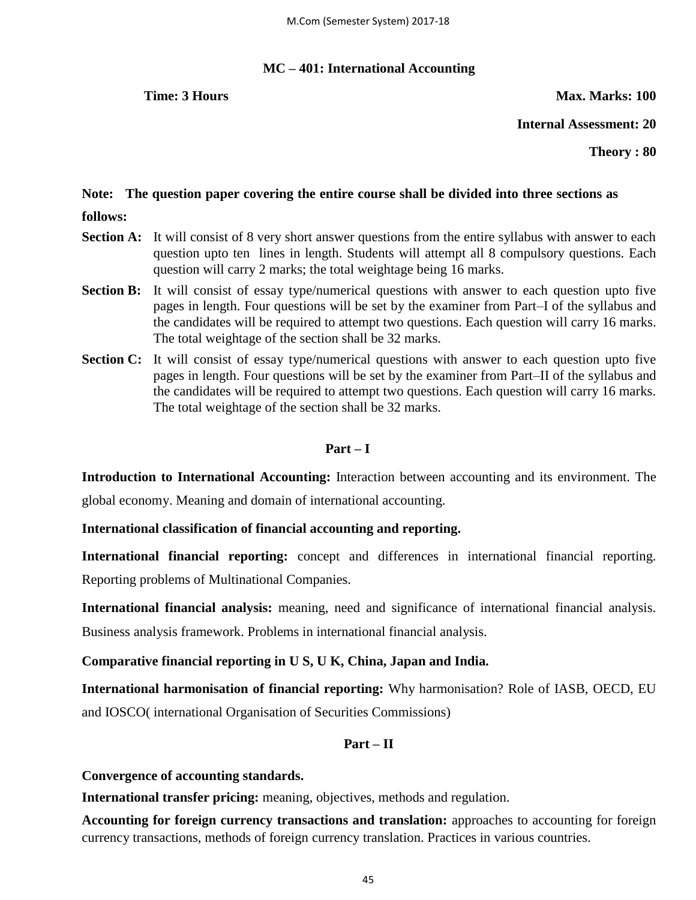## MC – 401: International Accounting

**Time: 3 Hours** **Max. Marks: 100**

**Internal Assessment: 20**

**Theory : 80**

**Note: The question paper covering the entire course shall be divided into three sections as follows:**

**Section A:** It will consist of 8 very short answer questions from the entire syllabus with answer to each question upto ten lines in length. Students will attempt all 8 compulsory questions. Each question will carry 2 marks; the total weightage being 16 marks.

**Section B:** It will consist of essay type/numerical questions with answer to each question upto five pages in length. Four questions will be set by the examiner from Part–I of the syllabus and the candidates will be required to attempt two questions. Each question will carry 16 marks. The total weightage of the section shall be 32 marks.

**Section C:** It will consist of essay type/numerical questions with answer to each question upto five pages in length. Four questions will be set by the examiner from Part–II of the syllabus and the candidates will be required to attempt two questions. Each question will carry 16 marks. The total weightage of the section shall be 32 marks.

### Part – I

**Introduction to International Accounting:** Interaction between accounting and its environment. The global economy. Meaning and domain of international accounting.

**International classification of financial accounting and reporting.**

**International financial reporting:** concept and differences in international financial reporting. Reporting problems of Multinational Companies.

**International financial analysis:** meaning, need and significance of international financial analysis. Business analysis framework. Problems in international financial analysis.

**Comparative financial reporting in U S, U K, China, Japan and India.**

**International harmonisation of financial reporting:** Why harmonisation? Role of IASB, OECD, EU and IOSCO( international Organisation of Securities Commissions)

### Part – II

**Convergence of accounting standards.**

**International transfer pricing:** meaning, objectives, methods and regulation.

**Accounting for foreign currency transactions and translation:** approaches to accounting for foreign currency transactions, methods of foreign currency translation. Practices in various countries.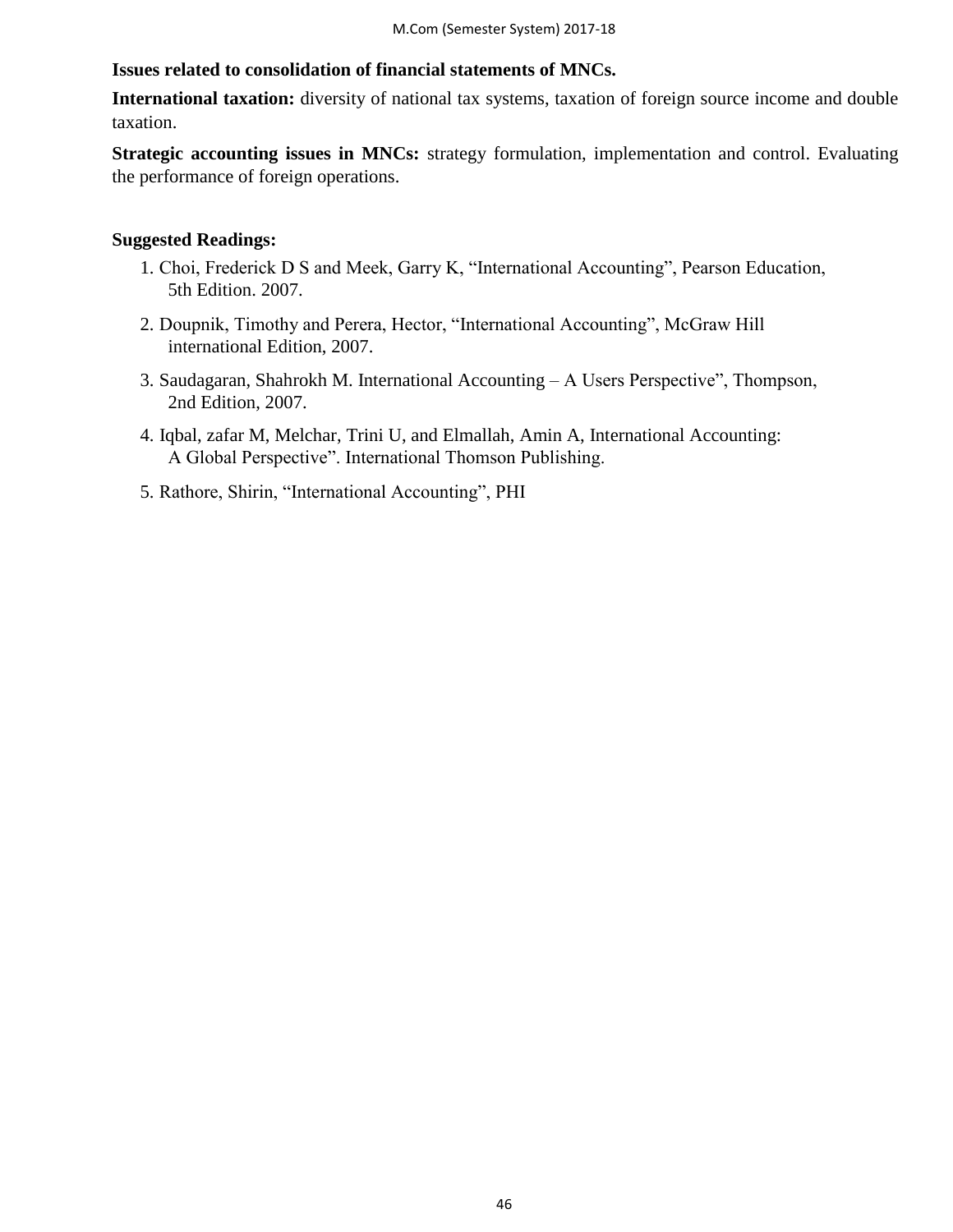**Issues related to consolidation of financial statements of MNCs.**

**International taxation:** diversity of national tax systems, taxation of foreign source income and double taxation.

**Strategic accounting issues in MNCs:** strategy formulation, implementation and control. Evaluating the performance of foreign operations.

**Suggested Readings:**

1. Choi, Frederick D S and Meek, Garry K, "International Accounting", Pearson Education, 5th Edition. 2007.
2. Doupnik, Timothy and Perera, Hector, "International Accounting", McGraw Hill international Edition, 2007.
3. Saudagaran, Shahrokh M. International Accounting – A Users Perspective", Thompson, 2nd Edition, 2007.
4. Iqbal, zafar M, Melchar, Trini U, and Elmallah, Amin A, International Accounting: A Global Perspective". International Thomson Publishing.
5. Rathore, Shirin, "International Accounting", PHI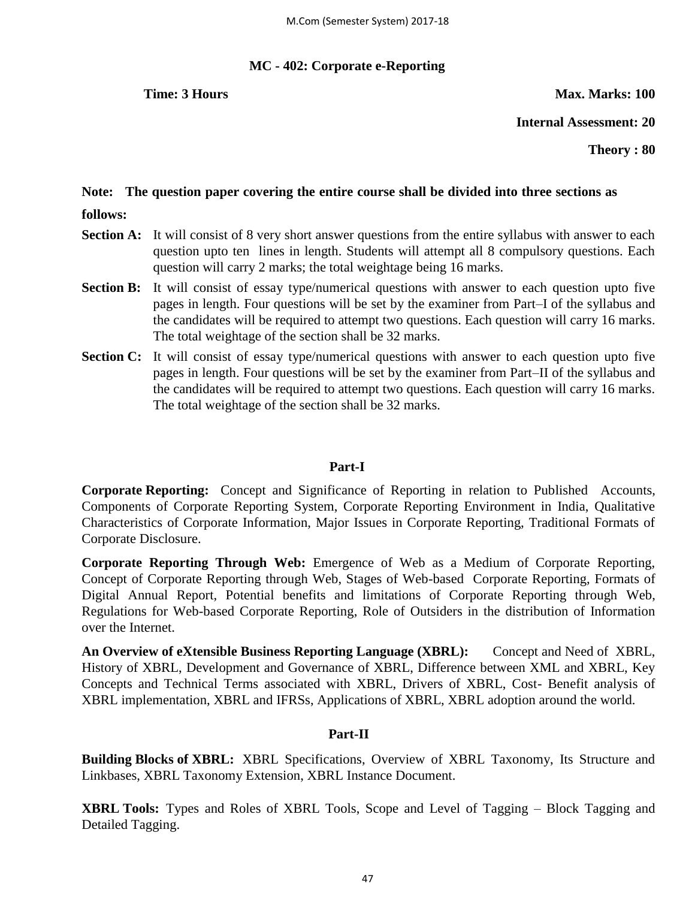## MC - 402: Corporate e-Reporting

**Time: 3 Hours** **Max. Marks: 100**

**Internal Assessment: 20**

**Theory : 80**

**Note: The question paper covering the entire course shall be divided into three sections as follows:**

**Section A:** It will consist of 8 very short answer questions from the entire syllabus with answer to each question upto ten lines in length. Students will attempt all 8 compulsory questions. Each question will carry 2 marks; the total weightage being 16 marks.

**Section B:** It will consist of essay type/numerical questions with answer to each question upto five pages in length. Four questions will be set by the examiner from Part–I of the syllabus and the candidates will be required to attempt two questions. Each question will carry 16 marks. The total weightage of the section shall be 32 marks.

**Section C:** It will consist of essay type/numerical questions with answer to each question upto five pages in length. Four questions will be set by the examiner from Part–II of the syllabus and the candidates will be required to attempt two questions. Each question will carry 16 marks. The total weightage of the section shall be 32 marks.

### Part-I

**Corporate Reporting:** Concept and Significance of Reporting in relation to Published Accounts, Components of Corporate Reporting System, Corporate Reporting Environment in India, Qualitative Characteristics of Corporate Information, Major Issues in Corporate Reporting, Traditional Formats of Corporate Disclosure.

**Corporate Reporting Through Web:** Emergence of Web as a Medium of Corporate Reporting, Concept of Corporate Reporting through Web, Stages of Web-based Corporate Reporting, Formats of Digital Annual Report, Potential benefits and limitations of Corporate Reporting through Web, Regulations for Web-based Corporate Reporting, Role of Outsiders in the distribution of Information over the Internet.

**An Overview of eXtensible Business Reporting Language (XBRL):** Concept and Need of XBRL, History of XBRL, Development and Governance of XBRL, Difference between XML and XBRL, Key Concepts and Technical Terms associated with XBRL, Drivers of XBRL, Cost- Benefit analysis of XBRL implementation, XBRL and IFRSs, Applications of XBRL, XBRL adoption around the world.

### Part-II

**Building Blocks of XBRL:** XBRL Specifications, Overview of XBRL Taxonomy, Its Structure and Linkbases, XBRL Taxonomy Extension, XBRL Instance Document.

**XBRL Tools:** Types and Roles of XBRL Tools, Scope and Level of Tagging – Block Tagging and Detailed Tagging.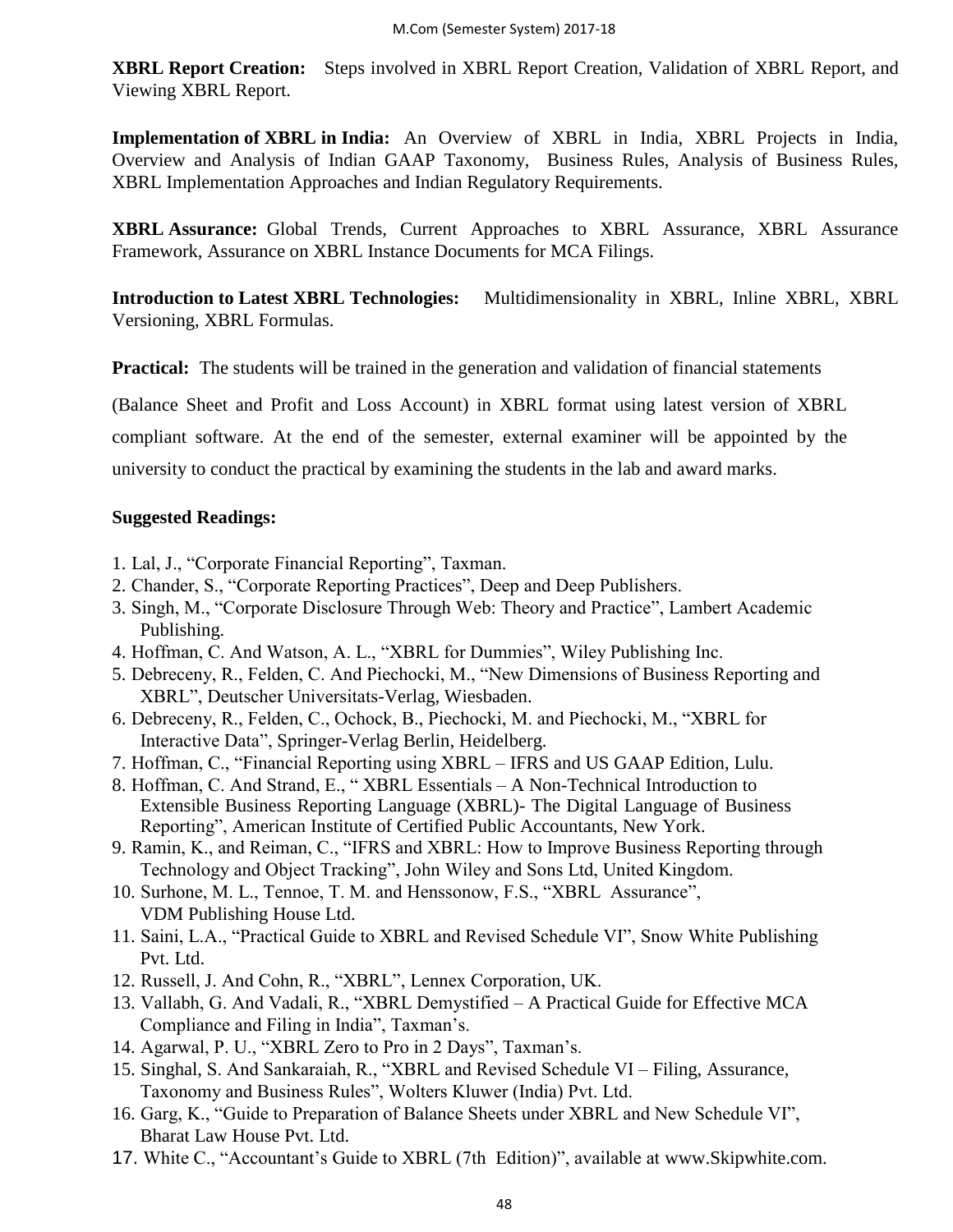**XBRL Report Creation:** Steps involved in XBRL Report Creation, Validation of XBRL Report, and Viewing XBRL Report.

**Implementation of XBRL in India:** An Overview of XBRL in India, XBRL Projects in India, Overview and Analysis of Indian GAAP Taxonomy, Business Rules, Analysis of Business Rules, XBRL Implementation Approaches and Indian Regulatory Requirements.

**XBRL Assurance:** Global Trends, Current Approaches to XBRL Assurance, XBRL Assurance Framework, Assurance on XBRL Instance Documents for MCA Filings.

**Introduction to Latest XBRL Technologies:** Multidimensionality in XBRL, Inline XBRL, XBRL Versioning, XBRL Formulas.

**Practical:** The students will be trained in the generation and validation of financial statements (Balance Sheet and Profit and Loss Account) in XBRL format using latest version of XBRL compliant software. At the end of the semester, external examiner will be appointed by the university to conduct the practical by examining the students in the lab and award marks.

**Suggested Readings:**

1. Lal, J., "Corporate Financial Reporting", Taxman.
2. Chander, S., "Corporate Reporting Practices", Deep and Deep Publishers.
3. Singh, M., "Corporate Disclosure Through Web: Theory and Practice", Lambert Academic Publishing.
4. Hoffman, C. And Watson, A. L., "XBRL for Dummies", Wiley Publishing Inc.
5. Debreceny, R., Felden, C. And Piechocki, M., "New Dimensions of Business Reporting and XBRL", Deutscher Universitats-Verlag, Wiesbaden.
6. Debreceny, R., Felden, C., Ochock, B., Piechocki, M. and Piechocki, M., "XBRL for Interactive Data", Springer-Verlag Berlin, Heidelberg.
7. Hoffman, C., "Financial Reporting using XBRL – IFRS and US GAAP Edition, Lulu.
8. Hoffman, C. And Strand, E., " XBRL Essentials – A Non-Technical Introduction to Extensible Business Reporting Language (XBRL)- The Digital Language of Business Reporting", American Institute of Certified Public Accountants, New York.
9. Ramin, K., and Reiman, C., "IFRS and XBRL: How to Improve Business Reporting through Technology and Object Tracking", John Wiley and Sons Ltd, United Kingdom.
10. Surhone, M. L., Tennoe, T. M. and Henssonow, F.S., "XBRL Assurance", VDM Publishing House Ltd.
11. Saini, L.A., "Practical Guide to XBRL and Revised Schedule VI", Snow White Publishing Pvt. Ltd.
12. Russell, J. And Cohn, R., "XBRL", Lennex Corporation, UK.
13. Vallabh, G. And Vadali, R., "XBRL Demystified – A Practical Guide for Effective MCA Compliance and Filing in India", Taxman's.
14. Agarwal, P. U., "XBRL Zero to Pro in 2 Days", Taxman's.
15. Singhal, S. And Sankaraiah, R., "XBRL and Revised Schedule VI – Filing, Assurance, Taxonomy and Business Rules", Wolters Kluwer (India) Pvt. Ltd.
16. Garg, K., "Guide to Preparation of Balance Sheets under XBRL and New Schedule VI", Bharat Law House Pvt. Ltd.
17. White C., "Accountant's Guide to XBRL (7th Edition)", available at www.Skipwhite.com.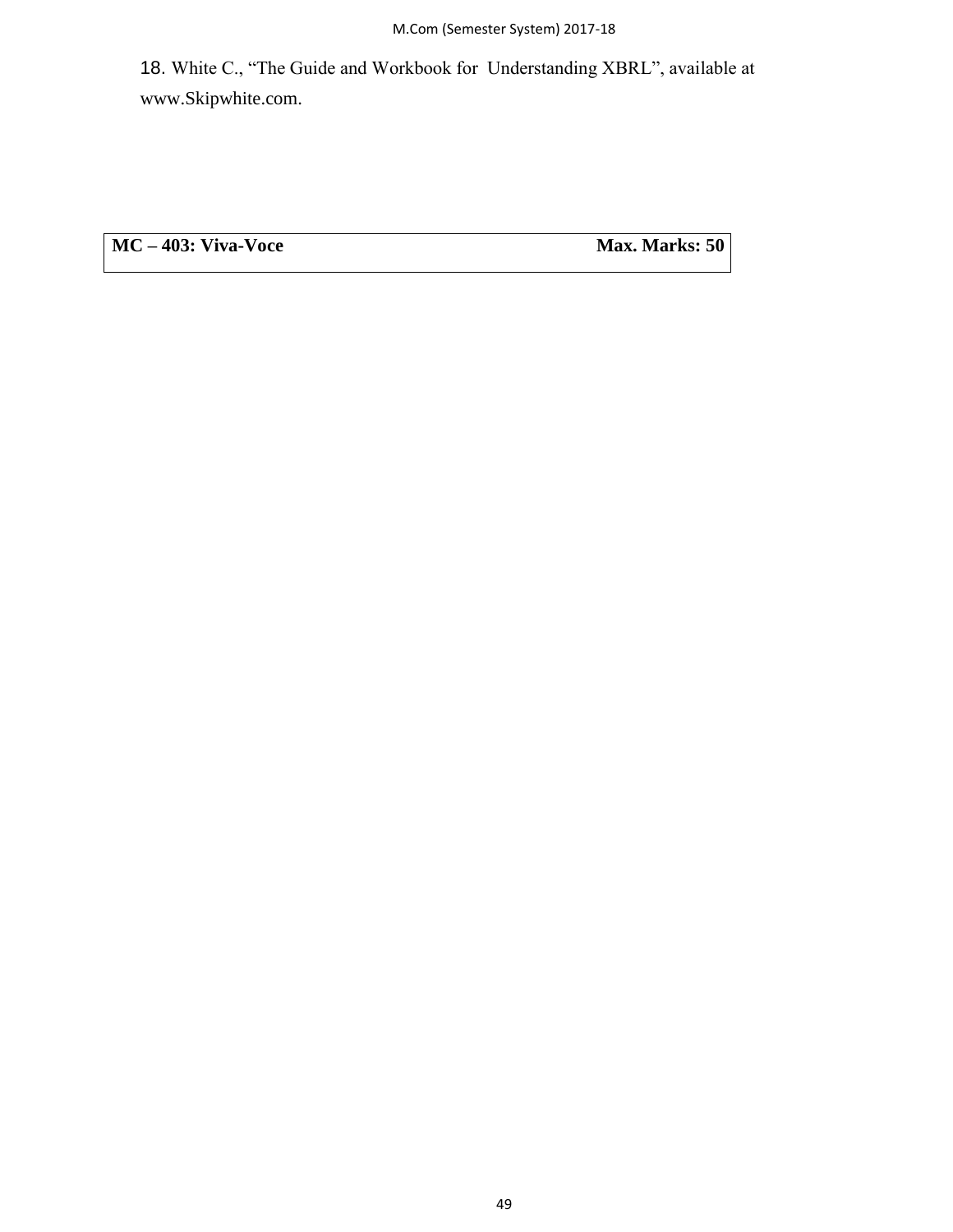18. White C., "The Guide and Workbook for Understanding XBRL", available at www.Skipwhite.com.

| **MC – 403: Viva-Voce** | **Max. Marks: 50** |
| --- | --- |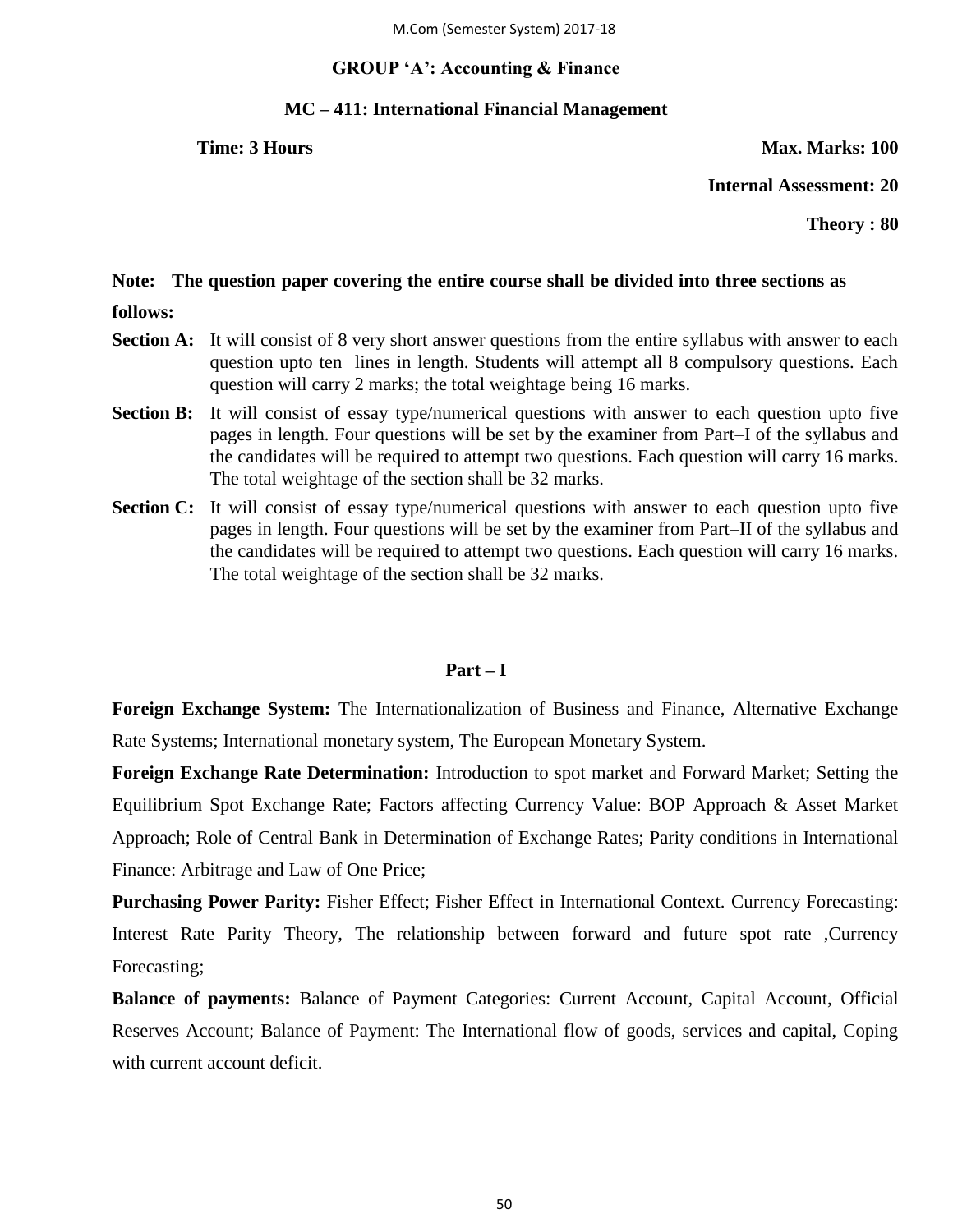## GROUP 'A': Accounting & Finance

### MC – 411: International Financial Management

**Time: 3 Hours** **Max. Marks: 100**

**Internal Assessment: 20**

**Theory : 80**

**Note: The question paper covering the entire course shall be divided into three sections as follows:**

**Section A:** It will consist of 8 very short answer questions from the entire syllabus with answer to each question upto ten lines in length. Students will attempt all 8 compulsory questions. Each question will carry 2 marks; the total weightage being 16 marks.

**Section B:** It will consist of essay type/numerical questions with answer to each question upto five pages in length. Four questions will be set by the examiner from Part–I of the syllabus and the candidates will be required to attempt two questions. Each question will carry 16 marks. The total weightage of the section shall be 32 marks.

**Section C:** It will consist of essay type/numerical questions with answer to each question upto five pages in length. Four questions will be set by the examiner from Part–II of the syllabus and the candidates will be required to attempt two questions. Each question will carry 16 marks. The total weightage of the section shall be 32 marks.

### Part – I

**Foreign Exchange System:** The Internationalization of Business and Finance, Alternative Exchange Rate Systems; International monetary system, The European Monetary System.

**Foreign Exchange Rate Determination:** Introduction to spot market and Forward Market; Setting the Equilibrium Spot Exchange Rate; Factors affecting Currency Value: BOP Approach & Asset Market Approach; Role of Central Bank in Determination of Exchange Rates; Parity conditions in International Finance: Arbitrage and Law of One Price;

**Purchasing Power Parity:** Fisher Effect; Fisher Effect in International Context. Currency Forecasting: Interest Rate Parity Theory, The relationship between forward and future spot rate ,Currency Forecasting;

**Balance of payments:** Balance of Payment Categories: Current Account, Capital Account, Official Reserves Account; Balance of Payment: The International flow of goods, services and capital, Coping with current account deficit.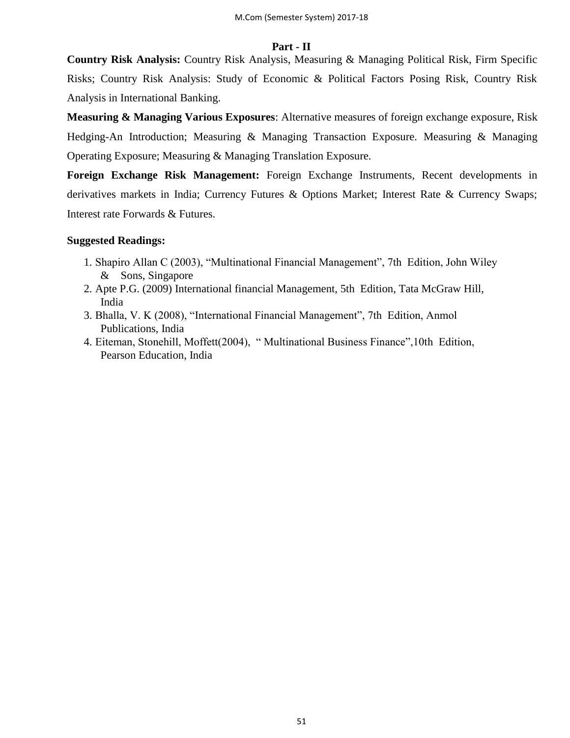## Part - II

**Country Risk Analysis:** Country Risk Analysis, Measuring & Managing Political Risk, Firm Specific Risks; Country Risk Analysis: Study of Economic & Political Factors Posing Risk, Country Risk Analysis in International Banking.

**Measuring & Managing Various Exposures**: Alternative measures of foreign exchange exposure, Risk Hedging-An Introduction; Measuring & Managing Transaction Exposure. Measuring & Managing Operating Exposure; Measuring & Managing Translation Exposure.

**Foreign Exchange Risk Management:** Foreign Exchange Instruments, Recent developments in derivatives markets in India; Currency Futures & Options Market; Interest Rate & Currency Swaps; Interest rate Forwards & Futures.

**Suggested Readings:**

1. Shapiro Allan C (2003), "Multinational Financial Management", 7th Edition, John Wiley & Sons, Singapore
2. Apte P.G. (2009) International financial Management, 5th Edition, Tata McGraw Hill, India
3. Bhalla, V. K (2008), "International Financial Management", 7th Edition, Anmol Publications, India
4. Eiteman, Stonehill, Moffett(2004), " Multinational Business Finance",10th Edition, Pearson Education, India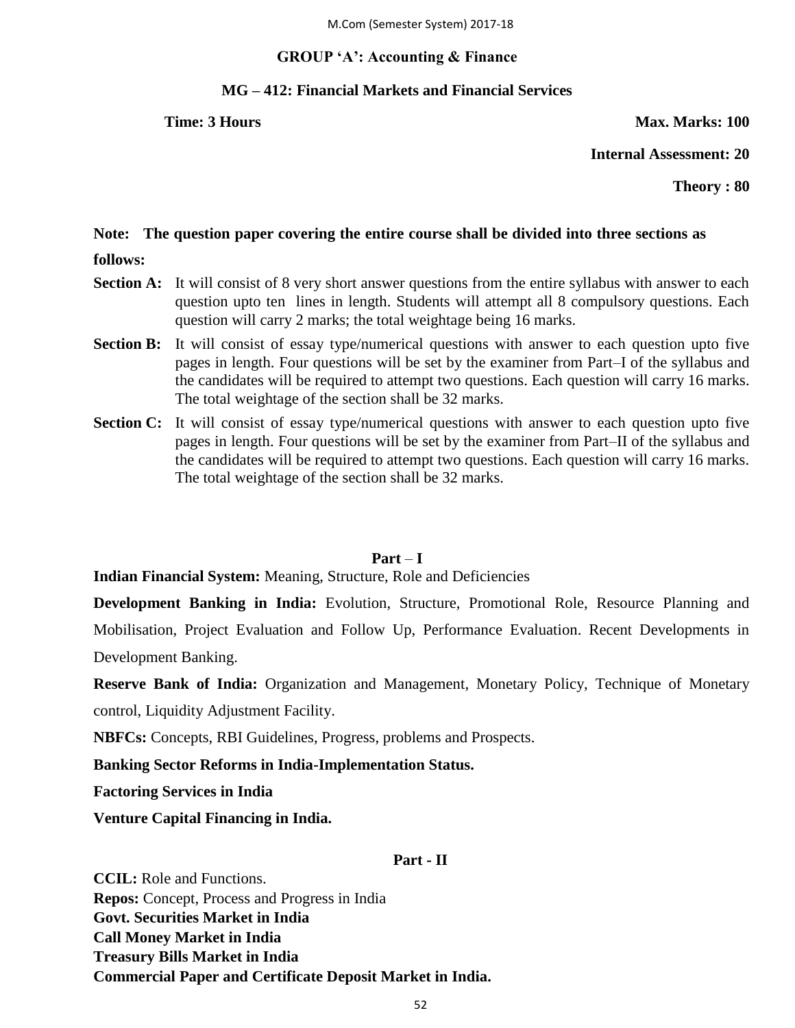## GROUP 'A': Accounting & Finance

### MG – 412: Financial Markets and Financial Services

**Time: 3 Hours** **Max. Marks: 100**

**Internal Assessment: 20**

**Theory : 80**

**Note: The question paper covering the entire course shall be divided into three sections as follows:**

**Section A:** It will consist of 8 very short answer questions from the entire syllabus with answer to each question upto ten lines in length. Students will attempt all 8 compulsory questions. Each question will carry 2 marks; the total weightage being 16 marks.

**Section B:** It will consist of essay type/numerical questions with answer to each question upto five pages in length. Four questions will be set by the examiner from Part–I of the syllabus and the candidates will be required to attempt two questions. Each question will carry 16 marks. The total weightage of the section shall be 32 marks.

**Section C:** It will consist of essay type/numerical questions with answer to each question upto five pages in length. Four questions will be set by the examiner from Part–II of the syllabus and the candidates will be required to attempt two questions. Each question will carry 16 marks. The total weightage of the section shall be 32 marks.

### Part – I

**Indian Financial System:** Meaning, Structure, Role and Deficiencies

**Development Banking in India:** Evolution, Structure, Promotional Role, Resource Planning and Mobilisation, Project Evaluation and Follow Up, Performance Evaluation. Recent Developments in Development Banking.

**Reserve Bank of India:** Organization and Management, Monetary Policy, Technique of Monetary control, Liquidity Adjustment Facility.

**NBFCs:** Concepts, RBI Guidelines, Progress, problems and Prospects.

**Banking Sector Reforms in India-Implementation Status.**

**Factoring Services in India**

**Venture Capital Financing in India.**

### Part - II

**CCIL:** Role and Functions.

**Repos:** Concept, Process and Progress in India

**Govt. Securities Market in India**

**Call Money Market in India**

**Treasury Bills Market in India**

**Commercial Paper and Certificate Deposit Market in India.**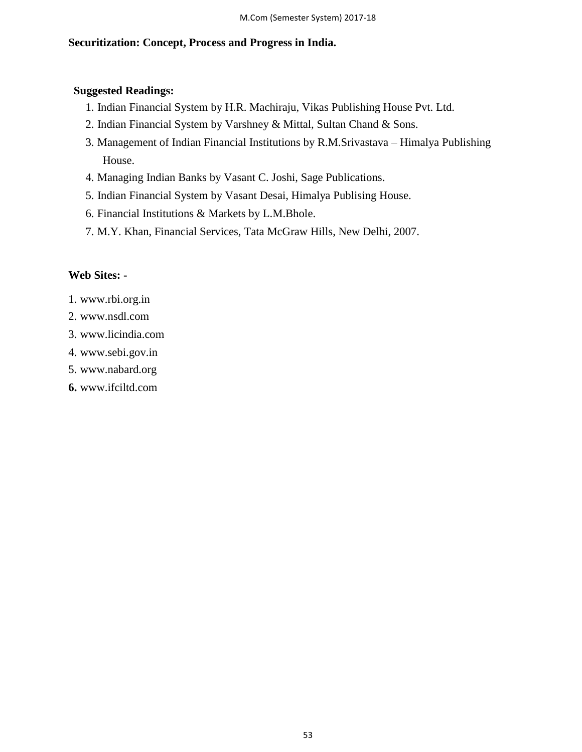**Securitization: Concept, Process and Progress in India.**

**Suggested Readings:**

1. Indian Financial System by H.R. Machiraju, Vikas Publishing House Pvt. Ltd.
2. Indian Financial System by Varshney & Mittal, Sultan Chand & Sons.
3. Management of Indian Financial Institutions by R.M.Srivastava – Himalya Publishing House.
4. Managing Indian Banks by Vasant C. Joshi, Sage Publications.
5. Indian Financial System by Vasant Desai, Himalya Publising House.
6. Financial Institutions & Markets by L.M.Bhole.
7. M.Y. Khan, Financial Services, Tata McGraw Hills, New Delhi, 2007.

**Web Sites: -**

1. www.rbi.org.in
2. www.nsdl.com
3. www.licindia.com
4. www.sebi.gov.in
5. www.nabard.org
6. www.ifciltd.com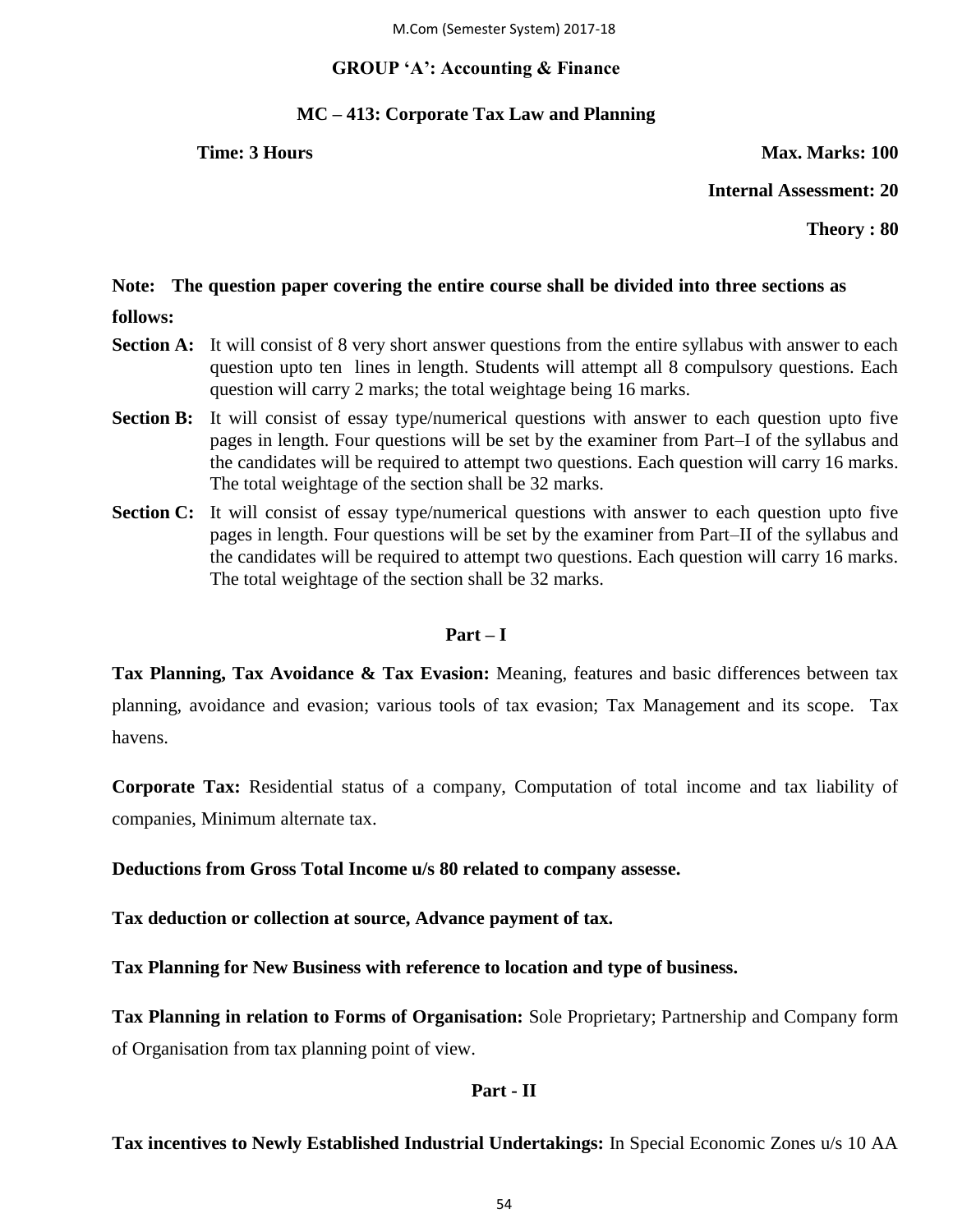## GROUP 'A': Accounting & Finance

### MC – 413: Corporate Tax Law and Planning

**Time: 3 Hours** **Max. Marks: 100**

**Internal Assessment: 20**

**Theory : 80**

**Note: The question paper covering the entire course shall be divided into three sections as follows:**

**Section A:** It will consist of 8 very short answer questions from the entire syllabus with answer to each question upto ten lines in length. Students will attempt all 8 compulsory questions. Each question will carry 2 marks; the total weightage being 16 marks.

**Section B:** It will consist of essay type/numerical questions with answer to each question upto five pages in length. Four questions will be set by the examiner from Part–I of the syllabus and the candidates will be required to attempt two questions. Each question will carry 16 marks. The total weightage of the section shall be 32 marks.

**Section C:** It will consist of essay type/numerical questions with answer to each question upto five pages in length. Four questions will be set by the examiner from Part–II of the syllabus and the candidates will be required to attempt two questions. Each question will carry 16 marks. The total weightage of the section shall be 32 marks.

### Part – I

**Tax Planning, Tax Avoidance & Tax Evasion:** Meaning, features and basic differences between tax planning, avoidance and evasion; various tools of tax evasion; Tax Management and its scope. Tax havens.

**Corporate Tax:** Residential status of a company, Computation of total income and tax liability of companies, Minimum alternate tax.

**Deductions from Gross Total Income u/s 80 related to company assesse.**

**Tax deduction or collection at source, Advance payment of tax.**

**Tax Planning for New Business with reference to location and type of business.**

**Tax Planning in relation to Forms of Organisation:** Sole Proprietary; Partnership and Company form of Organisation from tax planning point of view.

### Part - II

**Tax incentives to Newly Established Industrial Undertakings:** In Special Economic Zones u/s 10 AA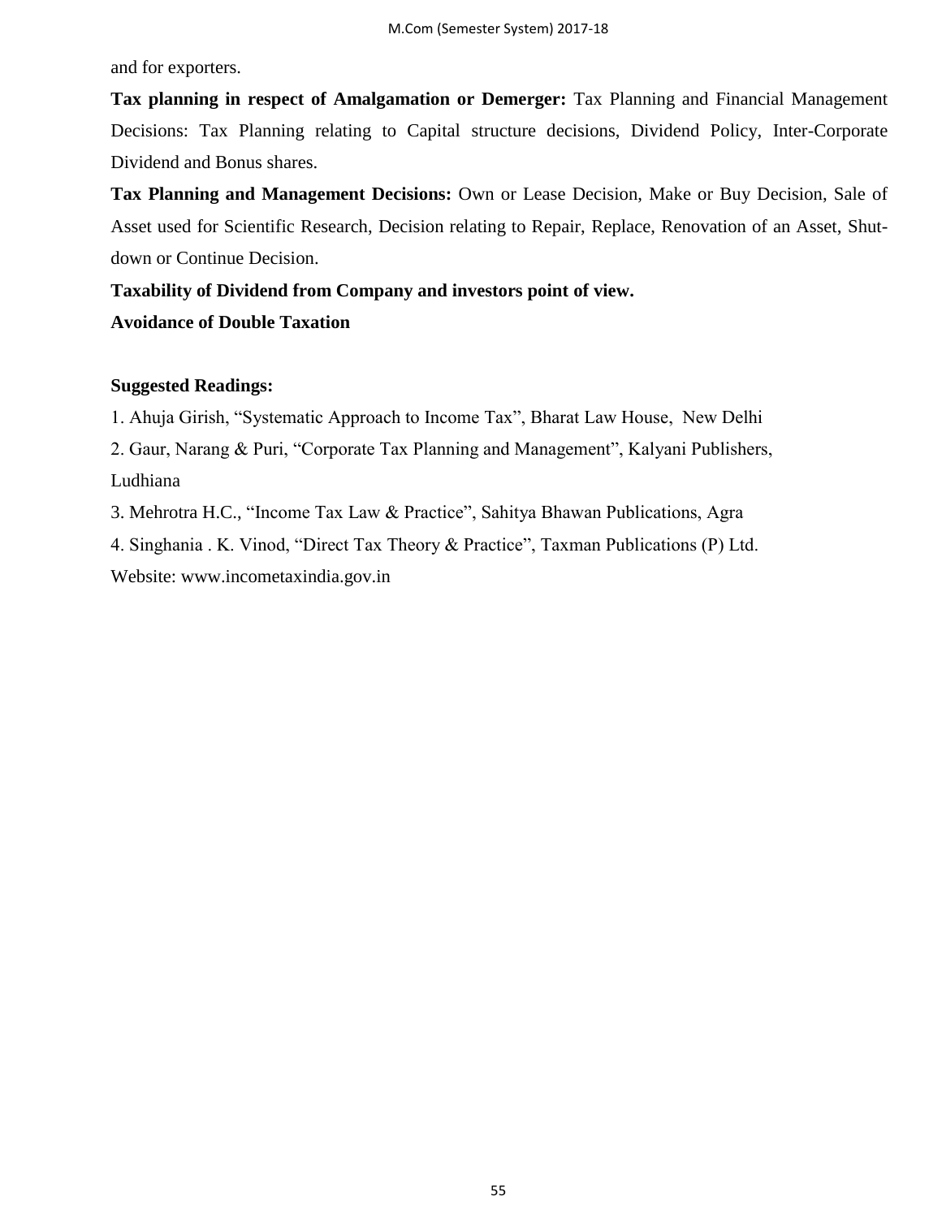and for exporters.

**Tax planning in respect of Amalgamation or Demerger:** Tax Planning and Financial Management Decisions: Tax Planning relating to Capital structure decisions, Dividend Policy, Inter-Corporate Dividend and Bonus shares.

**Tax Planning and Management Decisions:** Own or Lease Decision, Make or Buy Decision, Sale of Asset used for Scientific Research, Decision relating to Repair, Replace, Renovation of an Asset, Shut-down or Continue Decision.

**Taxability of Dividend from Company and investors point of view.**

**Avoidance of Double Taxation**

**Suggested Readings:**

1. Ahuja Girish, "Systematic Approach to Income Tax", Bharat Law House, New Delhi
2. Gaur, Narang & Puri, "Corporate Tax Planning and Management", Kalyani Publishers, Ludhiana
3. Mehrotra H.C., "Income Tax Law & Practice", Sahitya Bhawan Publications, Agra
4. Singhania . K. Vinod, "Direct Tax Theory & Practice", Taxman Publications (P) Ltd.

Website: www.incometaxindia.gov.in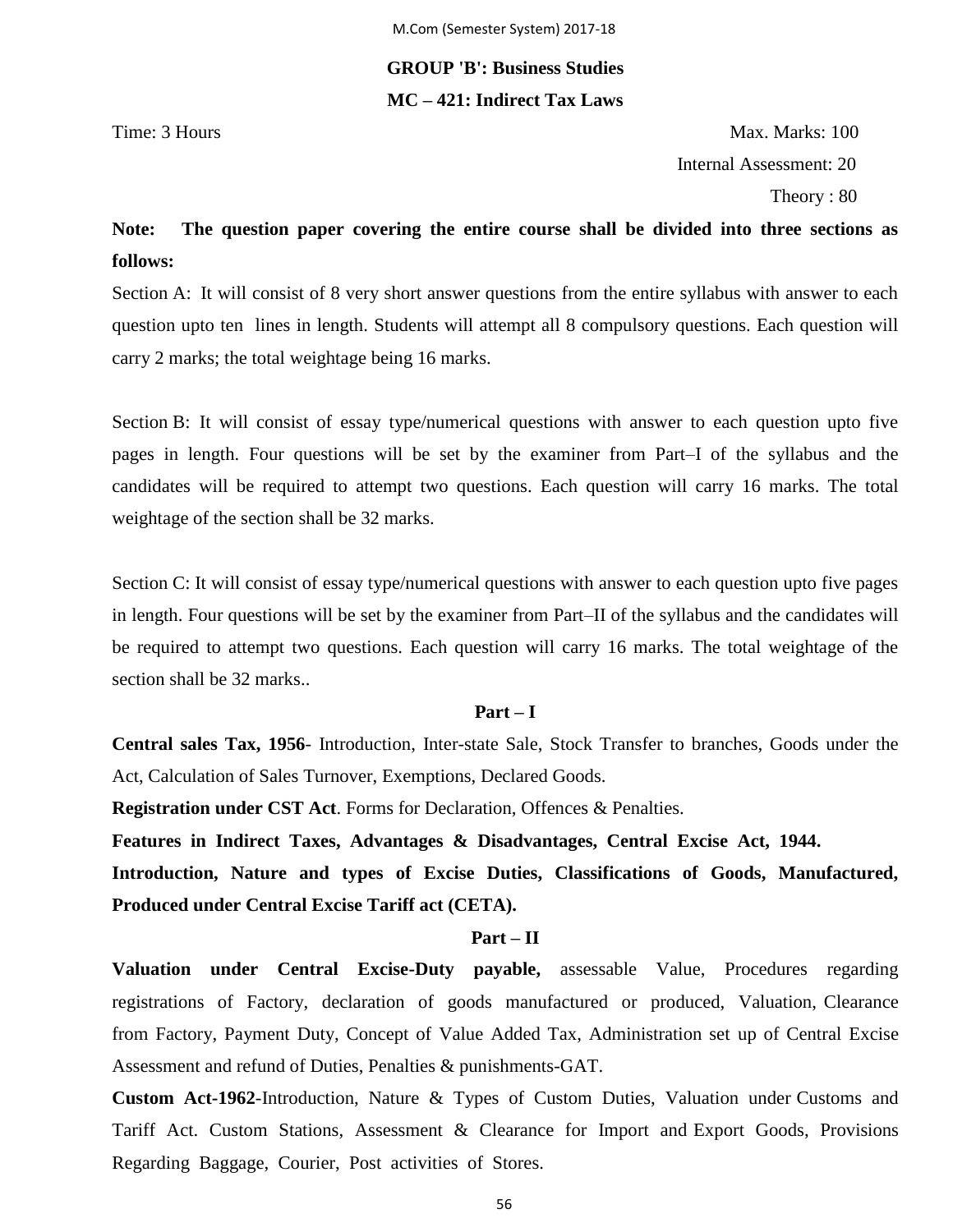## GROUP 'B': Business Studies

## MC – 421: Indirect Tax Laws

Time: 3 Hours

Max. Marks: 100

Internal Assessment: 20

Theory : 80

**Note: The question paper covering the entire course shall be divided into three sections as follows:**

Section A: It will consist of 8 very short answer questions from the entire syllabus with answer to each question upto ten lines in length. Students will attempt all 8 compulsory questions. Each question will carry 2 marks; the total weightage being 16 marks.

Section B: It will consist of essay type/numerical questions with answer to each question upto five pages in length. Four questions will be set by the examiner from Part–I of the syllabus and the candidates will be required to attempt two questions. Each question will carry 16 marks. The total weightage of the section shall be 32 marks.

Section C: It will consist of essay type/numerical questions with answer to each question upto five pages in length. Four questions will be set by the examiner from Part–II of the syllabus and the candidates will be required to attempt two questions. Each question will carry 16 marks. The total weightage of the section shall be 32 marks..

### Part – I

**Central sales Tax, 1956**- Introduction, Inter-state Sale, Stock Transfer to branches, Goods under the Act, Calculation of Sales Turnover, Exemptions, Declared Goods.

**Registration under CST Act**. Forms for Declaration, Offences & Penalties.

**Features in Indirect Taxes, Advantages & Disadvantages, Central Excise Act, 1944.**

**Introduction, Nature and types of Excise Duties, Classifications of Goods, Manufactured, Produced under Central Excise Tariff act (CETA).**

### Part – II

**Valuation under Central Excise-Duty payable,** assessable Value, Procedures regarding registrations of Factory, declaration of goods manufactured or produced, Valuation, Clearance from Factory, Payment Duty, Concept of Value Added Tax, Administration set up of Central Excise Assessment and refund of Duties, Penalties & punishments-GAT.

**Custom Act-1962**-Introduction, Nature & Types of Custom Duties, Valuation under Customs and Tariff Act. Custom Stations, Assessment & Clearance for Import and Export Goods, Provisions Regarding Baggage, Courier, Post activities of Stores.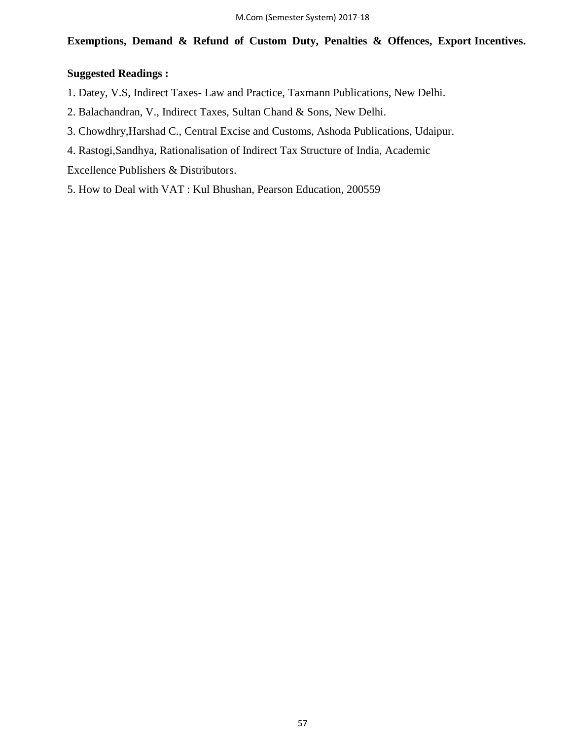**Exemptions, Demand & Refund of Custom Duty, Penalties & Offences, Export Incentives.**

**Suggested Readings :**

1. Datey, V.S, Indirect Taxes- Law and Practice, Taxmann Publications, New Delhi.
2. Balachandran, V., Indirect Taxes, Sultan Chand & Sons, New Delhi.
3. Chowdhry,Harshad C., Central Excise and Customs, Ashoda Publications, Udaipur.
4. Rastogi,Sandhya, Rationalisation of Indirect Tax Structure of India, Academic Excellence Publishers & Distributors.
5. How to Deal with VAT : Kul Bhushan, Pearson Education, 200559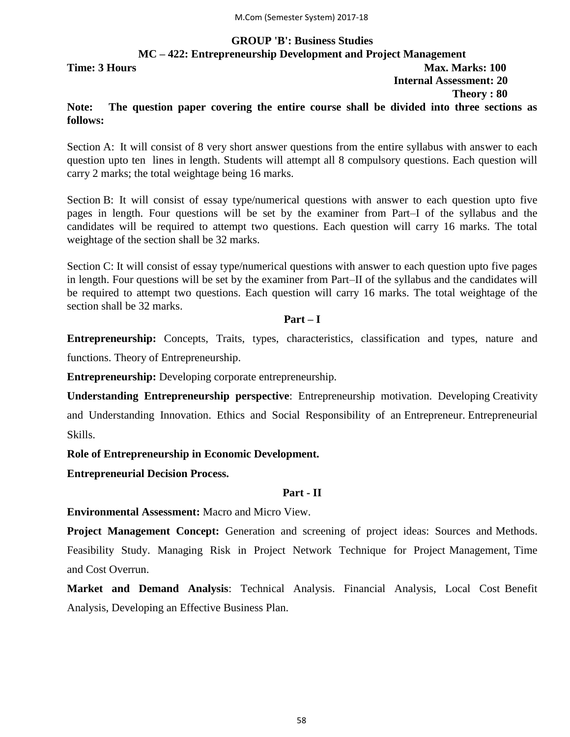## GROUP 'B': Business Studies

### MC – 422: Entrepreneurship Development and Project Management

**Time: 3 Hours** **Max. Marks: 100**

**Internal Assessment: 20**

**Theory : 80**

**Note: The question paper covering the entire course shall be divided into three sections as follows:**

Section A: It will consist of 8 very short answer questions from the entire syllabus with answer to each question upto ten lines in length. Students will attempt all 8 compulsory questions. Each question will carry 2 marks; the total weightage being 16 marks.

Section B: It will consist of essay type/numerical questions with answer to each question upto five pages in length. Four questions will be set by the examiner from Part–I of the syllabus and the candidates will be required to attempt two questions. Each question will carry 16 marks. The total weightage of the section shall be 32 marks.

Section C: It will consist of essay type/numerical questions with answer to each question upto five pages in length. Four questions will be set by the examiner from Part–II of the syllabus and the candidates will be required to attempt two questions. Each question will carry 16 marks. The total weightage of the section shall be 32 marks.

### Part – I

**Entrepreneurship:** Concepts, Traits, types, characteristics, classification and types, nature and functions. Theory of Entrepreneurship.

**Entrepreneurship:** Developing corporate entrepreneurship.

**Understanding Entrepreneurship perspective**: Entrepreneurship motivation. Developing Creativity and Understanding Innovation. Ethics and Social Responsibility of an Entrepreneur. Entrepreneurial Skills.

**Role of Entrepreneurship in Economic Development.**

**Entrepreneurial Decision Process.**

### Part - II

**Environmental Assessment:** Macro and Micro View.

**Project Management Concept:** Generation and screening of project ideas: Sources and Methods. Feasibility Study. Managing Risk in Project Network Technique for Project Management, Time and Cost Overrun.

**Market and Demand Analysis**: Technical Analysis. Financial Analysis, Local Cost Benefit Analysis, Developing an Effective Business Plan.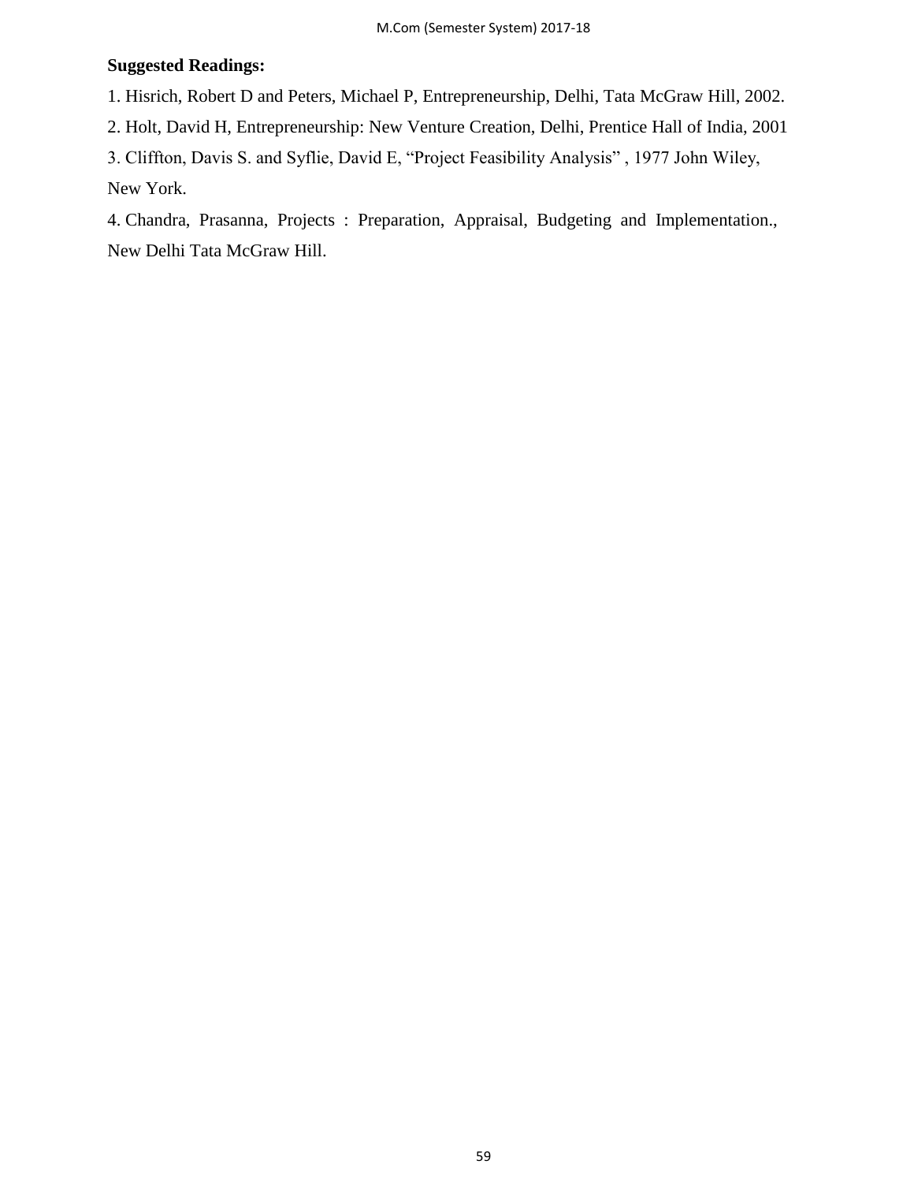**Suggested Readings:**

1. Hisrich, Robert D and Peters, Michael P, Entrepreneurship, Delhi, Tata McGraw Hill, 2002.
2. Holt, David H, Entrepreneurship: New Venture Creation, Delhi, Prentice Hall of India, 2001
3. Cliffton, Davis S. and Syflie, David E, "Project Feasibility Analysis" , 1977 John Wiley, New York.
4. Chandra, Prasanna, Projects : Preparation, Appraisal, Budgeting and Implementation., New Delhi Tata McGraw Hill.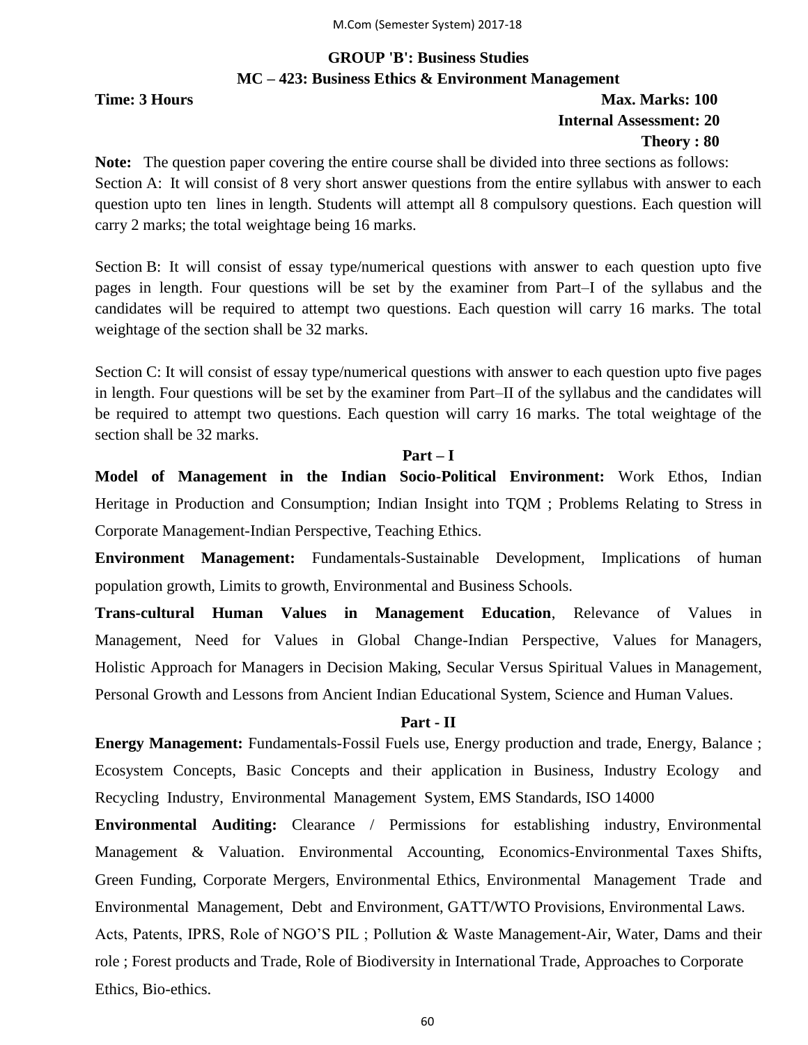## GROUP 'B': Business Studies

## MC – 423: Business Ethics & Environment Management

**Time: 3 Hours** **Max. Marks: 100**

**Internal Assessment: 20**

**Theory : 80**

**Note:** The question paper covering the entire course shall be divided into three sections as follows:
Section A: It will consist of 8 very short answer questions from the entire syllabus with answer to each question upto ten lines in length. Students will attempt all 8 compulsory questions. Each question will carry 2 marks; the total weightage being 16 marks.

Section B: It will consist of essay type/numerical questions with answer to each question upto five pages in length. Four questions will be set by the examiner from Part–I of the syllabus and the candidates will be required to attempt two questions. Each question will carry 16 marks. The total weightage of the section shall be 32 marks.

Section C: It will consist of essay type/numerical questions with answer to each question upto five pages in length. Four questions will be set by the examiner from Part–II of the syllabus and the candidates will be required to attempt two questions. Each question will carry 16 marks. The total weightage of the section shall be 32 marks.

### Part – I

**Model of Management in the Indian Socio-Political Environment:** Work Ethos, Indian Heritage in Production and Consumption; Indian Insight into TQM ; Problems Relating to Stress in Corporate Management-Indian Perspective, Teaching Ethics.

**Environment Management:** Fundamentals-Sustainable Development, Implications of human population growth, Limits to growth, Environmental and Business Schools.

**Trans-cultural Human Values in Management Education**, Relevance of Values in Management, Need for Values in Global Change-Indian Perspective, Values for Managers, Holistic Approach for Managers in Decision Making, Secular Versus Spiritual Values in Management, Personal Growth and Lessons from Ancient Indian Educational System, Science and Human Values.

### Part - II

**Energy Management:** Fundamentals-Fossil Fuels use, Energy production and trade, Energy, Balance ; Ecosystem Concepts, Basic Concepts and their application in Business, Industry Ecology and Recycling Industry, Environmental Management System, EMS Standards, ISO 14000

**Environmental Auditing:** Clearance / Permissions for establishing industry, Environmental Management & Valuation. Environmental Accounting, Economics-Environmental Taxes Shifts, Green Funding, Corporate Mergers, Environmental Ethics, Environmental Management Trade and Environmental Management, Debt and Environment, GATT/WTO Provisions, Environmental Laws.
Acts, Patents, IPRS, Role of NGO'S PIL ; Pollution & Waste Management-Air, Water, Dams and their role ; Forest products and Trade, Role of Biodiversity in International Trade, Approaches to Corporate Ethics, Bio-ethics.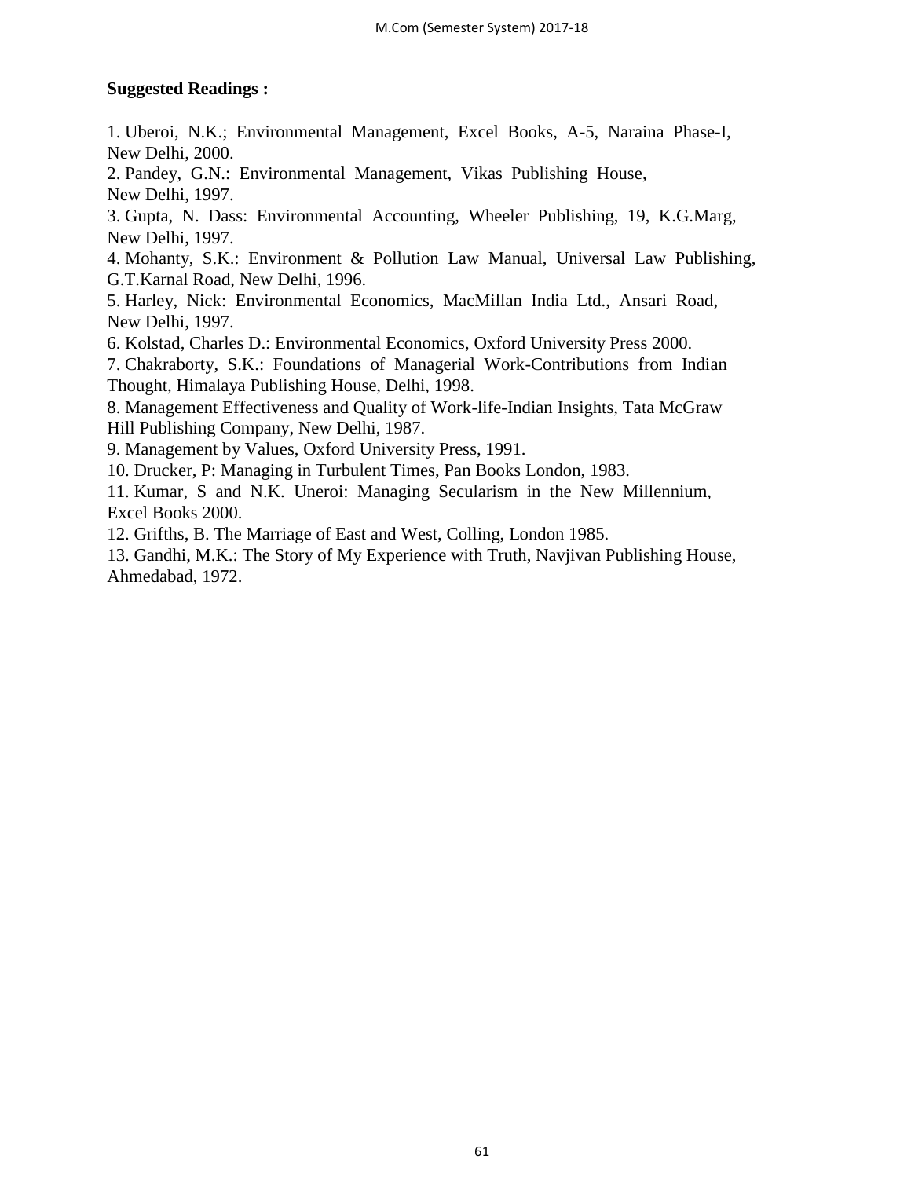**Suggested Readings :**

1. Uberoi, N.K.; Environmental Management, Excel Books, A-5, Naraina Phase-I, New Delhi, 2000.
2. Pandey, G.N.: Environmental Management, Vikas Publishing House, New Delhi, 1997.
3. Gupta, N. Dass: Environmental Accounting, Wheeler Publishing, 19, K.G.Marg, New Delhi, 1997.
4. Mohanty, S.K.: Environment & Pollution Law Manual, Universal Law Publishing, G.T.Karnal Road, New Delhi, 1996.
5. Harley, Nick: Environmental Economics, MacMillan India Ltd., Ansari Road, New Delhi, 1997.
6. Kolstad, Charles D.: Environmental Economics, Oxford University Press 2000.
7. Chakraborty, S.K.: Foundations of Managerial Work-Contributions from Indian Thought, Himalaya Publishing House, Delhi, 1998.
8. Management Effectiveness and Quality of Work-life-Indian Insights, Tata McGraw Hill Publishing Company, New Delhi, 1987.
9. Management by Values, Oxford University Press, 1991.
10. Drucker, P: Managing in Turbulent Times, Pan Books London, 1983.
11. Kumar, S and N.K. Uneroi: Managing Secularism in the New Millennium, Excel Books 2000.
12. Grifths, B. The Marriage of East and West, Colling, London 1985.
13. Gandhi, M.K.: The Story of My Experience with Truth, Navjivan Publishing House, Ahmedabad, 1972.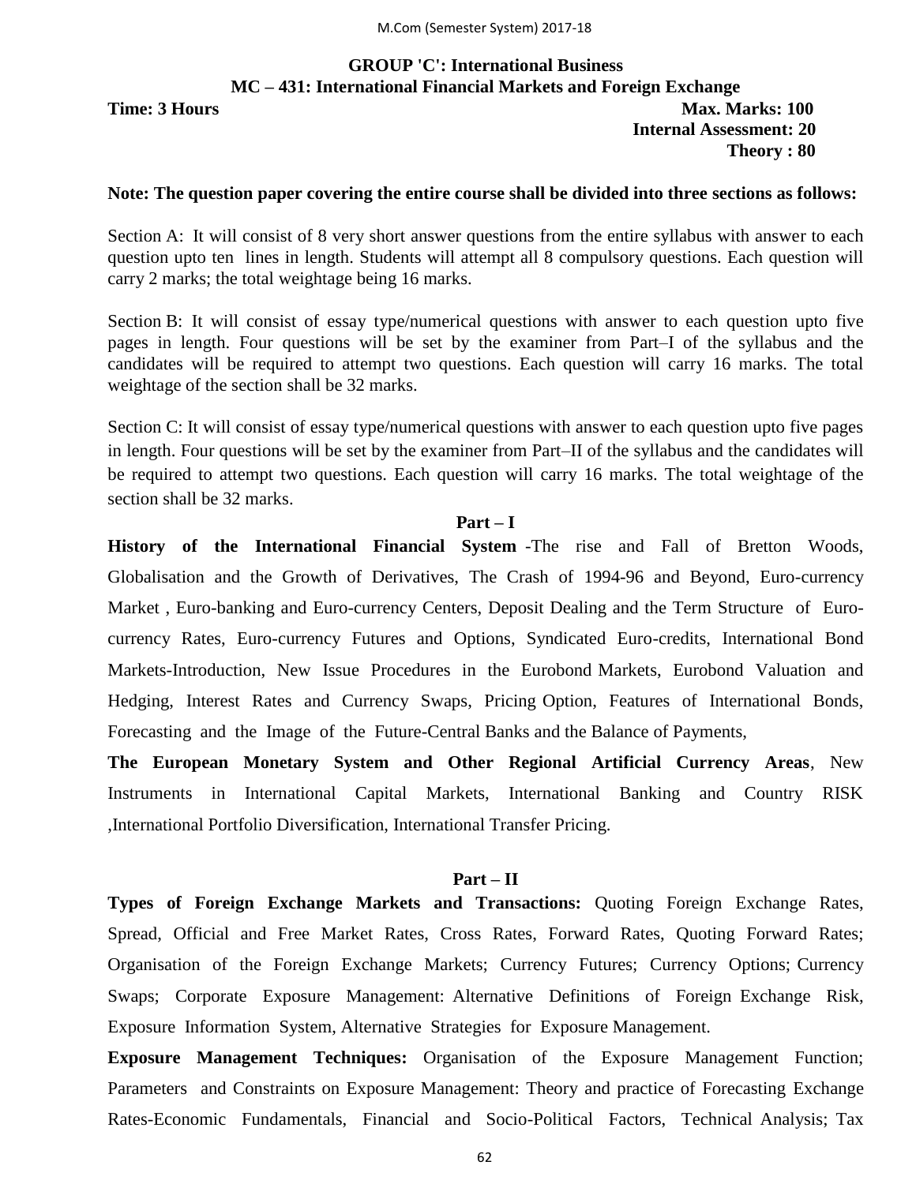## GROUP 'C': International Business

## MC – 431: International Financial Markets and Foreign Exchange

**Time: 3 Hours** **Max. Marks: 100**

**Internal Assessment: 20**

**Theory : 80**

**Note: The question paper covering the entire course shall be divided into three sections as follows:**

Section A: It will consist of 8 very short answer questions from the entire syllabus with answer to each question upto ten lines in length. Students will attempt all 8 compulsory questions. Each question will carry 2 marks; the total weightage being 16 marks.

Section B: It will consist of essay type/numerical questions with answer to each question upto five pages in length. Four questions will be set by the examiner from Part–I of the syllabus and the candidates will be required to attempt two questions. Each question will carry 16 marks. The total weightage of the section shall be 32 marks.

Section C: It will consist of essay type/numerical questions with answer to each question upto five pages in length. Four questions will be set by the examiner from Part–II of the syllabus and the candidates will be required to attempt two questions. Each question will carry 16 marks. The total weightage of the section shall be 32 marks.

### Part – I

**History of the International Financial System** -The rise and Fall of Bretton Woods, Globalisation and the Growth of Derivatives, The Crash of 1994-96 and Beyond, Euro-currency Market , Euro-banking and Euro-currency Centers, Deposit Dealing and the Term Structure of Euro-currency Rates, Euro-currency Futures and Options, Syndicated Euro-credits, International Bond Markets-Introduction, New Issue Procedures in the Eurobond Markets, Eurobond Valuation and Hedging, Interest Rates and Currency Swaps, Pricing Option, Features of International Bonds, Forecasting and the Image of the Future-Central Banks and the Balance of Payments,

**The European Monetary System and Other Regional Artificial Currency Areas**, New Instruments in International Capital Markets, International Banking and Country RISK ,International Portfolio Diversification, International Transfer Pricing.

### Part – II

**Types of Foreign Exchange Markets and Transactions:** Quoting Foreign Exchange Rates, Spread, Official and Free Market Rates, Cross Rates, Forward Rates, Quoting Forward Rates; Organisation of the Foreign Exchange Markets; Currency Futures; Currency Options; Currency Swaps; Corporate Exposure Management: Alternative Definitions of Foreign Exchange Risk, Exposure Information System, Alternative Strategies for Exposure Management.

**Exposure Management Techniques:** Organisation of the Exposure Management Function; Parameters and Constraints on Exposure Management: Theory and practice of Forecasting Exchange Rates-Economic Fundamentals, Financial and Socio-Political Factors, Technical Analysis; Tax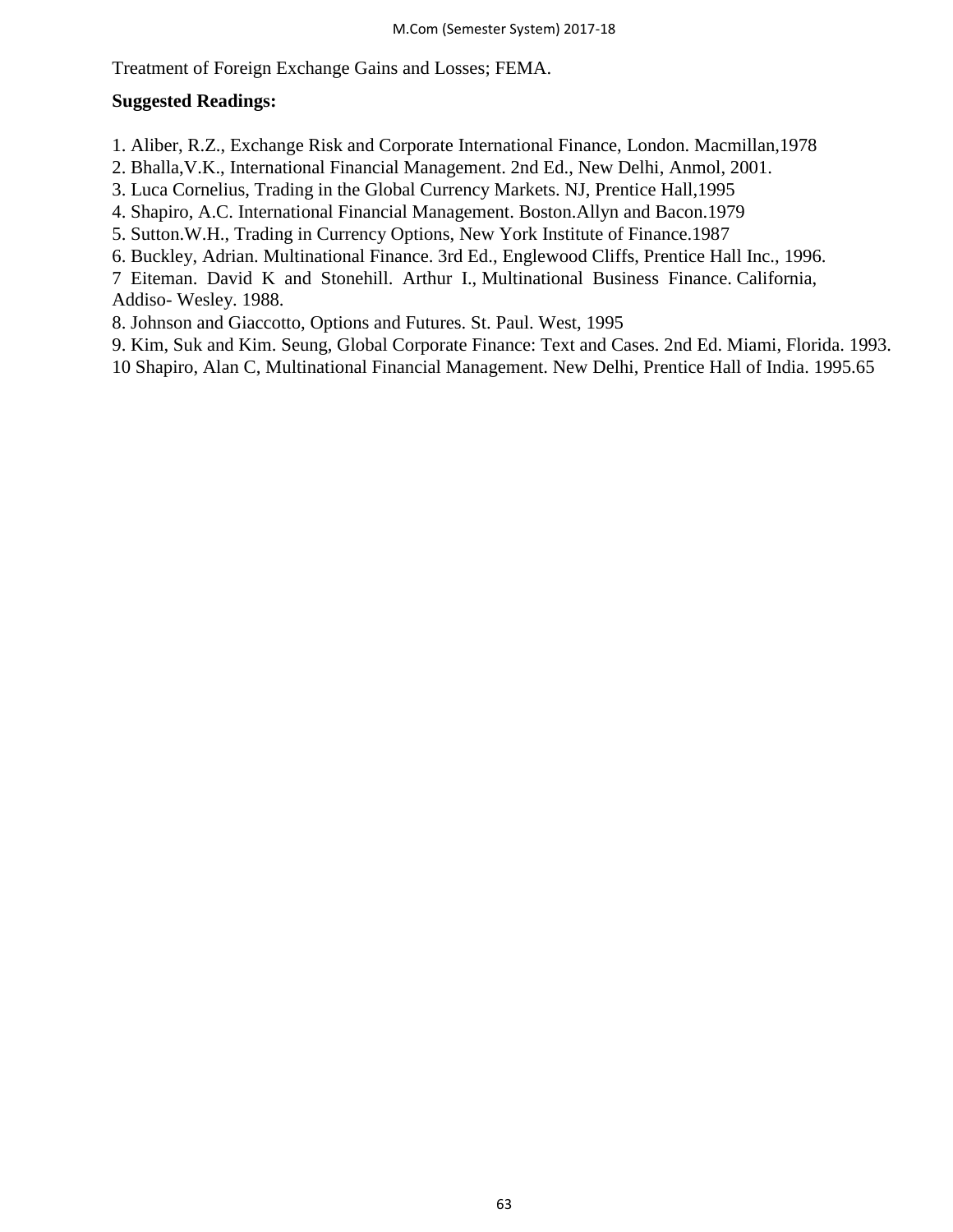Treatment of Foreign Exchange Gains and Losses; FEMA.

**Suggested Readings:**

1. Aliber, R.Z., Exchange Risk and Corporate International Finance, London. Macmillan,1978
2. Bhalla,V.K., International Financial Management. 2nd Ed., New Delhi, Anmol, 2001.
3. Luca Cornelius, Trading in the Global Currency Markets. NJ, Prentice Hall,1995
4. Shapiro, A.C. International Financial Management. Boston.Allyn and Bacon.1979
5. Sutton.W.H., Trading in Currency Options, New York Institute of Finance.1987
6. Buckley, Adrian. Multinational Finance. 3rd Ed., Englewood Cliffs, Prentice Hall Inc., 1996.
7 Eiteman. David K and Stonehill. Arthur I., Multinational Business Finance. California, Addiso- Wesley. 1988.
8. Johnson and Giaccotto, Options and Futures. St. Paul. West, 1995
9. Kim, Suk and Kim. Seung, Global Corporate Finance: Text and Cases. 2nd Ed. Miami, Florida. 1993.
10 Shapiro, Alan C, Multinational Financial Management. New Delhi, Prentice Hall of India. 1995.65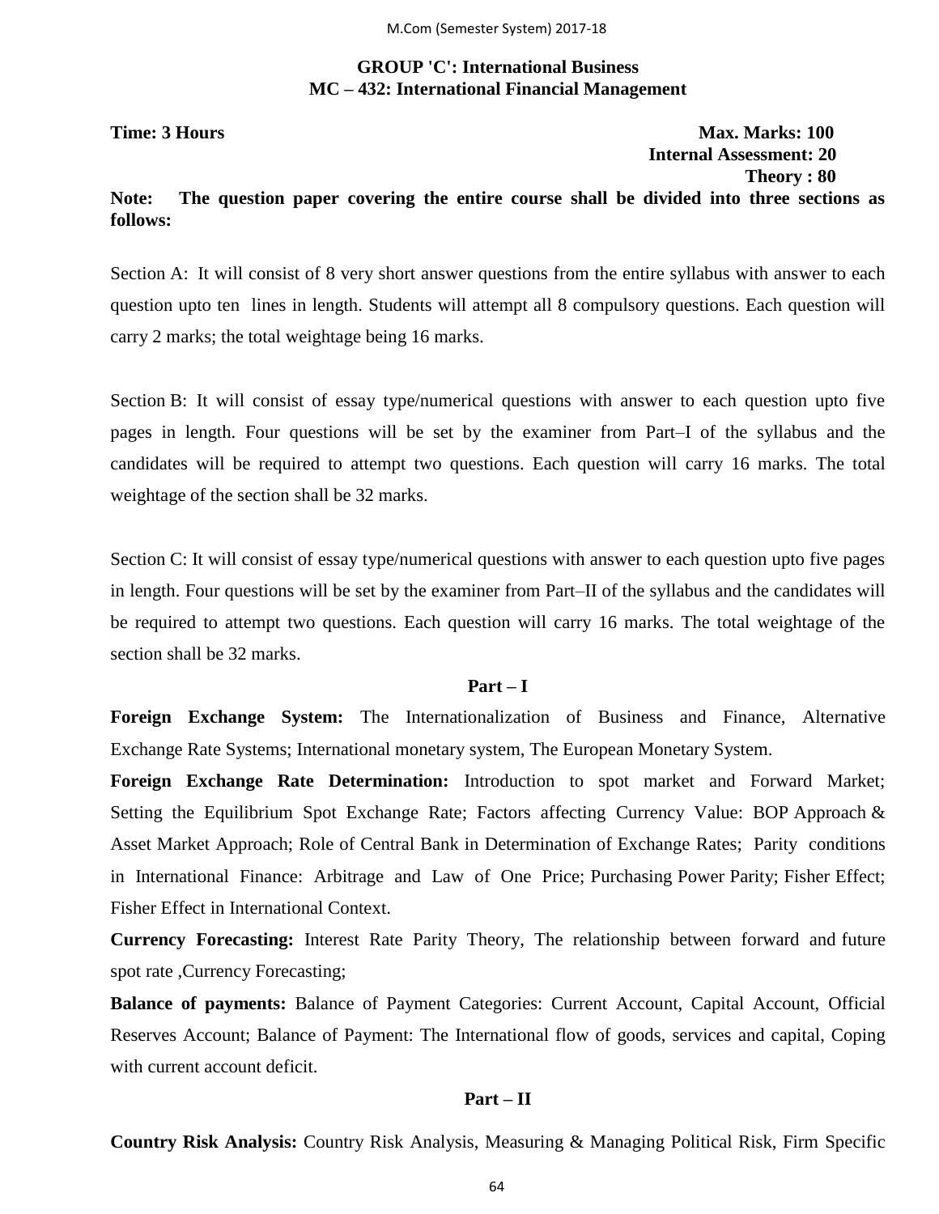## GROUP 'C': International Business
## MC – 432: International Financial Management

**Time: 3 Hours** **Max. Marks: 100**
**Internal Assessment: 20**
**Theory : 80**

**Note: The question paper covering the entire course shall be divided into three sections as follows:**

Section A: It will consist of 8 very short answer questions from the entire syllabus with answer to each question upto ten lines in length. Students will attempt all 8 compulsory questions. Each question will carry 2 marks; the total weightage being 16 marks.

Section B: It will consist of essay type/numerical questions with answer to each question upto five pages in length. Four questions will be set by the examiner from Part–I of the syllabus and the candidates will be required to attempt two questions. Each question will carry 16 marks. The total weightage of the section shall be 32 marks.

Section C: It will consist of essay type/numerical questions with answer to each question upto five pages in length. Four questions will be set by the examiner from Part–II of the syllabus and the candidates will be required to attempt two questions. Each question will carry 16 marks. The total weightage of the section shall be 32 marks.

### Part – I

**Foreign Exchange System:** The Internationalization of Business and Finance, Alternative Exchange Rate Systems; International monetary system, The European Monetary System.

**Foreign Exchange Rate Determination:** Introduction to spot market and Forward Market; Setting the Equilibrium Spot Exchange Rate; Factors affecting Currency Value: BOP Approach & Asset Market Approach; Role of Central Bank in Determination of Exchange Rates; Parity conditions in International Finance: Arbitrage and Law of One Price; Purchasing Power Parity; Fisher Effect; Fisher Effect in International Context.

**Currency Forecasting:** Interest Rate Parity Theory, The relationship between forward and future spot rate ,Currency Forecasting;

**Balance of payments:** Balance of Payment Categories: Current Account, Capital Account, Official Reserves Account; Balance of Payment: The International flow of goods, services and capital, Coping with current account deficit.

### Part – II

**Country Risk Analysis:** Country Risk Analysis, Measuring & Managing Political Risk, Firm Specific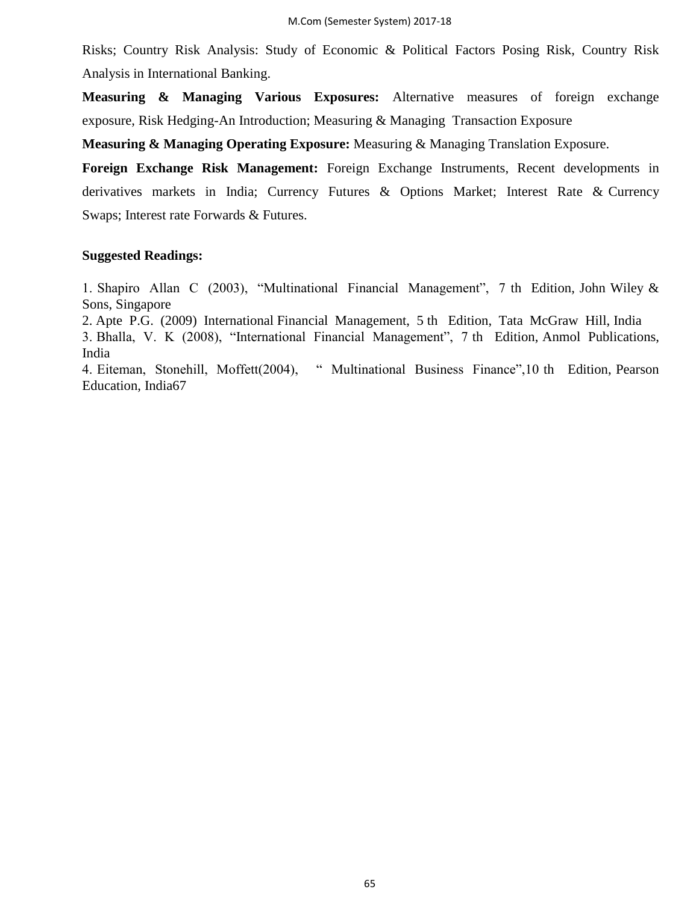Risks; Country Risk Analysis: Study of Economic & Political Factors Posing Risk, Country Risk Analysis in International Banking.

**Measuring & Managing Various Exposures:** Alternative measures of foreign exchange exposure, Risk Hedging-An Introduction; Measuring & Managing Transaction Exposure

**Measuring & Managing Operating Exposure:** Measuring & Managing Translation Exposure.

**Foreign Exchange Risk Management:** Foreign Exchange Instruments, Recent developments in derivatives markets in India; Currency Futures & Options Market; Interest Rate & Currency Swaps; Interest rate Forwards & Futures.

**Suggested Readings:**

1. Shapiro Allan C (2003), "Multinational Financial Management", 7 th Edition, John Wiley & Sons, Singapore
2. Apte P.G. (2009) International Financial Management, 5 th Edition, Tata McGraw Hill, India
3. Bhalla, V. K (2008), "International Financial Management", 7 th Edition, Anmol Publications, India
4. Eiteman, Stonehill, Moffett(2004), " Multinational Business Finance",10 th Edition, Pearson Education, India67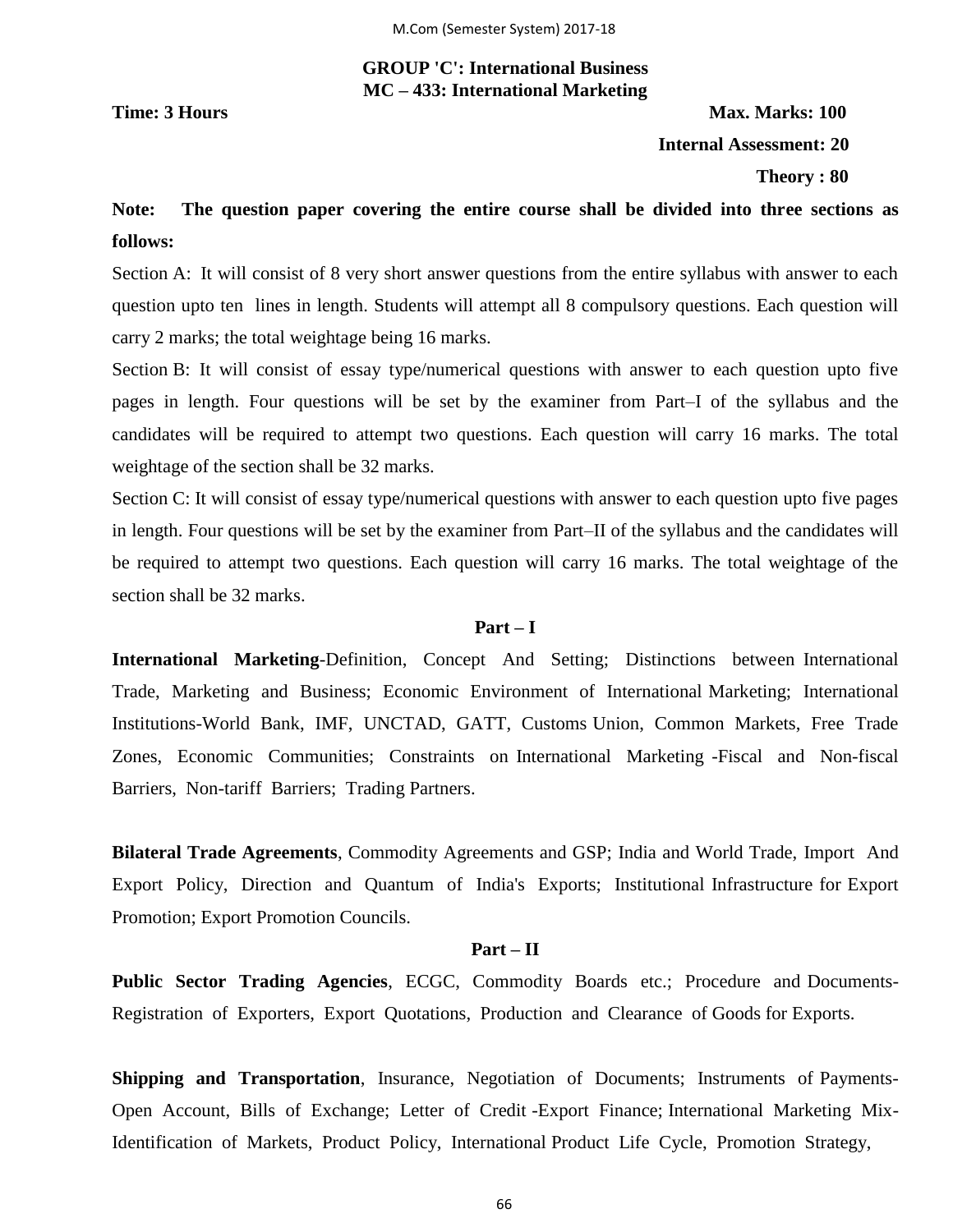**GROUP 'C': International Business**
**MC – 433: International Marketing**

**Time: 3 Hours** **Max. Marks: 100**

**Internal Assessment: 20**

**Theory : 80**

**Note: The question paper covering the entire course shall be divided into three sections as follows:**

Section A: It will consist of 8 very short answer questions from the entire syllabus with answer to each question upto ten lines in length. Students will attempt all 8 compulsory questions. Each question will carry 2 marks; the total weightage being 16 marks.

Section B: It will consist of essay type/numerical questions with answer to each question upto five pages in length. Four questions will be set by the examiner from Part–I of the syllabus and the candidates will be required to attempt two questions. Each question will carry 16 marks. The total weightage of the section shall be 32 marks.

Section C: It will consist of essay type/numerical questions with answer to each question upto five pages in length. Four questions will be set by the examiner from Part–II of the syllabus and the candidates will be required to attempt two questions. Each question will carry 16 marks. The total weightage of the section shall be 32 marks.

**Part – I**

**International Marketing**-Definition, Concept And Setting; Distinctions between International Trade, Marketing and Business; Economic Environment of International Marketing; International Institutions-World Bank, IMF, UNCTAD, GATT, Customs Union, Common Markets, Free Trade Zones, Economic Communities; Constraints on International Marketing -Fiscal and Non-fiscal Barriers, Non-tariff Barriers; Trading Partners.

**Bilateral Trade Agreements**, Commodity Agreements and GSP; India and World Trade, Import And Export Policy, Direction and Quantum of India's Exports; Institutional Infrastructure for Export Promotion; Export Promotion Councils.

**Part – II**

**Public Sector Trading Agencies**, ECGC, Commodity Boards etc.; Procedure and Documents-Registration of Exporters, Export Quotations, Production and Clearance of Goods for Exports.

**Shipping and Transportation**, Insurance, Negotiation of Documents; Instruments of Payments-Open Account, Bills of Exchange; Letter of Credit -Export Finance; International Marketing Mix-Identification of Markets, Product Policy, International Product Life Cycle, Promotion Strategy,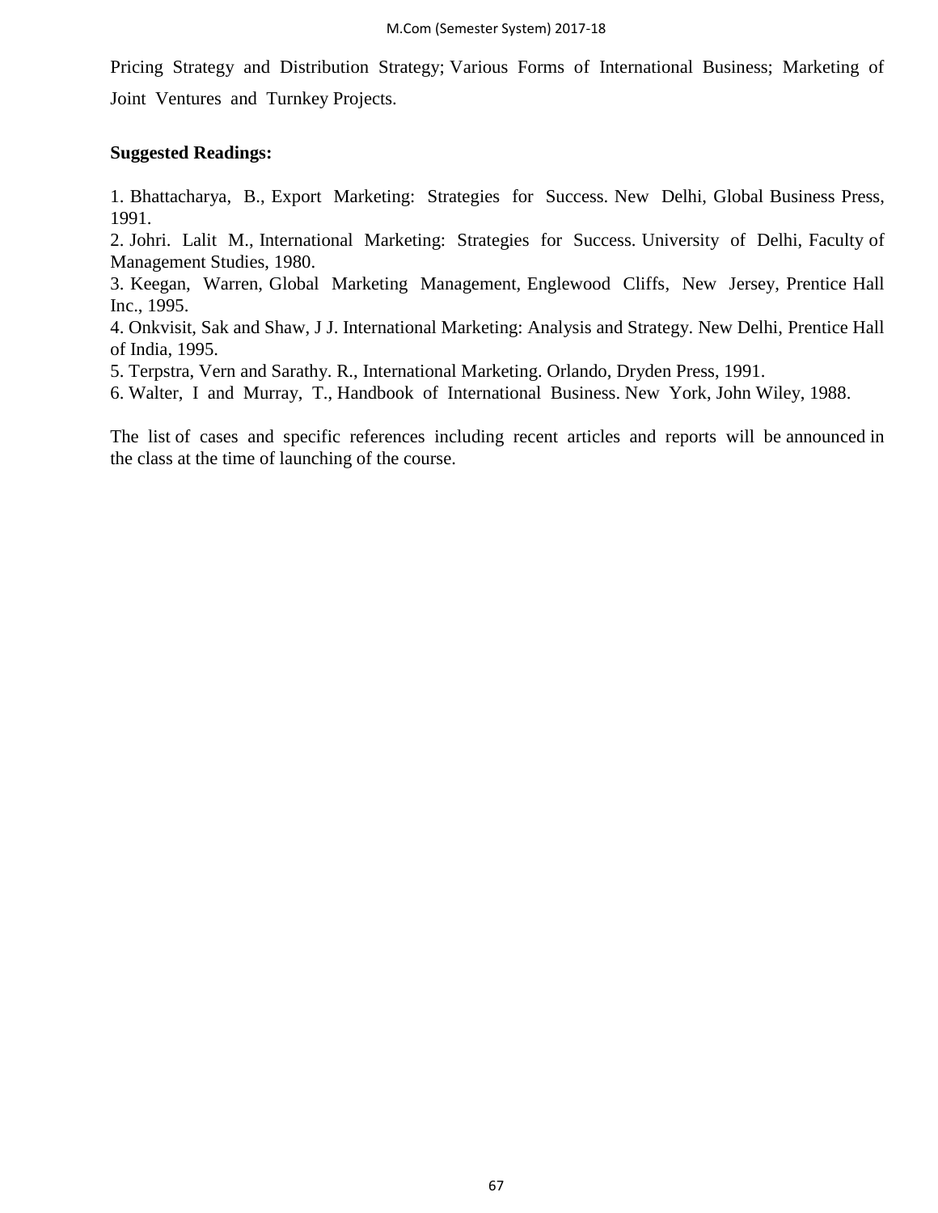Pricing Strategy and Distribution Strategy; Various Forms of International Business; Marketing of Joint Ventures and Turnkey Projects.

**Suggested Readings:**

1. Bhattacharya, B., Export Marketing: Strategies for Success. New Delhi, Global Business Press, 1991.
2. Johri. Lalit M., International Marketing: Strategies for Success. University of Delhi, Faculty of Management Studies, 1980.
3. Keegan, Warren, Global Marketing Management, Englewood Cliffs, New Jersey, Prentice Hall Inc., 1995.
4. Onkvisit, Sak and Shaw, J J. International Marketing: Analysis and Strategy. New Delhi, Prentice Hall of India, 1995.
5. Terpstra, Vern and Sarathy. R., International Marketing. Orlando, Dryden Press, 1991.
6. Walter, I and Murray, T., Handbook of International Business. New York, John Wiley, 1988.

The list of cases and specific references including recent articles and reports will be announced in the class at the time of launching of the course.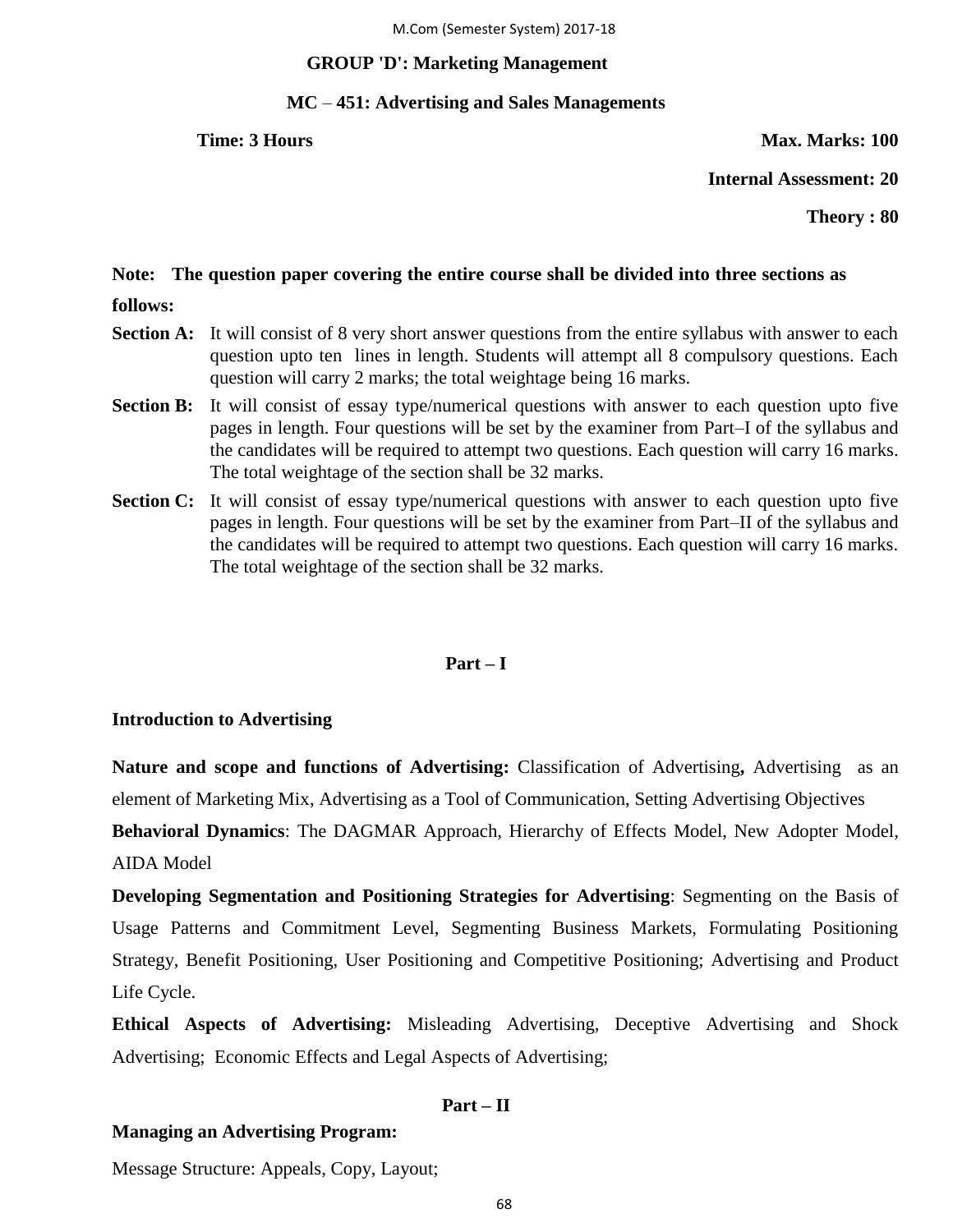## GROUP 'D': Marketing Management

### MC – 451: Advertising and Sales Managements

**Time: 3 Hours** **Max. Marks: 100**

**Internal Assessment: 20**

**Theory : 80**

**Note: The question paper covering the entire course shall be divided into three sections as follows:**

**Section A:** It will consist of 8 very short answer questions from the entire syllabus with answer to each question upto ten lines in length. Students will attempt all 8 compulsory questions. Each question will carry 2 marks; the total weightage being 16 marks.

**Section B:** It will consist of essay type/numerical questions with answer to each question upto five pages in length. Four questions will be set by the examiner from Part–I of the syllabus and the candidates will be required to attempt two questions. Each question will carry 16 marks. The total weightage of the section shall be 32 marks.

**Section C:** It will consist of essay type/numerical questions with answer to each question upto five pages in length. Four questions will be set by the examiner from Part–II of the syllabus and the candidates will be required to attempt two questions. Each question will carry 16 marks. The total weightage of the section shall be 32 marks.

### Part – I

**Introduction to Advertising**

**Nature and scope and functions of Advertising:** Classification of Advertising**,** Advertising as an element of Marketing Mix, Advertising as a Tool of Communication, Setting Advertising Objectives

**Behavioral Dynamics**: The DAGMAR Approach, Hierarchy of Effects Model, New Adopter Model, AIDA Model

**Developing Segmentation and Positioning Strategies for Advertising**: Segmenting on the Basis of Usage Patterns and Commitment Level, Segmenting Business Markets, Formulating Positioning Strategy, Benefit Positioning, User Positioning and Competitive Positioning; Advertising and Product Life Cycle.

**Ethical Aspects of Advertising:** Misleading Advertising, Deceptive Advertising and Shock Advertising; Economic Effects and Legal Aspects of Advertising;

### Part – II

**Managing an Advertising Program:**

Message Structure: Appeals, Copy, Layout;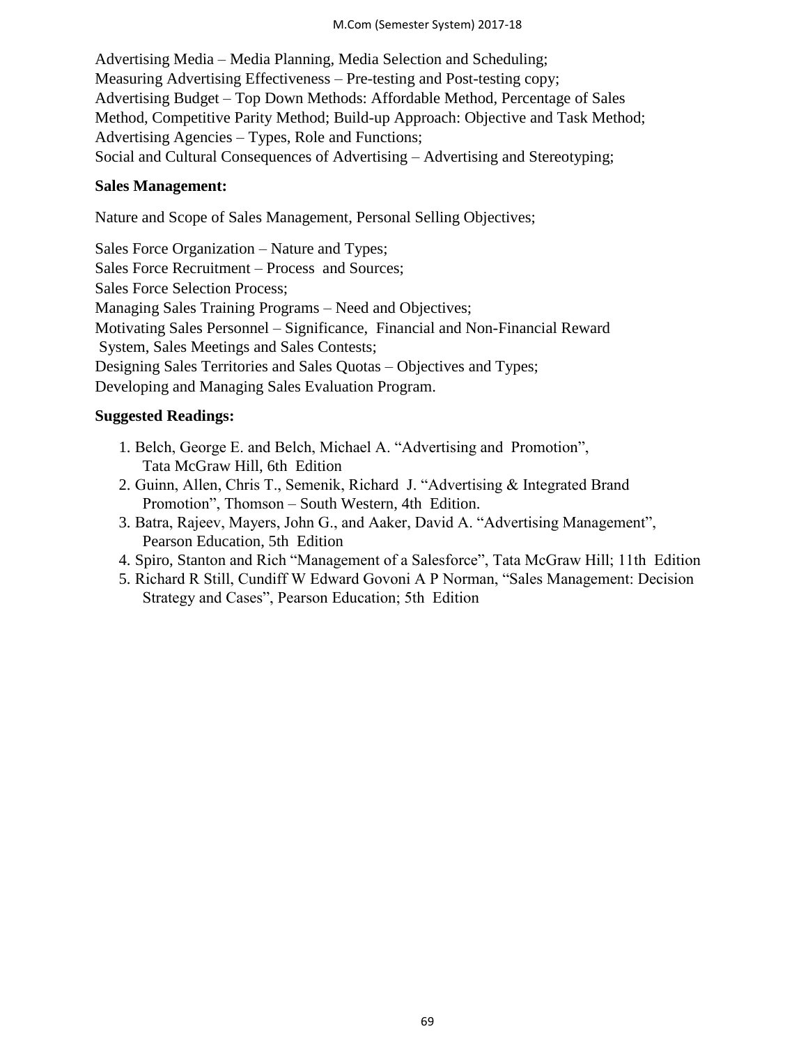Advertising Media – Media Planning, Media Selection and Scheduling;
Measuring Advertising Effectiveness – Pre-testing and Post-testing copy;
Advertising Budget – Top Down Methods: Affordable Method, Percentage of Sales Method, Competitive Parity Method; Build-up Approach: Objective and Task Method;
Advertising Agencies – Types, Role and Functions;
Social and Cultural Consequences of Advertising – Advertising and Stereotyping;

**Sales Management:**

Nature and Scope of Sales Management, Personal Selling Objectives;

Sales Force Organization – Nature and Types;
Sales Force Recruitment – Process and Sources;
Sales Force Selection Process;
Managing Sales Training Programs – Need and Objectives;
Motivating Sales Personnel – Significance, Financial and Non-Financial Reward System, Sales Meetings and Sales Contests;
Designing Sales Territories and Sales Quotas – Objectives and Types;
Developing and Managing Sales Evaluation Program.

**Suggested Readings:**

1. Belch, George E. and Belch, Michael A. "Advertising and Promotion", Tata McGraw Hill, 6th Edition
2. Guinn, Allen, Chris T., Semenik, Richard J. "Advertising & Integrated Brand Promotion", Thomson – South Western, 4th Edition.
3. Batra, Rajeev, Mayers, John G., and Aaker, David A. "Advertising Management", Pearson Education, 5th Edition
4. Spiro, Stanton and Rich "Management of a Salesforce", Tata McGraw Hill; 11th Edition
5. Richard R Still, Cundiff W Edward Govoni A P Norman, "Sales Management: Decision Strategy and Cases", Pearson Education; 5th Edition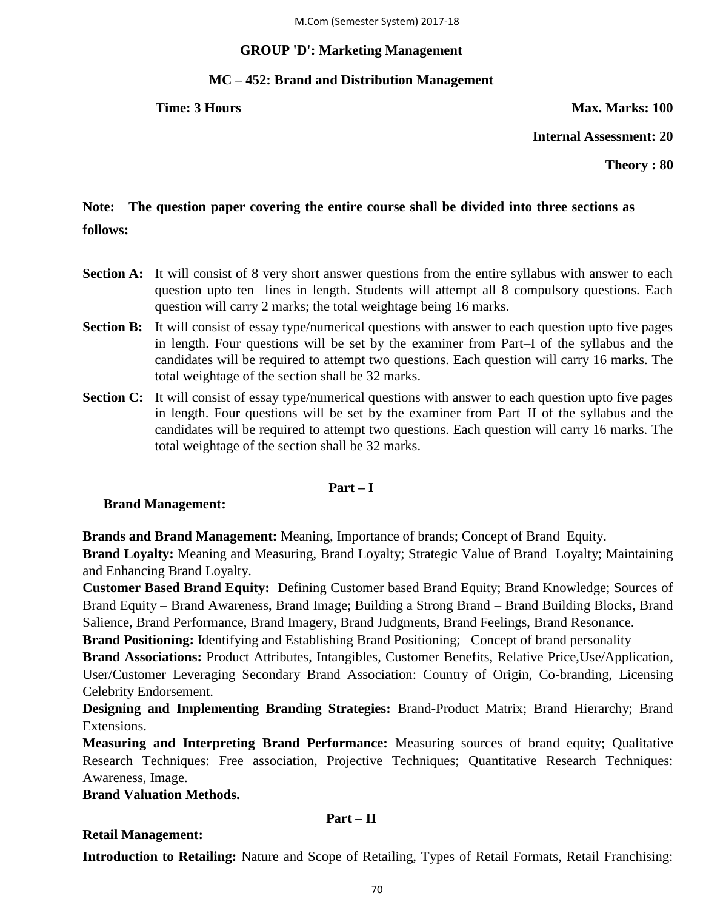## GROUP 'D': Marketing Management

### MC – 452: Brand and Distribution Management

**Time: 3 Hours** **Max. Marks: 100**

**Internal Assessment: 20**

**Theory : 80**

**Note: The question paper covering the entire course shall be divided into three sections as follows:**

**Section A:** It will consist of 8 very short answer questions from the entire syllabus with answer to each question upto ten lines in length. Students will attempt all 8 compulsory questions. Each question will carry 2 marks; the total weightage being 16 marks.

**Section B:** It will consist of essay type/numerical questions with answer to each question upto five pages in length. Four questions will be set by the examiner from Part–I of the syllabus and the candidates will be required to attempt two questions. Each question will carry 16 marks. The total weightage of the section shall be 32 marks.

**Section C:** It will consist of essay type/numerical questions with answer to each question upto five pages in length. Four questions will be set by the examiner from Part–II of the syllabus and the candidates will be required to attempt two questions. Each question will carry 16 marks. The total weightage of the section shall be 32 marks.

### Part – I

**Brand Management:**

**Brands and Brand Management:** Meaning, Importance of brands; Concept of Brand Equity.

**Brand Loyalty:** Meaning and Measuring, Brand Loyalty; Strategic Value of Brand Loyalty; Maintaining and Enhancing Brand Loyalty.

**Customer Based Brand Equity:** Defining Customer based Brand Equity; Brand Knowledge; Sources of Brand Equity – Brand Awareness, Brand Image; Building a Strong Brand – Brand Building Blocks, Brand Salience, Brand Performance, Brand Imagery, Brand Judgments, Brand Feelings, Brand Resonance.

**Brand Positioning:** Identifying and Establishing Brand Positioning; Concept of brand personality

**Brand Associations:** Product Attributes, Intangibles, Customer Benefits, Relative Price,Use/Application, User/Customer Leveraging Secondary Brand Association: Country of Origin, Co-branding, Licensing Celebrity Endorsement.

**Designing and Implementing Branding Strategies:** Brand-Product Matrix; Brand Hierarchy; Brand Extensions.

**Measuring and Interpreting Brand Performance:** Measuring sources of brand equity; Qualitative Research Techniques: Free association, Projective Techniques; Quantitative Research Techniques: Awareness, Image.

**Brand Valuation Methods.**

### Part – II

**Retail Management:**

**Introduction to Retailing:** Nature and Scope of Retailing, Types of Retail Formats, Retail Franchising: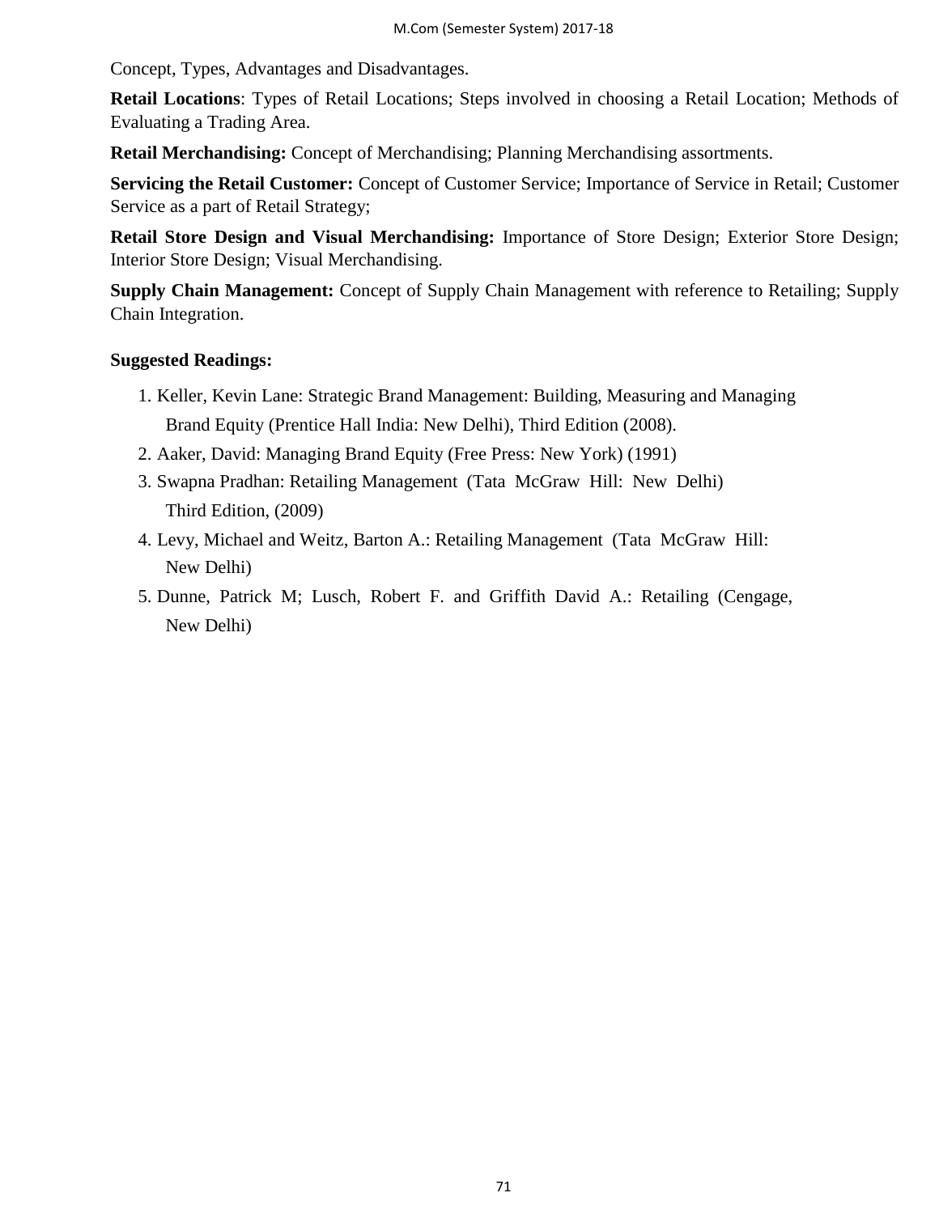Concept, Types, Advantages and Disadvantages.

**Retail Locations**: Types of Retail Locations; Steps involved in choosing a Retail Location; Methods of Evaluating a Trading Area.

**Retail Merchandising:** Concept of Merchandising; Planning Merchandising assortments.

**Servicing the Retail Customer:** Concept of Customer Service; Importance of Service in Retail; Customer Service as a part of Retail Strategy;

**Retail Store Design and Visual Merchandising:** Importance of Store Design; Exterior Store Design; Interior Store Design; Visual Merchandising.

**Supply Chain Management:** Concept of Supply Chain Management with reference to Retailing; Supply Chain Integration.

**Suggested Readings:**

1. Keller, Kevin Lane: Strategic Brand Management: Building, Measuring and Managing Brand Equity (Prentice Hall India: New Delhi), Third Edition (2008).
2. Aaker, David: Managing Brand Equity (Free Press: New York) (1991)
3. Swapna Pradhan: Retailing Management (Tata McGraw Hill: New Delhi) Third Edition, (2009)
4. Levy, Michael and Weitz, Barton A.: Retailing Management (Tata McGraw Hill: New Delhi)
5. Dunne, Patrick M; Lusch, Robert F. and Griffith David A.: Retailing (Cengage, New Delhi)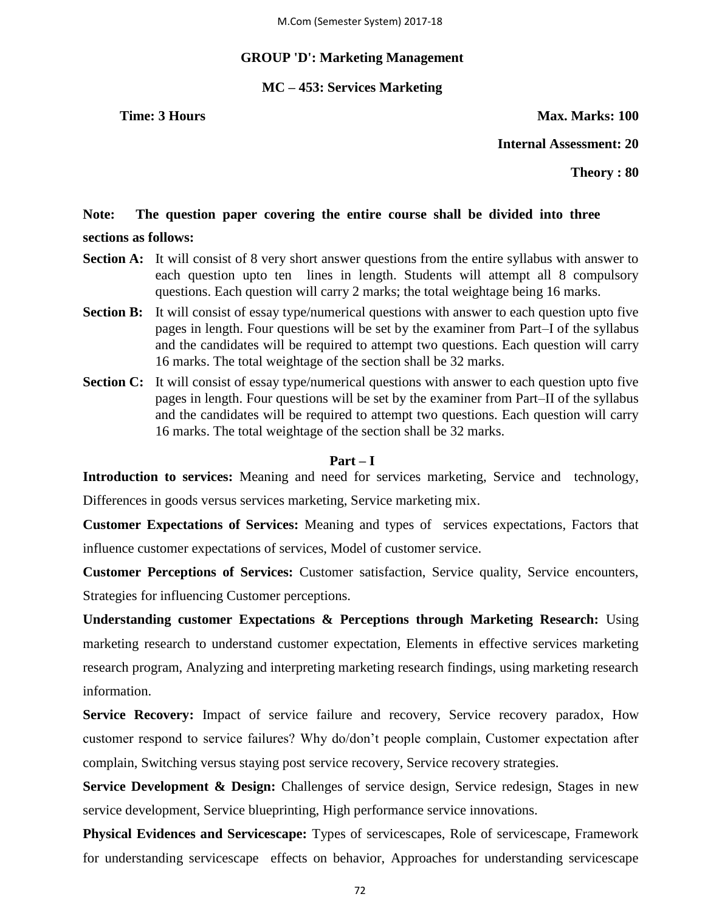## GROUP 'D': Marketing Management

### MC – 453: Services Marketing

**Time: 3 Hours** **Max. Marks: 100**

**Internal Assessment: 20**

**Theory : 80**

**Note: The question paper covering the entire course shall be divided into three sections as follows:**

**Section A:** It will consist of 8 very short answer questions from the entire syllabus with answer to each question upto ten lines in length. Students will attempt all 8 compulsory questions. Each question will carry 2 marks; the total weightage being 16 marks.

**Section B:** It will consist of essay type/numerical questions with answer to each question upto five pages in length. Four questions will be set by the examiner from Part–I of the syllabus and the candidates will be required to attempt two questions. Each question will carry 16 marks. The total weightage of the section shall be 32 marks.

**Section C:** It will consist of essay type/numerical questions with answer to each question upto five pages in length. Four questions will be set by the examiner from Part–II of the syllabus and the candidates will be required to attempt two questions. Each question will carry 16 marks. The total weightage of the section shall be 32 marks.

#### Part – I

**Introduction to services:** Meaning and need for services marketing, Service and technology, Differences in goods versus services marketing, Service marketing mix.

**Customer Expectations of Services:** Meaning and types of services expectations, Factors that influence customer expectations of services, Model of customer service.

**Customer Perceptions of Services:** Customer satisfaction, Service quality, Service encounters, Strategies for influencing Customer perceptions.

**Understanding customer Expectations & Perceptions through Marketing Research:** Using marketing research to understand customer expectation, Elements in effective services marketing research program, Analyzing and interpreting marketing research findings, using marketing research information.

**Service Recovery:** Impact of service failure and recovery, Service recovery paradox, How customer respond to service failures? Why do/don't people complain, Customer expectation after complain, Switching versus staying post service recovery, Service recovery strategies.

**Service Development & Design:** Challenges of service design, Service redesign, Stages in new service development, Service blueprinting, High performance service innovations.

**Physical Evidences and Servicescape:** Types of servicescapes, Role of servicescape, Framework for understanding servicescape effects on behavior, Approaches for understanding servicescape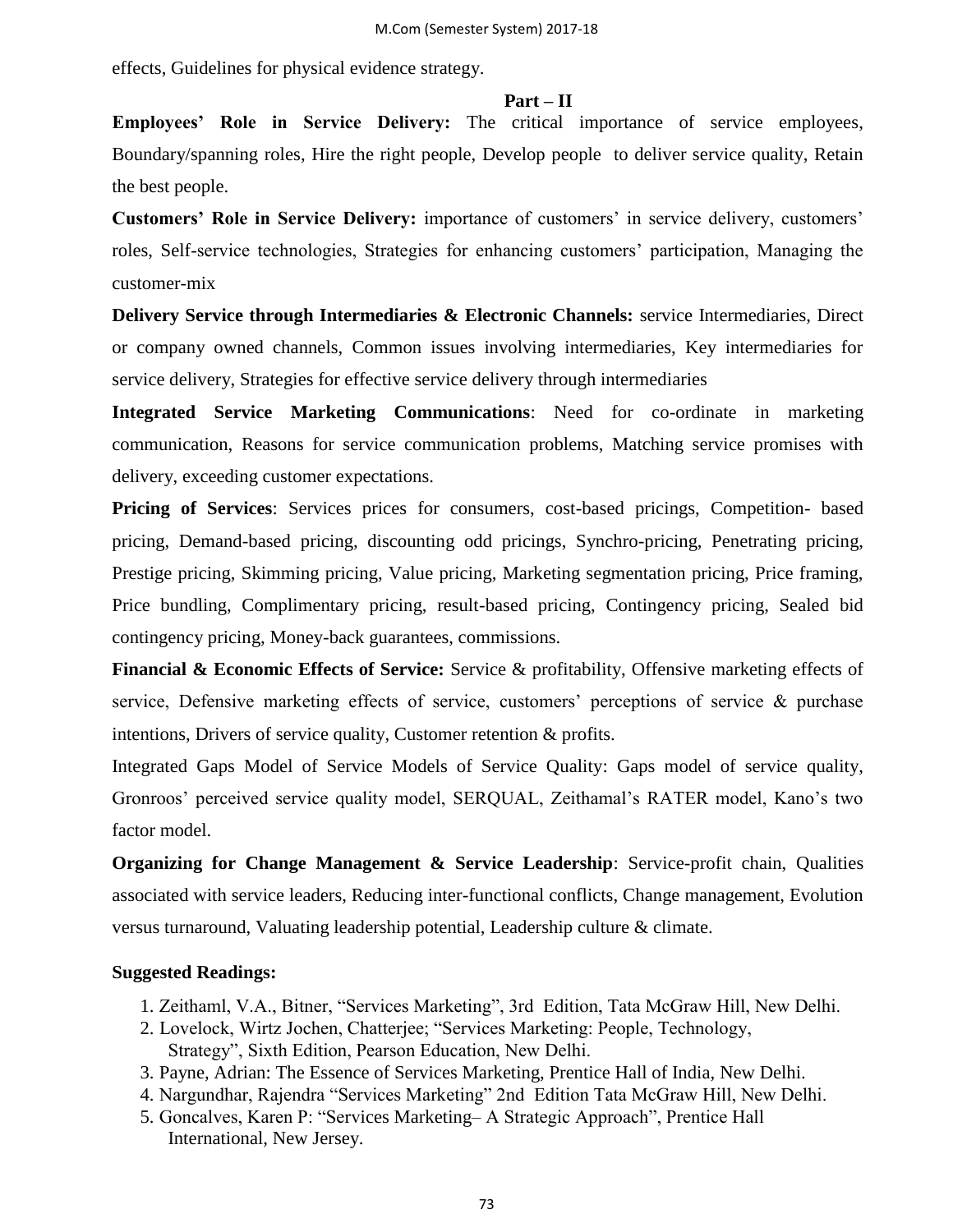effects, Guidelines for physical evidence strategy.

## Part – II

**Employees' Role in Service Delivery:** The critical importance of service employees, Boundary/spanning roles, Hire the right people, Develop people to deliver service quality, Retain the best people.

**Customers' Role in Service Delivery:** importance of customers' in service delivery, customers' roles, Self-service technologies, Strategies for enhancing customers' participation, Managing the customer-mix

**Delivery Service through Intermediaries & Electronic Channels:** service Intermediaries, Direct or company owned channels, Common issues involving intermediaries, Key intermediaries for service delivery, Strategies for effective service delivery through intermediaries

**Integrated Service Marketing Communications**: Need for co-ordinate in marketing communication, Reasons for service communication problems, Matching service promises with delivery, exceeding customer expectations.

**Pricing of Services**: Services prices for consumers, cost-based pricings, Competition- based pricing, Demand-based pricing, discounting odd pricings, Synchro-pricing, Penetrating pricing, Prestige pricing, Skimming pricing, Value pricing, Marketing segmentation pricing, Price framing, Price bundling, Complimentary pricing, result-based pricing, Contingency pricing, Sealed bid contingency pricing, Money-back guarantees, commissions.

**Financial & Economic Effects of Service:** Service & profitability, Offensive marketing effects of service, Defensive marketing effects of service, customers' perceptions of service & purchase intentions, Drivers of service quality, Customer retention & profits.

Integrated Gaps Model of Service Models of Service Quality: Gaps model of service quality, Gronroos' perceived service quality model, SERQUAL, Zeithamal's RATER model, Kano's two factor model.

**Organizing for Change Management & Service Leadership**: Service-profit chain, Qualities associated with service leaders, Reducing inter-functional conflicts, Change management, Evolution versus turnaround, Valuating leadership potential, Leadership culture & climate.

### Suggested Readings:

1. Zeithaml, V.A., Bitner, "Services Marketing", 3rd Edition, Tata McGraw Hill, New Delhi.
2. Lovelock, Wirtz Jochen, Chatterjee; "Services Marketing: People, Technology, Strategy", Sixth Edition, Pearson Education, New Delhi.
3. Payne, Adrian: The Essence of Services Marketing, Prentice Hall of India, New Delhi.
4. Nargundhar, Rajendra "Services Marketing" 2nd Edition Tata McGraw Hill, New Delhi.
5. Goncalves, Karen P: "Services Marketing– A Strategic Approach", Prentice Hall International, New Jersey.